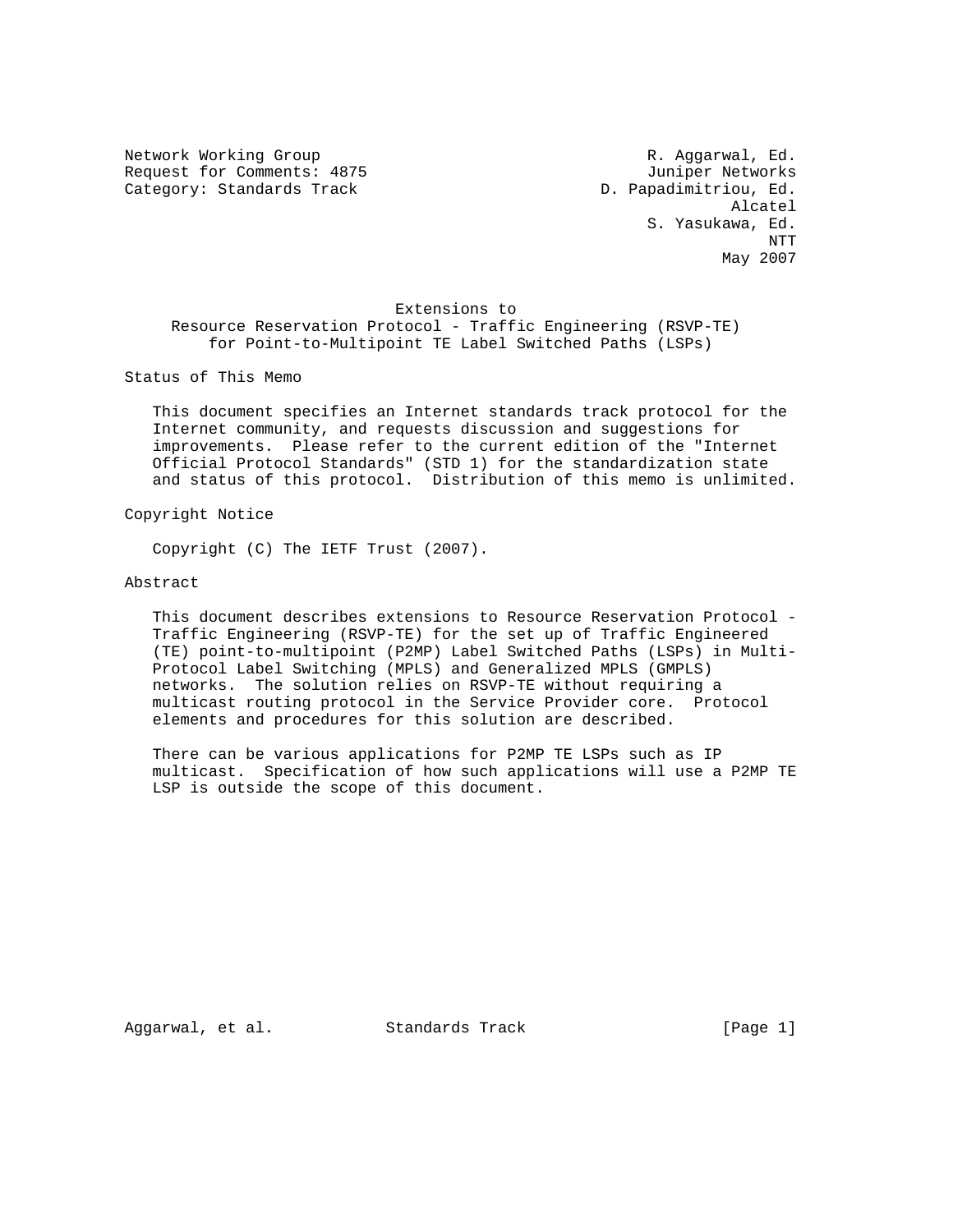Network Working Group — R. Aggarwal, Ed.
Request for Comments: 4875 — Juniper Networks
Category: Standards Track — D. Papadimitriou, Ed.
Alcatel
S. Yasukawa, Ed.
NTT
May 2007

# Extensions to Resource Reservation Protocol - Traffic Engineering (RSVP-TE) for Point-to-Multipoint TE Label Switched Paths (LSPs)

## Status of This Memo

This document specifies an Internet standards track protocol for the Internet community, and requests discussion and suggestions for improvements. Please refer to the current edition of the "Internet Official Protocol Standards" (STD 1) for the standardization state and status of this protocol. Distribution of this memo is unlimited.

## Copyright Notice

Copyright (C) The IETF Trust (2007).

## Abstract

This document describes extensions to Resource Reservation Protocol - Traffic Engineering (RSVP-TE) for the set up of Traffic Engineered (TE) point-to-multipoint (P2MP) Label Switched Paths (LSPs) in Multi-Protocol Label Switching (MPLS) and Generalized MPLS (GMPLS) networks. The solution relies on RSVP-TE without requiring a multicast routing protocol in the Service Provider core. Protocol elements and procedures for this solution are described.

There can be various applications for P2MP TE LSPs such as IP multicast. Specification of how such applications will use a P2MP TE LSP is outside the scope of this document.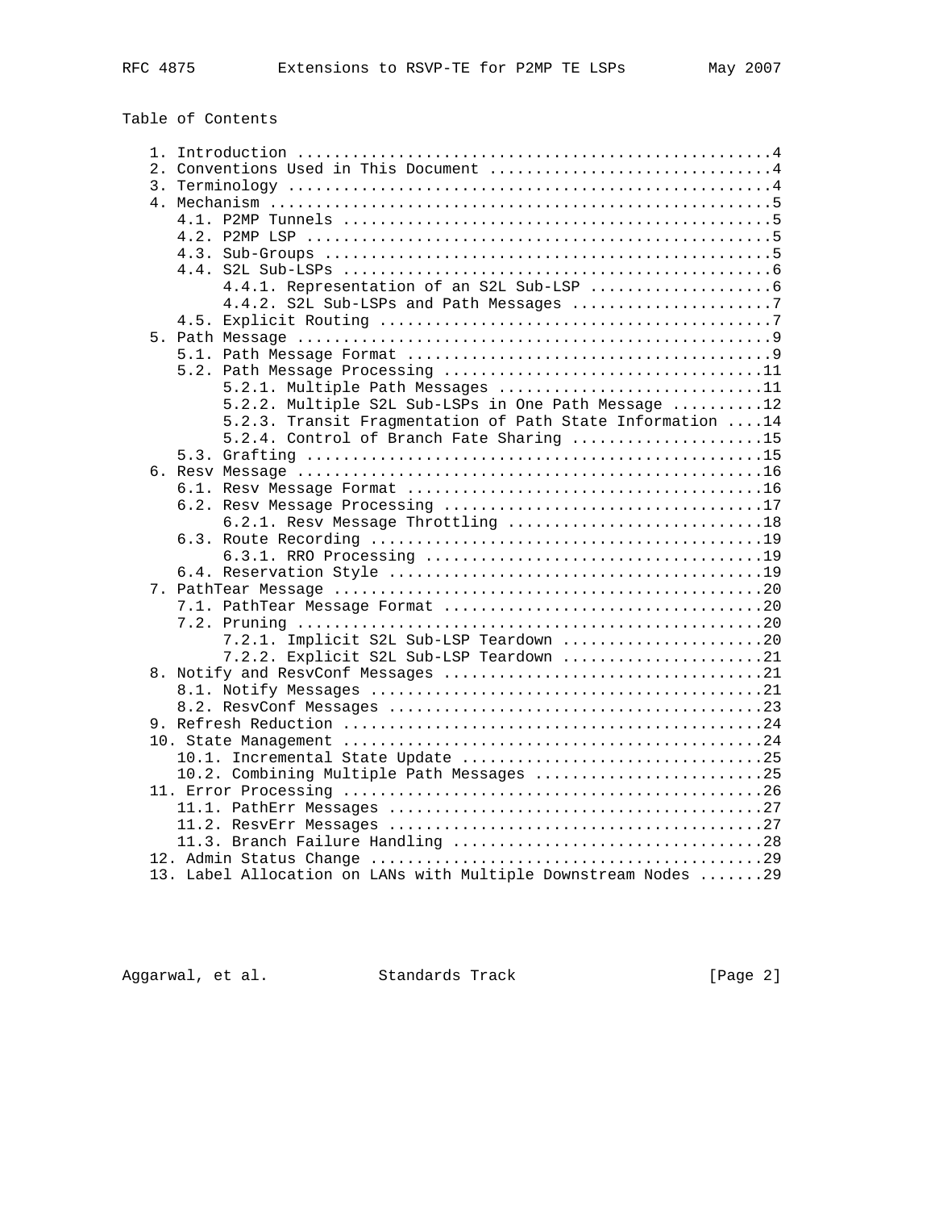Table of Contents

```
   1. Introduction ....................................................4
   2. Conventions Used in This Document ...............................4
   3. Terminology .....................................................4
   4. Mechanism .......................................................5
      4.1. P2MP Tunnels ...............................................5
      4.2. P2MP LSP ...................................................5
      4.3. Sub-Groups .................................................5
      4.4. S2L Sub-LSPs ...............................................6
           4.4.1. Representation of an S2L Sub-LSP ....................6
           4.4.2. S2L Sub-LSPs and Path Messages ......................7
      4.5. Explicit Routing ...........................................7
   5. Path Message ....................................................9
      5.1. Path Message Format ........................................9
      5.2. Path Message Processing ...................................11
           5.2.1. Multiple Path Messages .............................11
           5.2.2. Multiple S2L Sub-LSPs in One Path Message ..........12
           5.2.3. Transit Fragmentation of Path State Information ....14
           5.2.4. Control of Branch Fate Sharing .....................15
      5.3. Grafting ..................................................15
   6. Resv Message ...................................................16
      6.1. Resv Message Format .......................................16
      6.2. Resv Message Processing ...................................17
           6.2.1. Resv Message Throttling ............................18
      6.3. Route Recording ...........................................19
           6.3.1. RRO Processing .....................................19
      6.4. Reservation Style .........................................19
   7. PathTear Message ...............................................20
      7.1. PathTear Message Format ...................................20
      7.2. Pruning ...................................................20
           7.2.1. Implicit S2L Sub-LSP Teardown ......................20
           7.2.2. Explicit S2L Sub-LSP Teardown ......................21
   8. Notify and ResvConf Messages ...................................21
      8.1. Notify Messages ...........................................21
      8.2. ResvConf Messages .........................................23
   9. Refresh Reduction ..............................................24
   10. State Management ..............................................24
      10.1. Incremental State Update .................................25
      10.2. Combining Multiple Path Messages .........................25
   11. Error Processing ..............................................26
      11.1. PathErr Messages .........................................27
      11.2. ResvErr Messages .........................................27
      11.3. Branch Failure Handling ..................................28
   12. Admin Status Change ...........................................29
   13. Label Allocation on LANs with Multiple Downstream Nodes .......29
```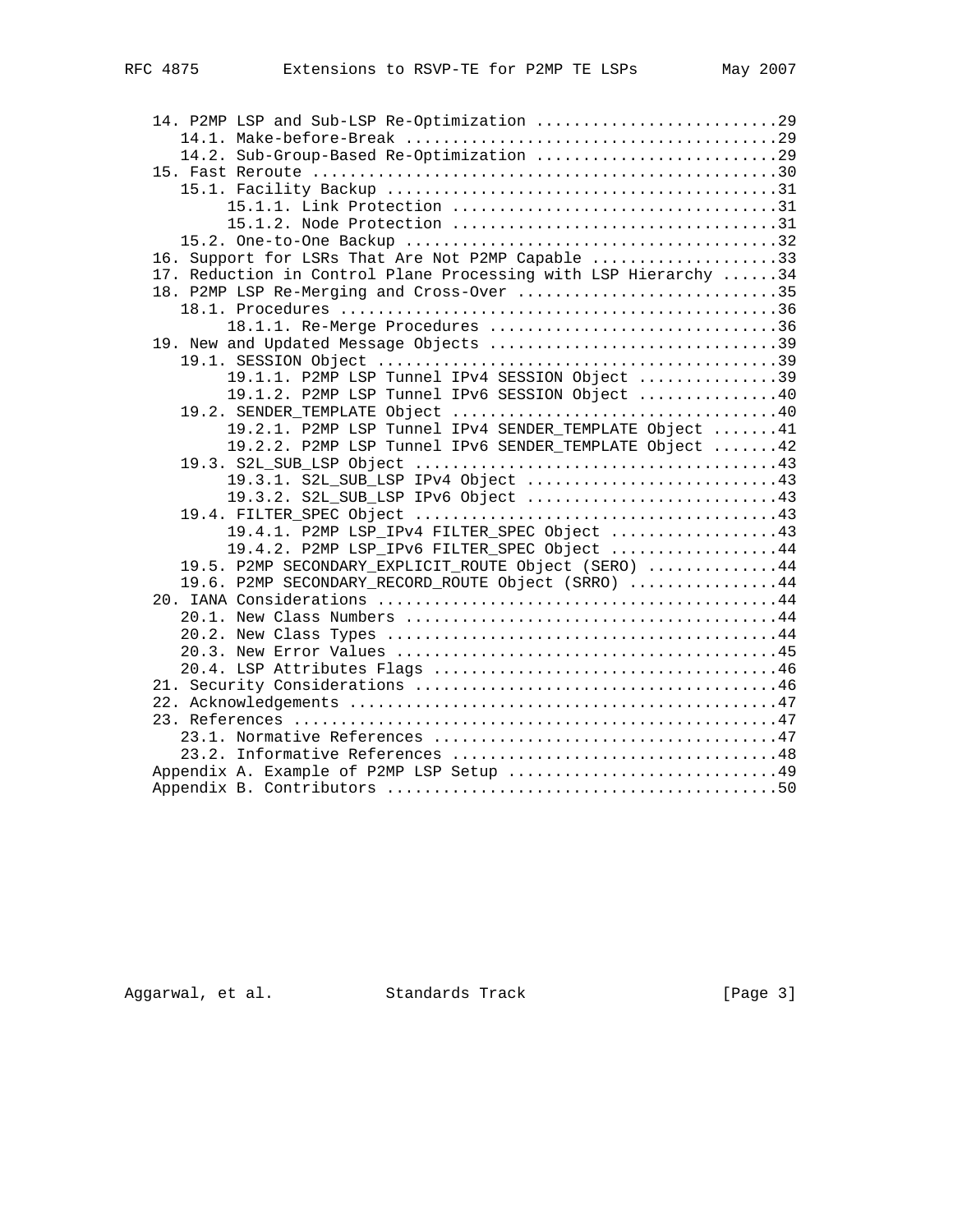```
   14. P2MP LSP and Sub-LSP Re-Optimization ..........................29
      14.1. Make-before-Break ........................................29
      14.2. Sub-Group-Based Re-Optimization ..........................29
   15. Fast Reroute ..................................................30
      15.1. Facility Backup ..........................................31
           15.1.1. Link Protection ...................................31
           15.1.2. Node Protection ...................................31
      15.2. One-to-One Backup ........................................32
   16. Support for LSRs That Are Not P2MP Capable ....................33
   17. Reduction in Control Plane Processing with LSP Hierarchy ......34
   18. P2MP LSP Re-Merging and Cross-Over ............................35
      18.1. Procedures ...............................................36
           18.1.1. Re-Merge Procedures ...............................36
   19. New and Updated Message Objects ...............................39
      19.1. SESSION Object ...........................................39
           19.1.1. P2MP LSP Tunnel IPv4 SESSION Object ...............39
           19.1.2. P2MP LSP Tunnel IPv6 SESSION Object ...............40
      19.2. SENDER_TEMPLATE Object ...................................40
           19.2.1. P2MP LSP Tunnel IPv4 SENDER_TEMPLATE Object .......41
           19.2.2. P2MP LSP Tunnel IPv6 SENDER_TEMPLATE Object .......42
      19.3. S2L_SUB_LSP Object .......................................43
           19.3.1. S2L_SUB_LSP IPv4 Object ...........................43
           19.3.2. S2L_SUB_LSP IPv6 Object ...........................43
      19.4. FILTER_SPEC Object .......................................43
           19.4.1. P2MP LSP_IPv4 FILTER_SPEC Object ..................43
           19.4.2. P2MP LSP_IPv6 FILTER_SPEC Object ..................44
      19.5. P2MP SECONDARY_EXPLICIT_ROUTE Object (SERO) ..............44
      19.6. P2MP SECONDARY_RECORD_ROUTE Object (SRRO) ................44
   20. IANA Considerations ...........................................44
      20.1. New Class Numbers ........................................44
      20.2. New Class Types ..........................................44
      20.3. New Error Values .........................................45
      20.4. LSP Attributes Flags .....................................46
   21. Security Considerations .......................................46
   22. Acknowledgements ..............................................47
   23. References ....................................................47
      23.1. Normative References .....................................47
      23.2. Informative References ...................................48
   Appendix A. Example of P2MP LSP Setup .............................49
   Appendix B. Contributors ..........................................50
```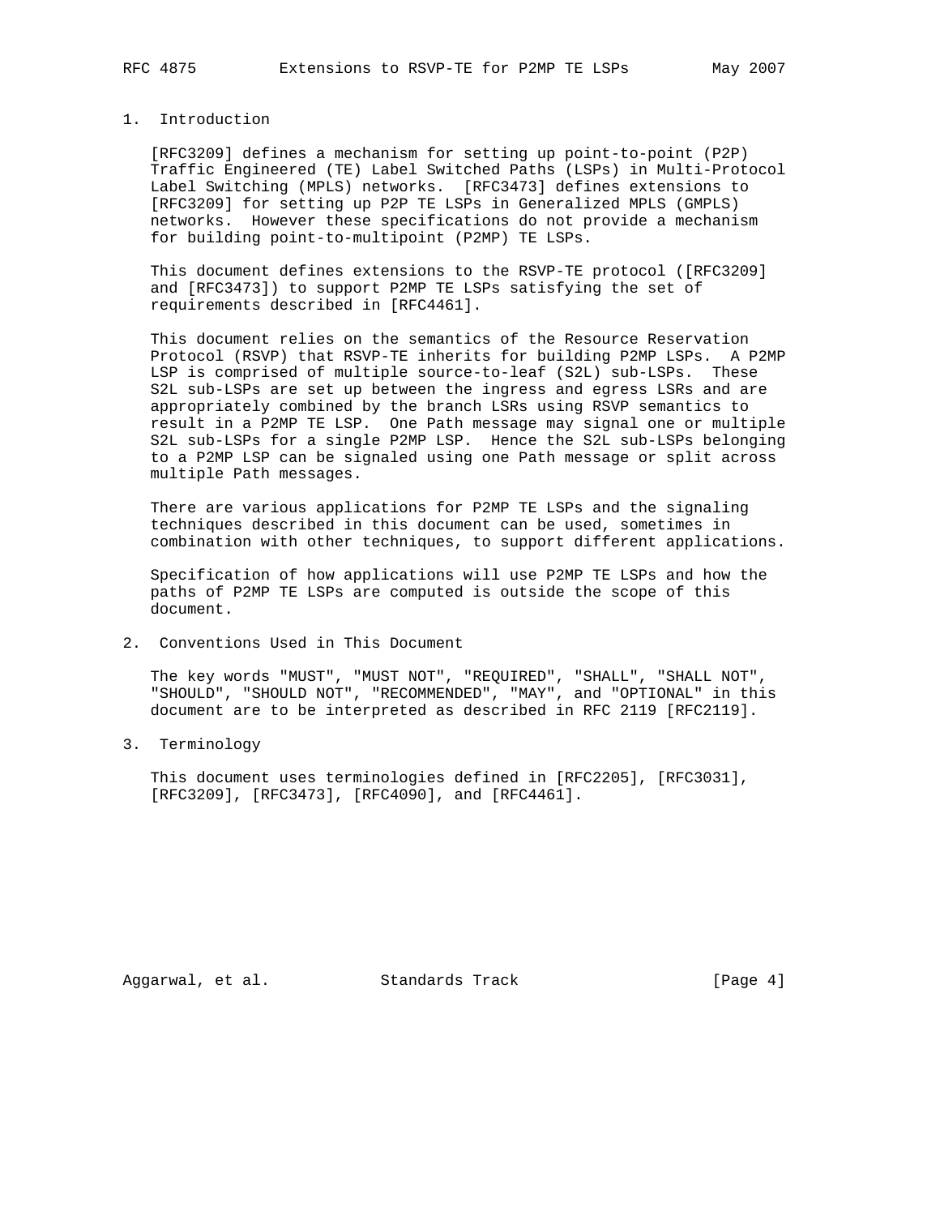## 1. Introduction

[RFC3209] defines a mechanism for setting up point-to-point (P2P) Traffic Engineered (TE) Label Switched Paths (LSPs) in Multi-Protocol Label Switching (MPLS) networks. [RFC3473] defines extensions to [RFC3209] for setting up P2P TE LSPs in Generalized MPLS (GMPLS) networks. However these specifications do not provide a mechanism for building point-to-multipoint (P2MP) TE LSPs.

This document defines extensions to the RSVP-TE protocol ([RFC3209] and [RFC3473]) to support P2MP TE LSPs satisfying the set of requirements described in [RFC4461].

This document relies on the semantics of the Resource Reservation Protocol (RSVP) that RSVP-TE inherits for building P2MP LSPs. A P2MP LSP is comprised of multiple source-to-leaf (S2L) sub-LSPs. These S2L sub-LSPs are set up between the ingress and egress LSRs and are appropriately combined by the branch LSRs using RSVP semantics to result in a P2MP TE LSP. One Path message may signal one or multiple S2L sub-LSPs for a single P2MP LSP. Hence the S2L sub-LSPs belonging to a P2MP LSP can be signaled using one Path message or split across multiple Path messages.

There are various applications for P2MP TE LSPs and the signaling techniques described in this document can be used, sometimes in combination with other techniques, to support different applications.

Specification of how applications will use P2MP TE LSPs and how the paths of P2MP TE LSPs are computed is outside the scope of this document.

## 2. Conventions Used in This Document

The key words "MUST", "MUST NOT", "REQUIRED", "SHALL", "SHALL NOT", "SHOULD", "SHOULD NOT", "RECOMMENDED", "MAY", and "OPTIONAL" in this document are to be interpreted as described in RFC 2119 [RFC2119].

## 3. Terminology

This document uses terminologies defined in [RFC2205], [RFC3031], [RFC3209], [RFC3473], [RFC4090], and [RFC4461].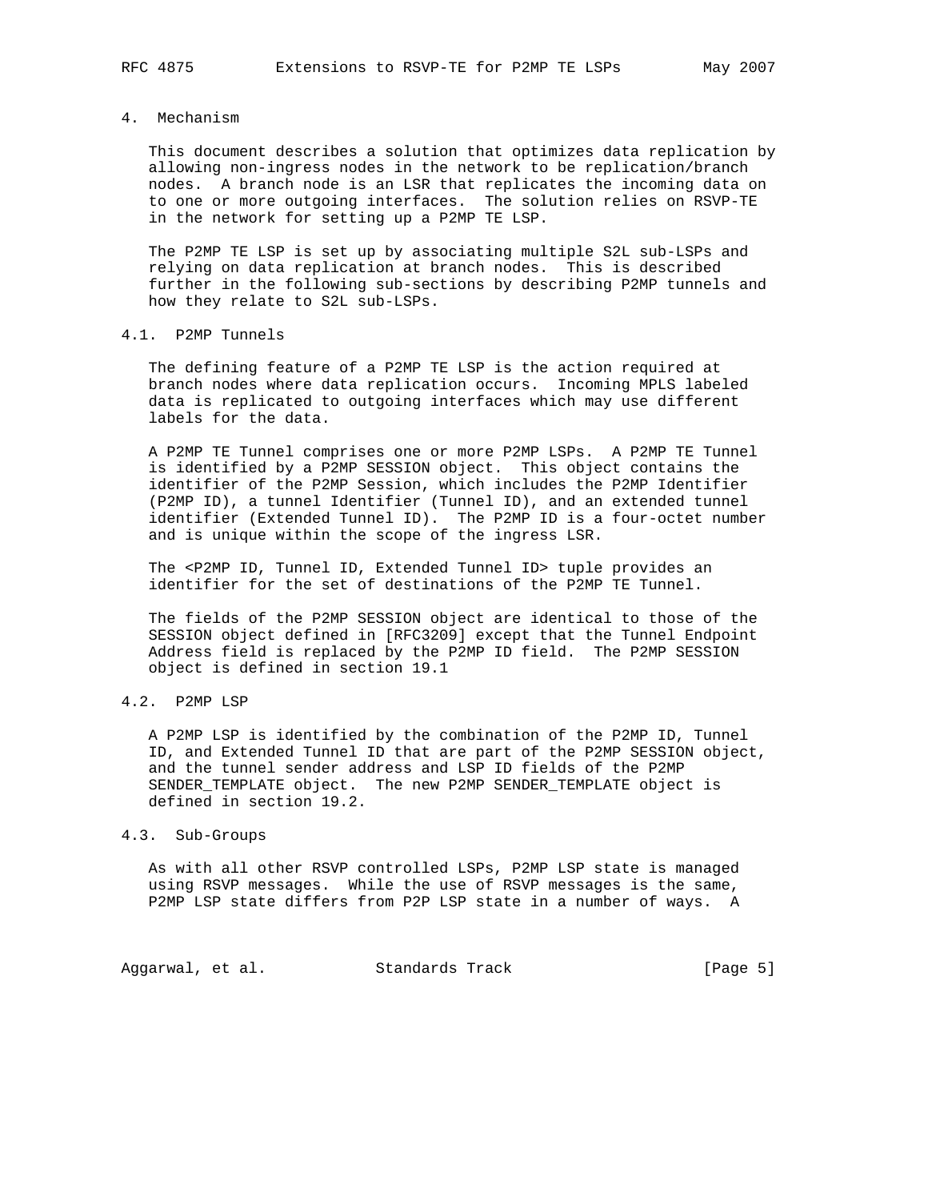## 4. Mechanism

This document describes a solution that optimizes data replication by allowing non-ingress nodes in the network to be replication/branch nodes. A branch node is an LSR that replicates the incoming data on to one or more outgoing interfaces. The solution relies on RSVP-TE in the network for setting up a P2MP TE LSP.

The P2MP TE LSP is set up by associating multiple S2L sub-LSPs and relying on data replication at branch nodes. This is described further in the following sub-sections by describing P2MP tunnels and how they relate to S2L sub-LSPs.

### 4.1. P2MP Tunnels

The defining feature of a P2MP TE LSP is the action required at branch nodes where data replication occurs. Incoming MPLS labeled data is replicated to outgoing interfaces which may use different labels for the data.

A P2MP TE Tunnel comprises one or more P2MP LSPs. A P2MP TE Tunnel is identified by a P2MP SESSION object. This object contains the identifier of the P2MP Session, which includes the P2MP Identifier (P2MP ID), a tunnel Identifier (Tunnel ID), and an extended tunnel identifier (Extended Tunnel ID). The P2MP ID is a four-octet number and is unique within the scope of the ingress LSR.

The <P2MP ID, Tunnel ID, Extended Tunnel ID> tuple provides an identifier for the set of destinations of the P2MP TE Tunnel.

The fields of the P2MP SESSION object are identical to those of the SESSION object defined in [RFC3209] except that the Tunnel Endpoint Address field is replaced by the P2MP ID field. The P2MP SESSION object is defined in section 19.1

### 4.2. P2MP LSP

A P2MP LSP is identified by the combination of the P2MP ID, Tunnel ID, and Extended Tunnel ID that are part of the P2MP SESSION object, and the tunnel sender address and LSP ID fields of the P2MP SENDER_TEMPLATE object. The new P2MP SENDER_TEMPLATE object is defined in section 19.2.

### 4.3. Sub-Groups

As with all other RSVP controlled LSPs, P2MP LSP state is managed using RSVP messages. While the use of RSVP messages is the same, P2MP LSP state differs from P2P LSP state in a number of ways. A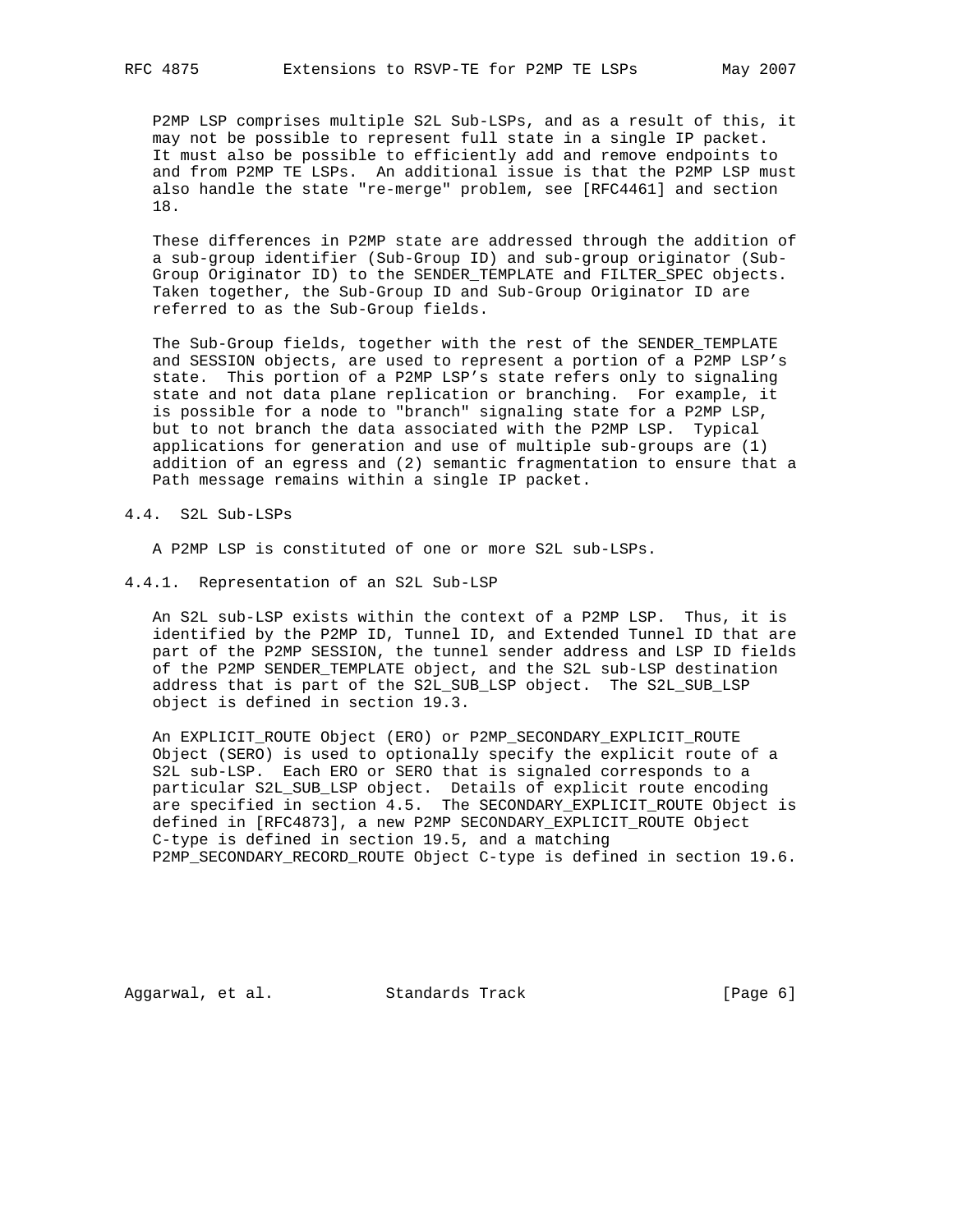P2MP LSP comprises multiple S2L Sub-LSPs, and as a result of this, it may not be possible to represent full state in a single IP packet. It must also be possible to efficiently add and remove endpoints to and from P2MP TE LSPs. An additional issue is that the P2MP LSP must also handle the state "re-merge" problem, see [RFC4461] and section 18.

These differences in P2MP state are addressed through the addition of a sub-group identifier (Sub-Group ID) and sub-group originator (Sub-Group Originator ID) to the SENDER_TEMPLATE and FILTER_SPEC objects. Taken together, the Sub-Group ID and Sub-Group Originator ID are referred to as the Sub-Group fields.

The Sub-Group fields, together with the rest of the SENDER_TEMPLATE and SESSION objects, are used to represent a portion of a P2MP LSP's state. This portion of a P2MP LSP's state refers only to signaling state and not data plane replication or branching. For example, it is possible for a node to "branch" signaling state for a P2MP LSP, but to not branch the data associated with the P2MP LSP. Typical applications for generation and use of multiple sub-groups are (1) addition of an egress and (2) semantic fragmentation to ensure that a Path message remains within a single IP packet.

### 4.4. S2L Sub-LSPs

A P2MP LSP is constituted of one or more S2L sub-LSPs.

#### 4.4.1. Representation of an S2L Sub-LSP

An S2L sub-LSP exists within the context of a P2MP LSP. Thus, it is identified by the P2MP ID, Tunnel ID, and Extended Tunnel ID that are part of the P2MP SESSION, the tunnel sender address and LSP ID fields of the P2MP SENDER_TEMPLATE object, and the S2L sub-LSP destination address that is part of the S2L_SUB_LSP object. The S2L_SUB_LSP object is defined in section 19.3.

An EXPLICIT_ROUTE Object (ERO) or P2MP_SECONDARY_EXPLICIT_ROUTE Object (SERO) is used to optionally specify the explicit route of a S2L sub-LSP. Each ERO or SERO that is signaled corresponds to a particular S2L_SUB_LSP object. Details of explicit route encoding are specified in section 4.5. The SECONDARY_EXPLICIT_ROUTE Object is defined in [RFC4873], a new P2MP SECONDARY_EXPLICIT_ROUTE Object C-type is defined in section 19.5, and a matching P2MP_SECONDARY_RECORD_ROUTE Object C-type is defined in section 19.6.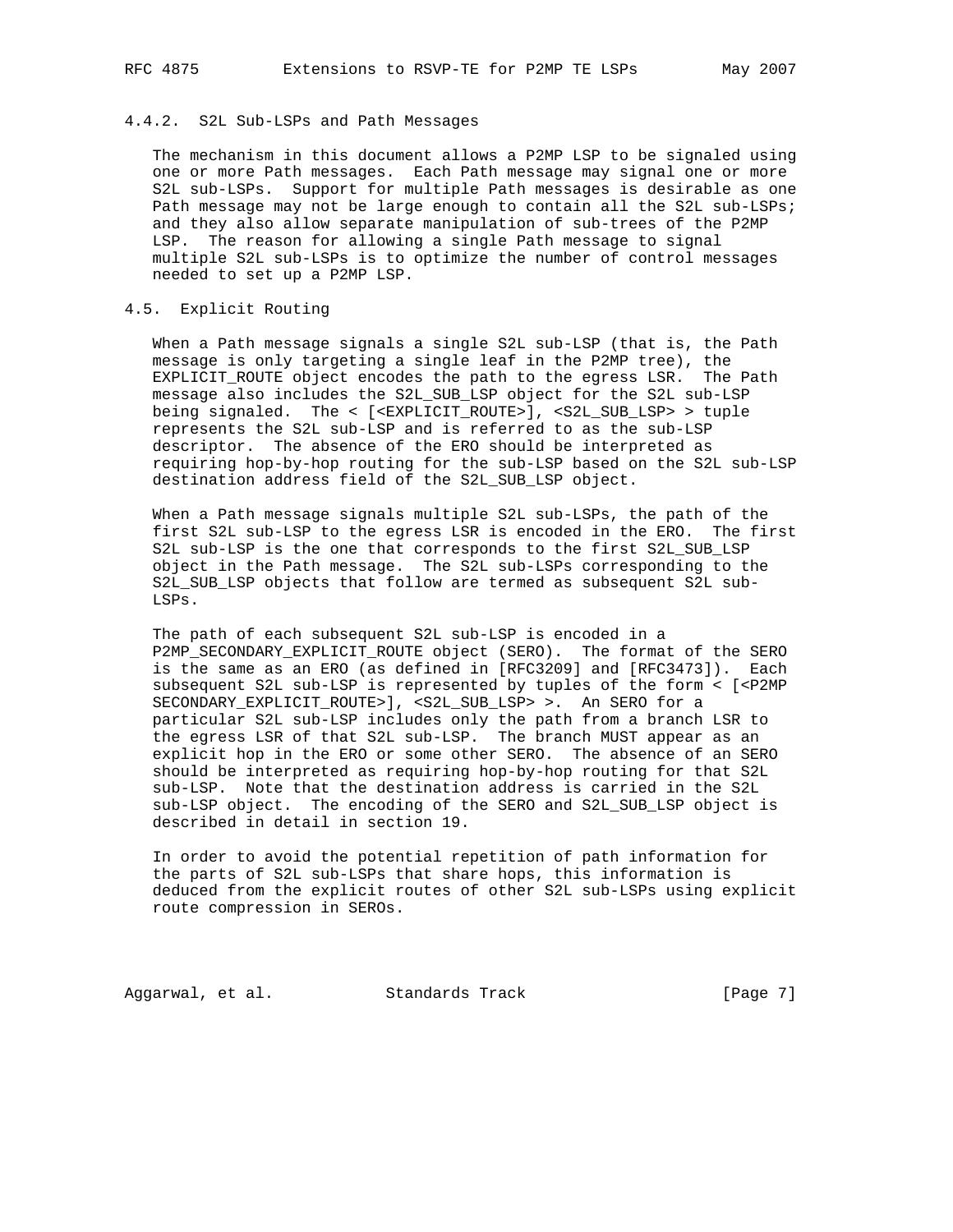#### 4.4.2. S2L Sub-LSPs and Path Messages

The mechanism in this document allows a P2MP LSP to be signaled using one or more Path messages. Each Path message may signal one or more S2L sub-LSPs. Support for multiple Path messages is desirable as one Path message may not be large enough to contain all the S2L sub-LSPs; and they also allow separate manipulation of sub-trees of the P2MP LSP. The reason for allowing a single Path message to signal multiple S2L sub-LSPs is to optimize the number of control messages needed to set up a P2MP LSP.

### 4.5. Explicit Routing

When a Path message signals a single S2L sub-LSP (that is, the Path message is only targeting a single leaf in the P2MP tree), the EXPLICIT_ROUTE object encodes the path to the egress LSR. The Path message also includes the S2L_SUB_LSP object for the S2L sub-LSP being signaled. The < [<EXPLICIT_ROUTE>], <S2L_SUB_LSP> > tuple represents the S2L sub-LSP and is referred to as the sub-LSP descriptor. The absence of the ERO should be interpreted as requiring hop-by-hop routing for the sub-LSP based on the S2L sub-LSP destination address field of the S2L_SUB_LSP object.

When a Path message signals multiple S2L sub-LSPs, the path of the first S2L sub-LSP to the egress LSR is encoded in the ERO. The first S2L sub-LSP is the one that corresponds to the first S2L_SUB_LSP object in the Path message. The S2L sub-LSPs corresponding to the S2L_SUB_LSP objects that follow are termed as subsequent S2L sub-LSPs.

The path of each subsequent S2L sub-LSP is encoded in a P2MP_SECONDARY_EXPLICIT_ROUTE object (SERO). The format of the SERO is the same as an ERO (as defined in [RFC3209] and [RFC3473]). Each subsequent S2L sub-LSP is represented by tuples of the form < [<P2MP SECONDARY_EXPLICIT_ROUTE>], <S2L_SUB_LSP> >. An SERO for a particular S2L sub-LSP includes only the path from a branch LSR to the egress LSR of that S2L sub-LSP. The branch MUST appear as an explicit hop in the ERO or some other SERO. The absence of an SERO should be interpreted as requiring hop-by-hop routing for that S2L sub-LSP. Note that the destination address is carried in the S2L sub-LSP object. The encoding of the SERO and S2L_SUB_LSP object is described in detail in section 19.

In order to avoid the potential repetition of path information for the parts of S2L sub-LSPs that share hops, this information is deduced from the explicit routes of other S2L sub-LSPs using explicit route compression in SEROs.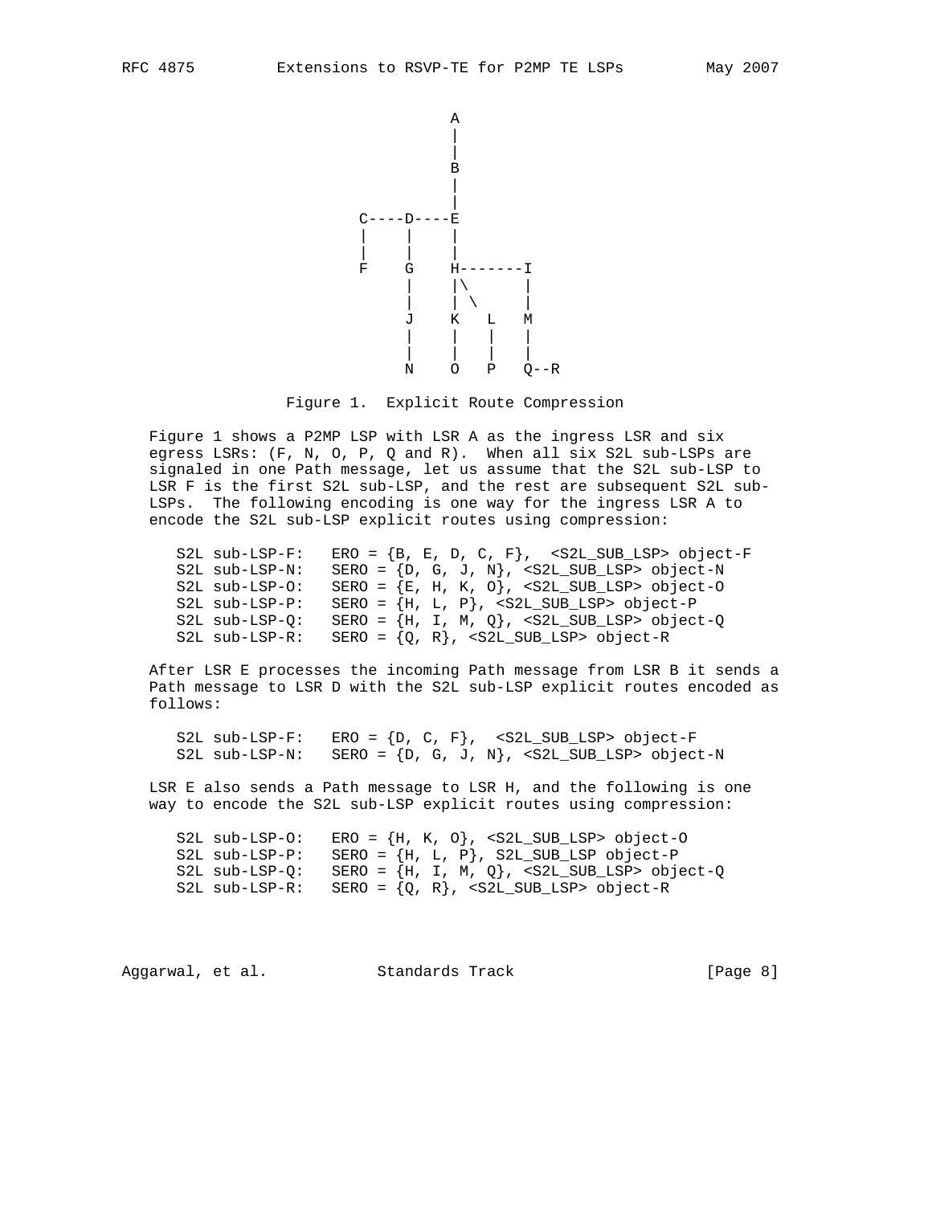```
                           A
                           |
                           |
                           B
                           |
                           |
                     C----D----E
                     |    |    |
                     |    |    |
                     F    G    H-------I
                          |    |\      |
                          |    | \     |
                          J    K  L    M
                          |    |  |    |
                          |    |  |    |
                          N    O  P    Q--R
```

Figure 1. Explicit Route Compression

Figure 1 shows a P2MP LSP with LSR A as the ingress LSR and six egress LSRs: (F, N, O, P, Q and R). When all six S2L sub-LSPs are signaled in one Path message, let us assume that the S2L sub-LSP to LSR F is the first S2L sub-LSP, and the rest are subsequent S2L sub-LSPs. The following encoding is one way for the ingress LSR A to encode the S2L sub-LSP explicit routes using compression:

```
S2L sub-LSP-F:   ERO = {B, E, D, C, F},  <S2L_SUB_LSP> object-F
S2L sub-LSP-N:   SERO = {D, G, J, N}, <S2L_SUB_LSP> object-N
S2L sub-LSP-O:   SERO = {E, H, K, O}, <S2L_SUB_LSP> object-O
S2L sub-LSP-P:   SERO = {H, L, P}, <S2L_SUB_LSP> object-P
S2L sub-LSP-Q:   SERO = {H, I, M, Q}, <S2L_SUB_LSP> object-Q
S2L sub-LSP-R:   SERO = {Q, R}, <S2L_SUB_LSP> object-R
```

After LSR E processes the incoming Path message from LSR B it sends a Path message to LSR D with the S2L sub-LSP explicit routes encoded as follows:

```
S2L sub-LSP-F:   ERO = {D, C, F},  <S2L_SUB_LSP> object-F
S2L sub-LSP-N:   SERO = {D, G, J, N}, <S2L_SUB_LSP> object-N
```

LSR E also sends a Path message to LSR H, and the following is one way to encode the S2L sub-LSP explicit routes using compression:

```
S2L sub-LSP-O:   ERO = {H, K, O}, <S2L_SUB_LSP> object-O
S2L sub-LSP-P:   SERO = {H, L, P}, S2L_SUB_LSP object-P
S2L sub-LSP-Q:   SERO = {H, I, M, Q}, <S2L_SUB_LSP> object-Q
S2L sub-LSP-R:   SERO = {Q, R}, <S2L_SUB_LSP> object-R
```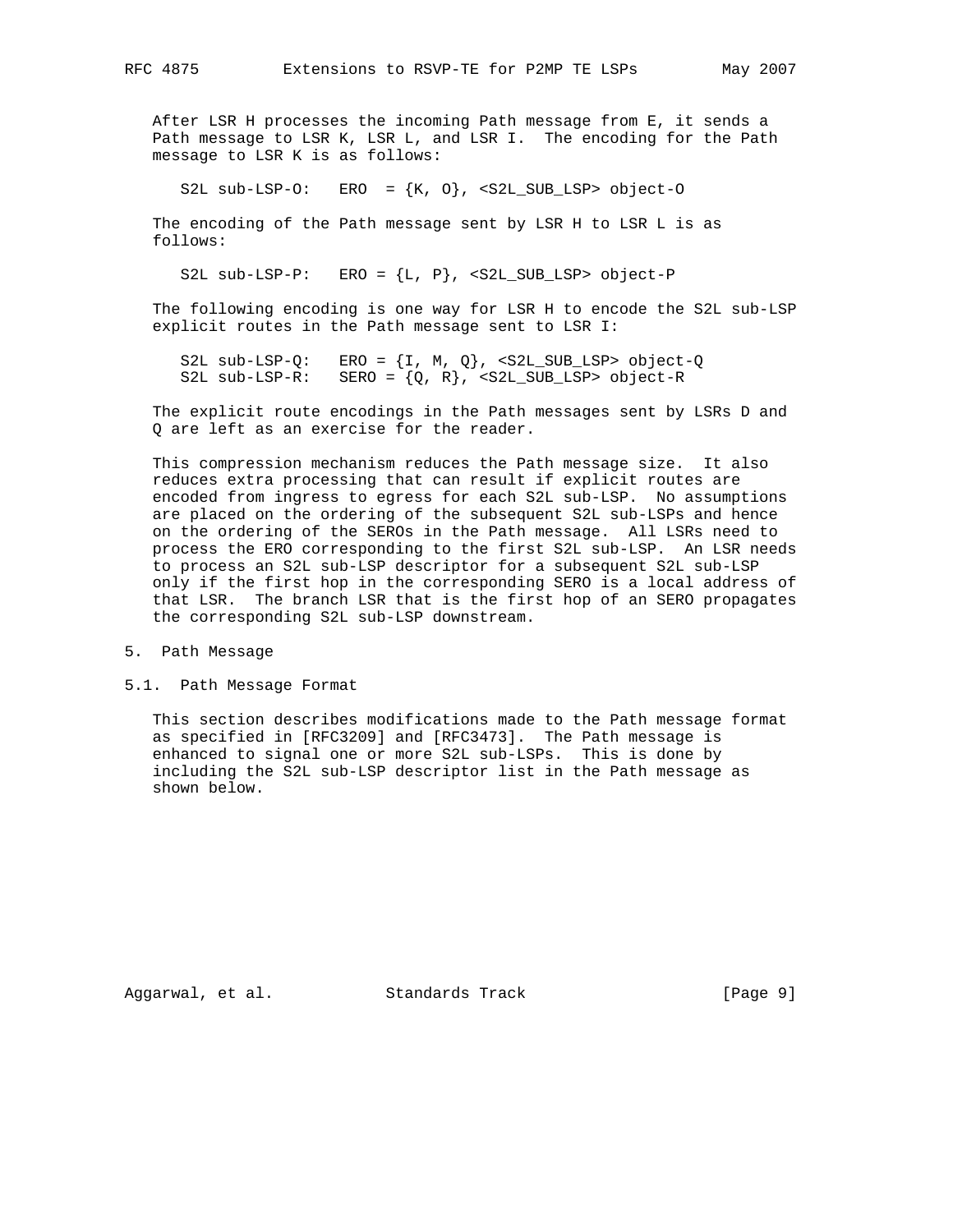After LSR H processes the incoming Path message from E, it sends a Path message to LSR K, LSR L, and LSR I. The encoding for the Path message to LSR K is as follows:

```
S2L sub-LSP-O:   ERO  = {K, O}, <S2L_SUB_LSP> object-O
```

The encoding of the Path message sent by LSR H to LSR L is as follows:

```
S2L sub-LSP-P:   ERO = {L, P}, <S2L_SUB_LSP> object-P
```

The following encoding is one way for LSR H to encode the S2L sub-LSP explicit routes in the Path message sent to LSR I:

```
S2L sub-LSP-Q:   ERO = {I, M, Q}, <S2L_SUB_LSP> object-Q
S2L sub-LSP-R:   SERO = {Q, R}, <S2L_SUB_LSP> object-R
```

The explicit route encodings in the Path messages sent by LSRs D and Q are left as an exercise for the reader.

This compression mechanism reduces the Path message size. It also reduces extra processing that can result if explicit routes are encoded from ingress to egress for each S2L sub-LSP. No assumptions are placed on the ordering of the subsequent S2L sub-LSPs and hence on the ordering of the SEROs in the Path message. All LSRs need to process the ERO corresponding to the first S2L sub-LSP. An LSR needs to process an S2L sub-LSP descriptor for a subsequent S2L sub-LSP only if the first hop in the corresponding SERO is a local address of that LSR. The branch LSR that is the first hop of an SERO propagates the corresponding S2L sub-LSP downstream.

## 5. Path Message

### 5.1. Path Message Format

This section describes modifications made to the Path message format as specified in [RFC3209] and [RFC3473]. The Path message is enhanced to signal one or more S2L sub-LSPs. This is done by including the S2L sub-LSP descriptor list in the Path message as shown below.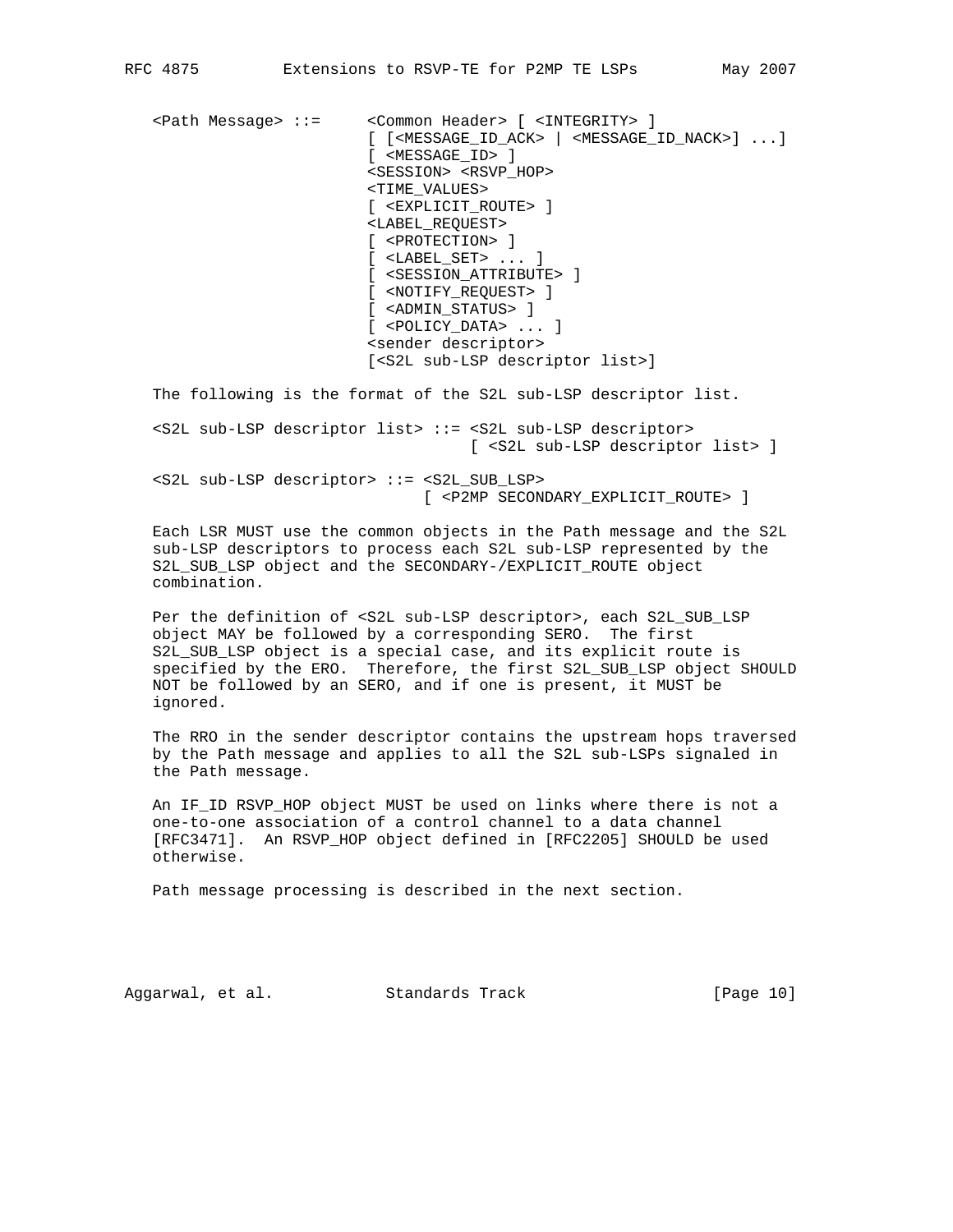```
<Path Message> ::=     <Common Header> [ <INTEGRITY> ]
                       [ [<MESSAGE_ID_ACK> | <MESSAGE_ID_NACK>] ...]
                       [ <MESSAGE_ID> ]
                       <SESSION> <RSVP_HOP>
                       <TIME_VALUES>
                       [ <EXPLICIT_ROUTE> ]
                       <LABEL_REQUEST>
                       [ <PROTECTION> ]
                       [ <LABEL_SET> ... ]
                       [ <SESSION_ATTRIBUTE> ]
                       [ <NOTIFY_REQUEST> ]
                       [ <ADMIN_STATUS> ]
                       [ <POLICY_DATA> ... ]
                       <sender descriptor>
                       [<S2L sub-LSP descriptor list>]
```

The following is the format of the S2L sub-LSP descriptor list.

```
<S2L sub-LSP descriptor list> ::= <S2L sub-LSP descriptor>
                                  [ <S2L sub-LSP descriptor list> ]

<S2L sub-LSP descriptor> ::= <S2L_SUB_LSP>
                             [ <P2MP SECONDARY_EXPLICIT_ROUTE> ]
```

Each LSR MUST use the common objects in the Path message and the S2L sub-LSP descriptors to process each S2L sub-LSP represented by the S2L_SUB_LSP object and the SECONDARY-/EXPLICIT_ROUTE object combination.

Per the definition of <S2L sub-LSP descriptor>, each S2L_SUB_LSP object MAY be followed by a corresponding SERO. The first S2L_SUB_LSP object is a special case, and its explicit route is specified by the ERO. Therefore, the first S2L_SUB_LSP object SHOULD NOT be followed by an SERO, and if one is present, it MUST be ignored.

The RRO in the sender descriptor contains the upstream hops traversed by the Path message and applies to all the S2L sub-LSPs signaled in the Path message.

An IF_ID RSVP_HOP object MUST be used on links where there is not a one-to-one association of a control channel to a data channel [RFC3471]. An RSVP_HOP object defined in [RFC2205] SHOULD be used otherwise.

Path message processing is described in the next section.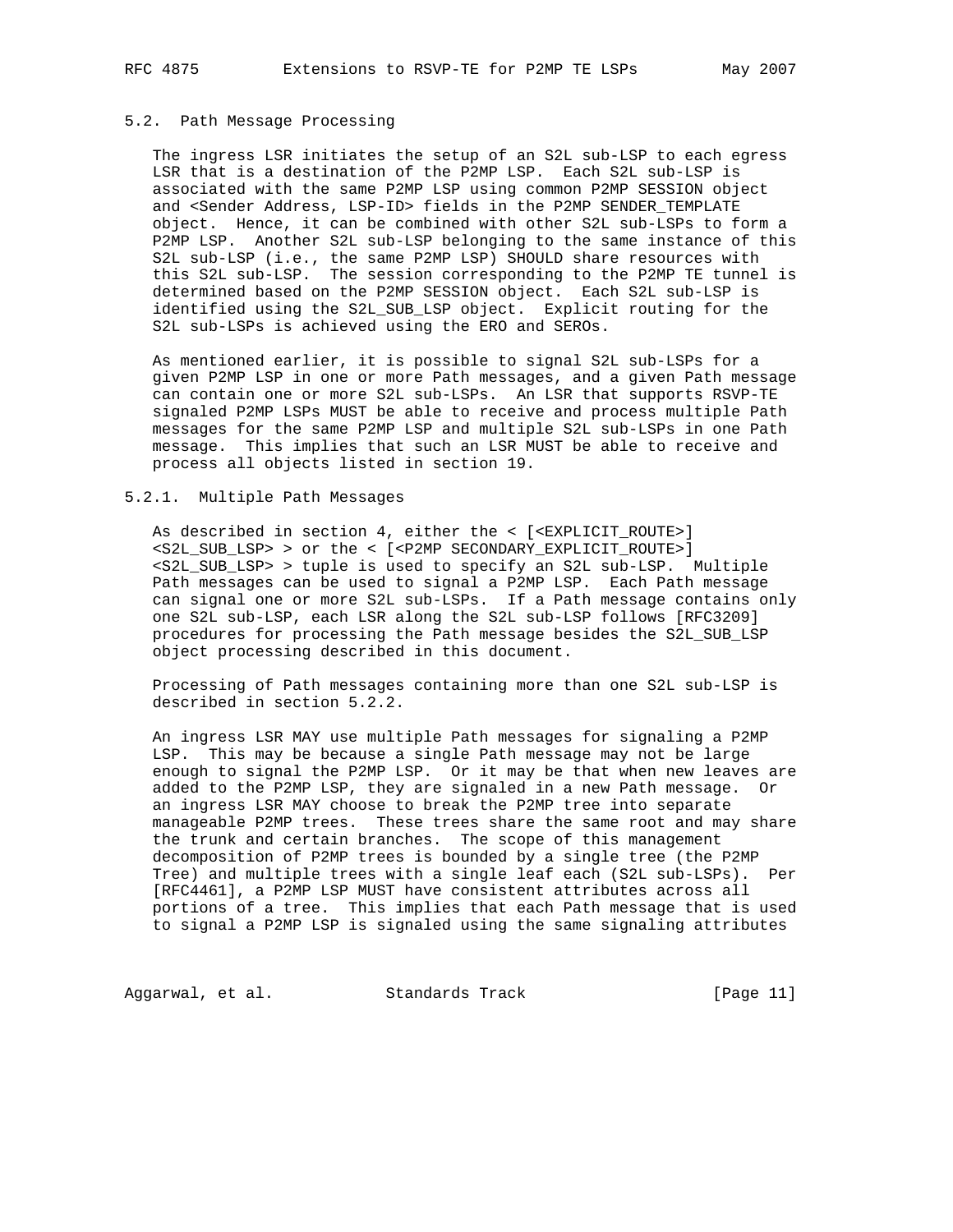### 5.2. Path Message Processing

The ingress LSR initiates the setup of an S2L sub-LSP to each egress LSR that is a destination of the P2MP LSP. Each S2L sub-LSP is associated with the same P2MP LSP using common P2MP SESSION object and <Sender Address, LSP-ID> fields in the P2MP SENDER_TEMPLATE object. Hence, it can be combined with other S2L sub-LSPs to form a P2MP LSP. Another S2L sub-LSP belonging to the same instance of this S2L sub-LSP (i.e., the same P2MP LSP) SHOULD share resources with this S2L sub-LSP. The session corresponding to the P2MP TE tunnel is determined based on the P2MP SESSION object. Each S2L sub-LSP is identified using the S2L_SUB_LSP object. Explicit routing for the S2L sub-LSPs is achieved using the ERO and SEROs.

As mentioned earlier, it is possible to signal S2L sub-LSPs for a given P2MP LSP in one or more Path messages, and a given Path message can contain one or more S2L sub-LSPs. An LSR that supports RSVP-TE signaled P2MP LSPs MUST be able to receive and process multiple Path messages for the same P2MP LSP and multiple S2L sub-LSPs in one Path message. This implies that such an LSR MUST be able to receive and process all objects listed in section 19.

#### 5.2.1. Multiple Path Messages

As described in section 4, either the < [<EXPLICIT_ROUTE>] <S2L_SUB_LSP> > or the < [<P2MP SECONDARY_EXPLICIT_ROUTE>] <S2L_SUB_LSP> > tuple is used to specify an S2L sub-LSP. Multiple Path messages can be used to signal a P2MP LSP. Each Path message can signal one or more S2L sub-LSPs. If a Path message contains only one S2L sub-LSP, each LSR along the S2L sub-LSP follows [RFC3209] procedures for processing the Path message besides the S2L_SUB_LSP object processing described in this document.

Processing of Path messages containing more than one S2L sub-LSP is described in section 5.2.2.

An ingress LSR MAY use multiple Path messages for signaling a P2MP LSP. This may be because a single Path message may not be large enough to signal the P2MP LSP. Or it may be that when new leaves are added to the P2MP LSP, they are signaled in a new Path message. Or an ingress LSR MAY choose to break the P2MP tree into separate manageable P2MP trees. These trees share the same root and may share the trunk and certain branches. The scope of this management decomposition of P2MP trees is bounded by a single tree (the P2MP Tree) and multiple trees with a single leaf each (S2L sub-LSPs). Per [RFC4461], a P2MP LSP MUST have consistent attributes across all portions of a tree. This implies that each Path message that is used to signal a P2MP LSP is signaled using the same signaling attributes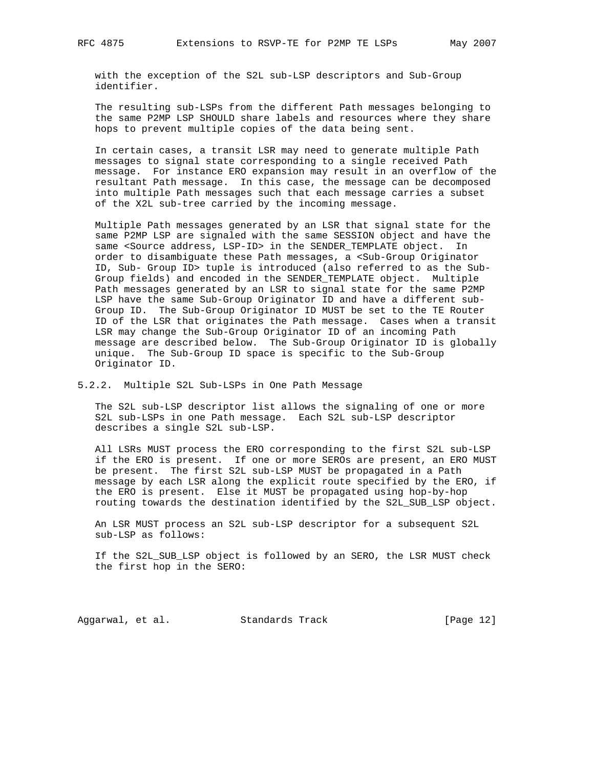with the exception of the S2L sub-LSP descriptors and Sub-Group identifier.

The resulting sub-LSPs from the different Path messages belonging to the same P2MP LSP SHOULD share labels and resources where they share hops to prevent multiple copies of the data being sent.

In certain cases, a transit LSR may need to generate multiple Path messages to signal state corresponding to a single received Path message. For instance ERO expansion may result in an overflow of the resultant Path message. In this case, the message can be decomposed into multiple Path messages such that each message carries a subset of the X2L sub-tree carried by the incoming message.

Multiple Path messages generated by an LSR that signal state for the same P2MP LSP are signaled with the same SESSION object and have the same <Source address, LSP-ID> in the SENDER_TEMPLATE object. In order to disambiguate these Path messages, a <Sub-Group Originator ID, Sub- Group ID> tuple is introduced (also referred to as the Sub-Group fields) and encoded in the SENDER_TEMPLATE object. Multiple Path messages generated by an LSR to signal state for the same P2MP LSP have the same Sub-Group Originator ID and have a different sub-Group ID. The Sub-Group Originator ID MUST be set to the TE Router ID of the LSR that originates the Path message. Cases when a transit LSR may change the Sub-Group Originator ID of an incoming Path message are described below. The Sub-Group Originator ID is globally unique. The Sub-Group ID space is specific to the Sub-Group Originator ID.

### 5.2.2. Multiple S2L Sub-LSPs in One Path Message

The S2L sub-LSP descriptor list allows the signaling of one or more S2L sub-LSPs in one Path message. Each S2L sub-LSP descriptor describes a single S2L sub-LSP.

All LSRs MUST process the ERO corresponding to the first S2L sub-LSP if the ERO is present. If one or more SEROs are present, an ERO MUST be present. The first S2L sub-LSP MUST be propagated in a Path message by each LSR along the explicit route specified by the ERO, if the ERO is present. Else it MUST be propagated using hop-by-hop routing towards the destination identified by the S2L_SUB_LSP object.

An LSR MUST process an S2L sub-LSP descriptor for a subsequent S2L sub-LSP as follows:

If the S2L_SUB_LSP object is followed by an SERO, the LSR MUST check the first hop in the SERO: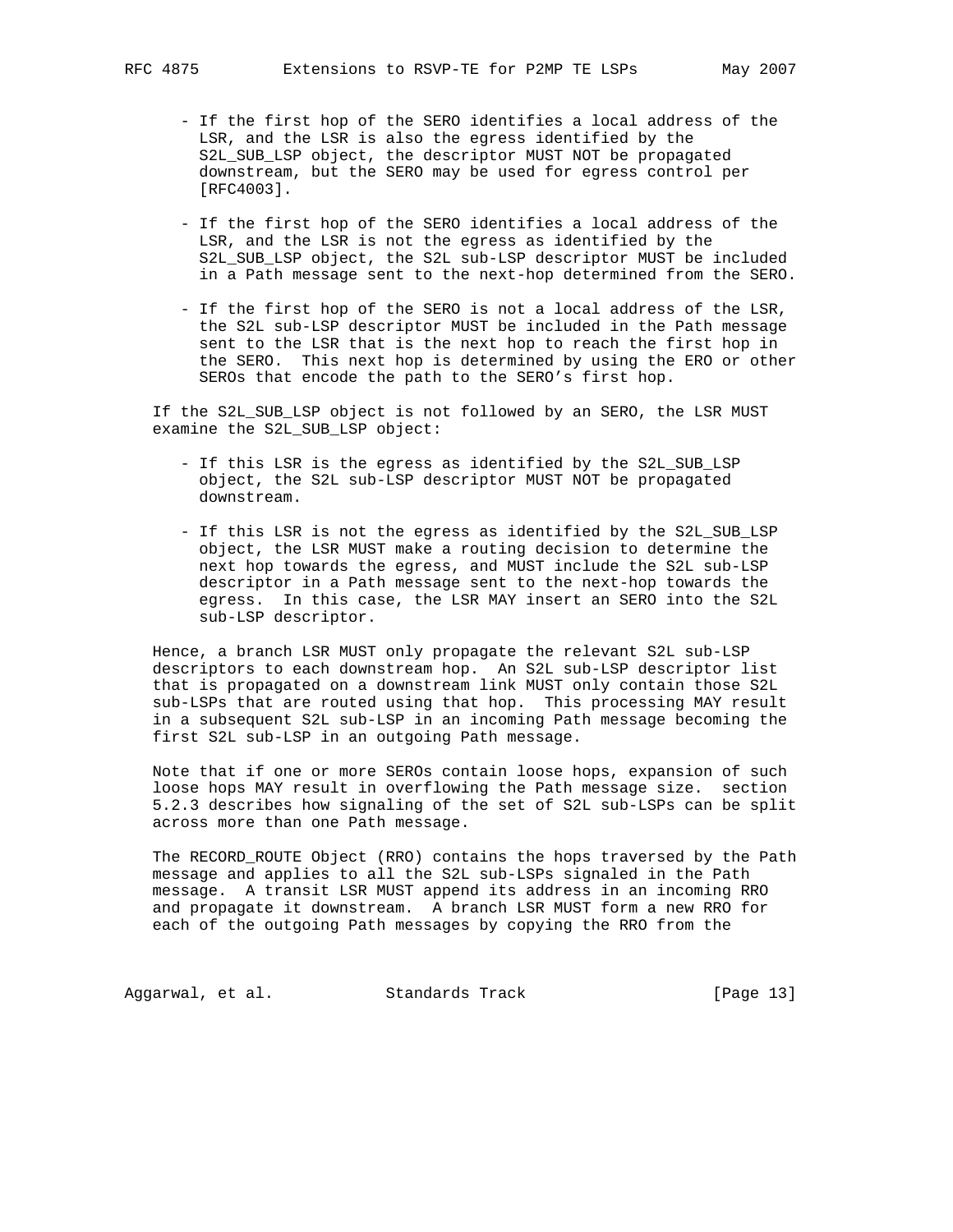- If the first hop of the SERO identifies a local address of the LSR, and the LSR is also the egress identified by the S2L_SUB_LSP object, the descriptor MUST NOT be propagated downstream, but the SERO may be used for egress control per [RFC4003].

- If the first hop of the SERO identifies a local address of the LSR, and the LSR is not the egress as identified by the S2L_SUB_LSP object, the S2L sub-LSP descriptor MUST be included in a Path message sent to the next-hop determined from the SERO.

- If the first hop of the SERO is not a local address of the LSR, the S2L sub-LSP descriptor MUST be included in the Path message sent to the LSR that is the next hop to reach the first hop in the SERO. This next hop is determined by using the ERO or other SEROs that encode the path to the SERO's first hop.

If the S2L_SUB_LSP object is not followed by an SERO, the LSR MUST examine the S2L_SUB_LSP object:

- If this LSR is the egress as identified by the S2L_SUB_LSP object, the S2L sub-LSP descriptor MUST NOT be propagated downstream.

- If this LSR is not the egress as identified by the S2L_SUB_LSP object, the LSR MUST make a routing decision to determine the next hop towards the egress, and MUST include the S2L sub-LSP descriptor in a Path message sent to the next-hop towards the egress. In this case, the LSR MAY insert an SERO into the S2L sub-LSP descriptor.

Hence, a branch LSR MUST only propagate the relevant S2L sub-LSP descriptors to each downstream hop. An S2L sub-LSP descriptor list that is propagated on a downstream link MUST only contain those S2L sub-LSPs that are routed using that hop. This processing MAY result in a subsequent S2L sub-LSP in an incoming Path message becoming the first S2L sub-LSP in an outgoing Path message.

Note that if one or more SEROs contain loose hops, expansion of such loose hops MAY result in overflowing the Path message size. section 5.2.3 describes how signaling of the set of S2L sub-LSPs can be split across more than one Path message.

The RECORD_ROUTE Object (RRO) contains the hops traversed by the Path message and applies to all the S2L sub-LSPs signaled in the Path message. A transit LSR MUST append its address in an incoming RRO and propagate it downstream. A branch LSR MUST form a new RRO for each of the outgoing Path messages by copying the RRO from the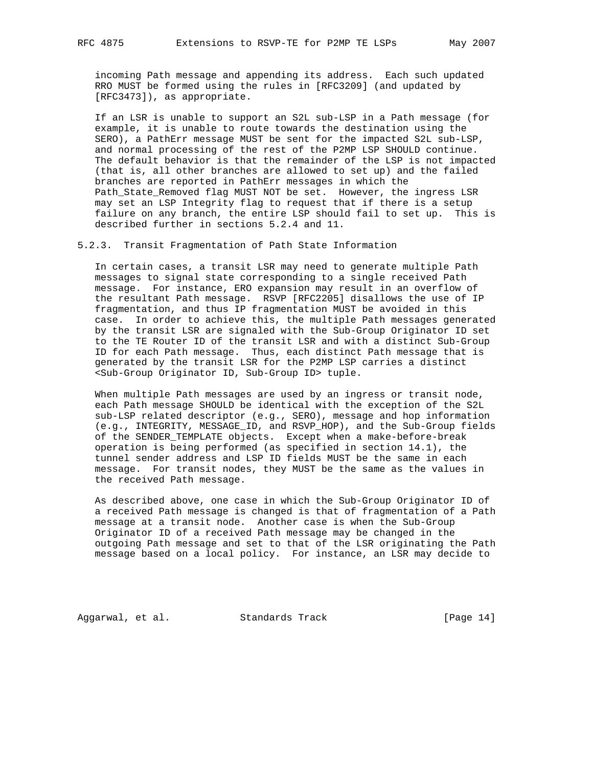incoming Path message and appending its address. Each such updated RRO MUST be formed using the rules in [RFC3209] (and updated by [RFC3473]), as appropriate.

If an LSR is unable to support an S2L sub-LSP in a Path message (for example, it is unable to route towards the destination using the SERO), a PathErr message MUST be sent for the impacted S2L sub-LSP, and normal processing of the rest of the P2MP LSP SHOULD continue. The default behavior is that the remainder of the LSP is not impacted (that is, all other branches are allowed to set up) and the failed branches are reported in PathErr messages in which the Path_State_Removed flag MUST NOT be set. However, the ingress LSR may set an LSP Integrity flag to request that if there is a setup failure on any branch, the entire LSP should fail to set up. This is described further in sections 5.2.4 and 11.

### 5.2.3. Transit Fragmentation of Path State Information

In certain cases, a transit LSR may need to generate multiple Path messages to signal state corresponding to a single received Path message. For instance, ERO expansion may result in an overflow of the resultant Path message. RSVP [RFC2205] disallows the use of IP fragmentation, and thus IP fragmentation MUST be avoided in this case. In order to achieve this, the multiple Path messages generated by the transit LSR are signaled with the Sub-Group Originator ID set to the TE Router ID of the transit LSR and with a distinct Sub-Group ID for each Path message. Thus, each distinct Path message that is generated by the transit LSR for the P2MP LSP carries a distinct <Sub-Group Originator ID, Sub-Group ID> tuple.

When multiple Path messages are used by an ingress or transit node, each Path message SHOULD be identical with the exception of the S2L sub-LSP related descriptor (e.g., SERO), message and hop information (e.g., INTEGRITY, MESSAGE_ID, and RSVP_HOP), and the Sub-Group fields of the SENDER_TEMPLATE objects. Except when a make-before-break operation is being performed (as specified in section 14.1), the tunnel sender address and LSP ID fields MUST be the same in each message. For transit nodes, they MUST be the same as the values in the received Path message.

As described above, one case in which the Sub-Group Originator ID of a received Path message is changed is that of fragmentation of a Path message at a transit node. Another case is when the Sub-Group Originator ID of a received Path message may be changed in the outgoing Path message and set to that of the LSR originating the Path message based on a local policy. For instance, an LSR may decide to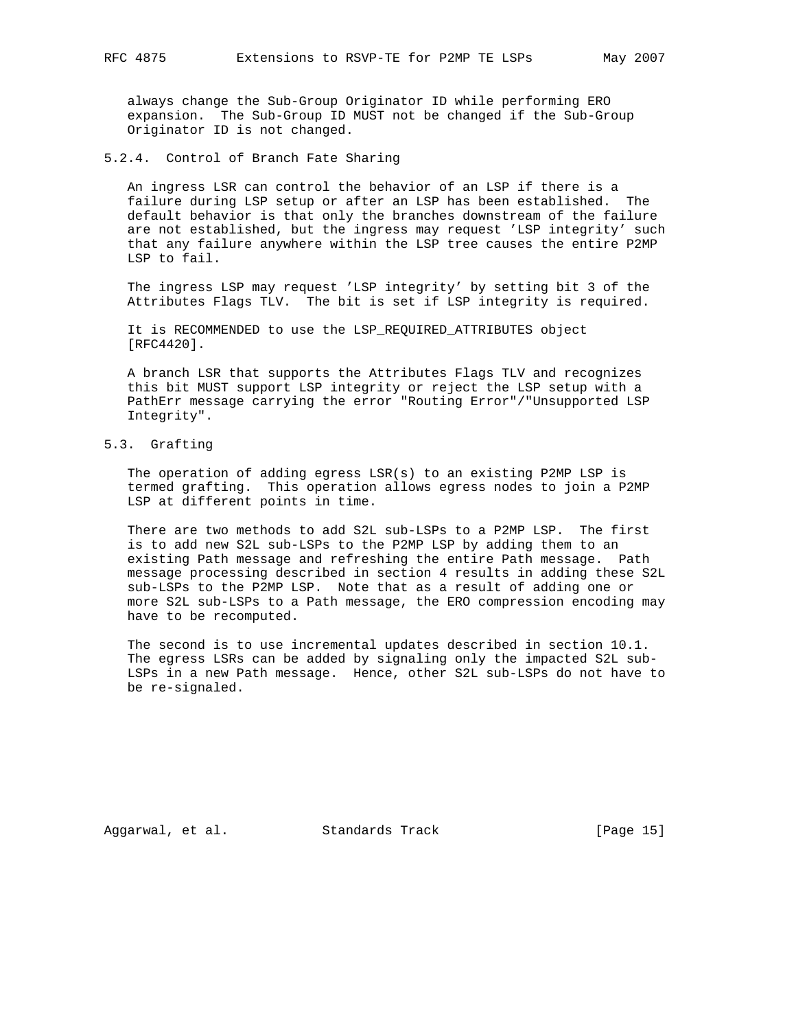always change the Sub-Group Originator ID while performing ERO expansion. The Sub-Group ID MUST not be changed if the Sub-Group Originator ID is not changed.

### 5.2.4. Control of Branch Fate Sharing

An ingress LSR can control the behavior of an LSP if there is a failure during LSP setup or after an LSP has been established. The default behavior is that only the branches downstream of the failure are not established, but the ingress may request 'LSP integrity' such that any failure anywhere within the LSP tree causes the entire P2MP LSP to fail.

The ingress LSP may request 'LSP integrity' by setting bit 3 of the Attributes Flags TLV. The bit is set if LSP integrity is required.

It is RECOMMENDED to use the LSP_REQUIRED_ATTRIBUTES object [RFC4420].

A branch LSR that supports the Attributes Flags TLV and recognizes this bit MUST support LSP integrity or reject the LSP setup with a PathErr message carrying the error "Routing Error"/"Unsupported LSP Integrity".

## 5.3. Grafting

The operation of adding egress LSR(s) to an existing P2MP LSP is termed grafting. This operation allows egress nodes to join a P2MP LSP at different points in time.

There are two methods to add S2L sub-LSPs to a P2MP LSP. The first is to add new S2L sub-LSPs to the P2MP LSP by adding them to an existing Path message and refreshing the entire Path message. Path message processing described in section 4 results in adding these S2L sub-LSPs to the P2MP LSP. Note that as a result of adding one or more S2L sub-LSPs to a Path message, the ERO compression encoding may have to be recomputed.

The second is to use incremental updates described in section 10.1. The egress LSRs can be added by signaling only the impacted S2L sub-LSPs in a new Path message. Hence, other S2L sub-LSPs do not have to be re-signaled.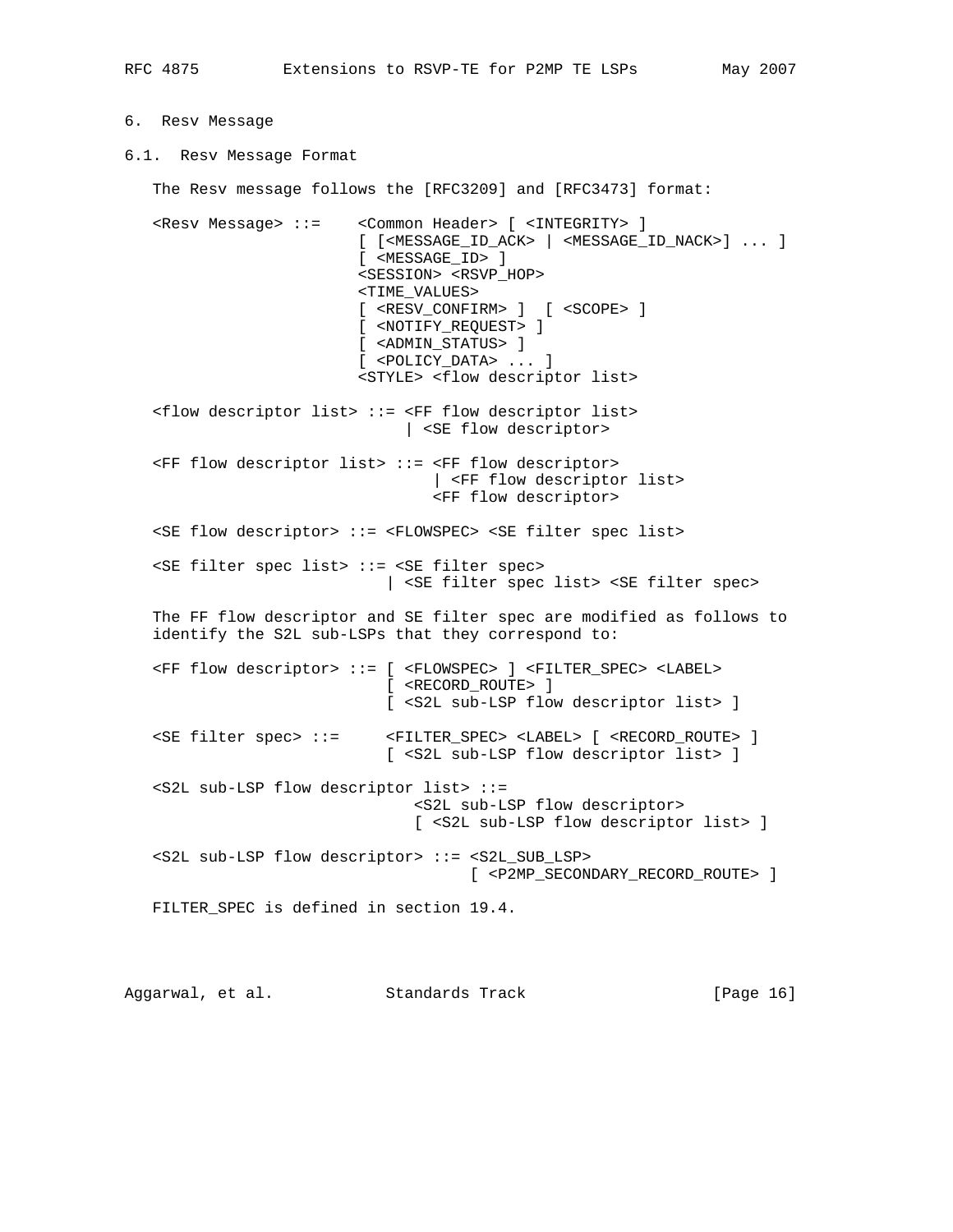## 6. Resv Message

### 6.1. Resv Message Format

The Resv message follows the [RFC3209] and [RFC3473] format:

```
<Resv Message> ::=    <Common Header> [ <INTEGRITY> ]
                      [ [<MESSAGE_ID_ACK> | <MESSAGE_ID_NACK>] ... ]
                      [ <MESSAGE_ID> ]
                      <SESSION> <RSVP_HOP>
                      <TIME_VALUES>
                      [ <RESV_CONFIRM> ]  [ <SCOPE> ]
                      [ <NOTIFY_REQUEST> ]
                      [ <ADMIN_STATUS> ]
                      [ <POLICY_DATA> ... ]
                      <STYLE> <flow descriptor list>

<flow descriptor list> ::= <FF flow descriptor list>
                           | <SE flow descriptor>

<FF flow descriptor list> ::= <FF flow descriptor>
                              | <FF flow descriptor list>
                              <FF flow descriptor>

<SE flow descriptor> ::= <FLOWSPEC> <SE filter spec list>

<SE filter spec list> ::= <SE filter spec>
                          | <SE filter spec list> <SE filter spec>
```

The FF flow descriptor and SE filter spec are modified as follows to identify the S2L sub-LSPs that they correspond to:

```
<FF flow descriptor> ::= [ <FLOWSPEC> ] <FILTER_SPEC> <LABEL>
                         [ <RECORD_ROUTE> ]
                         [ <S2L sub-LSP flow descriptor list> ]

<SE filter spec> ::=     <FILTER_SPEC> <LABEL> [ <RECORD_ROUTE> ]
                         [ <S2L sub-LSP flow descriptor list> ]

<S2L sub-LSP flow descriptor list> ::=
                            <S2L sub-LSP flow descriptor>
                            [ <S2L sub-LSP flow descriptor list> ]

<S2L sub-LSP flow descriptor> ::= <S2L_SUB_LSP>
                                  [ <P2MP_SECONDARY_RECORD_ROUTE> ]
```

FILTER_SPEC is defined in section 19.4.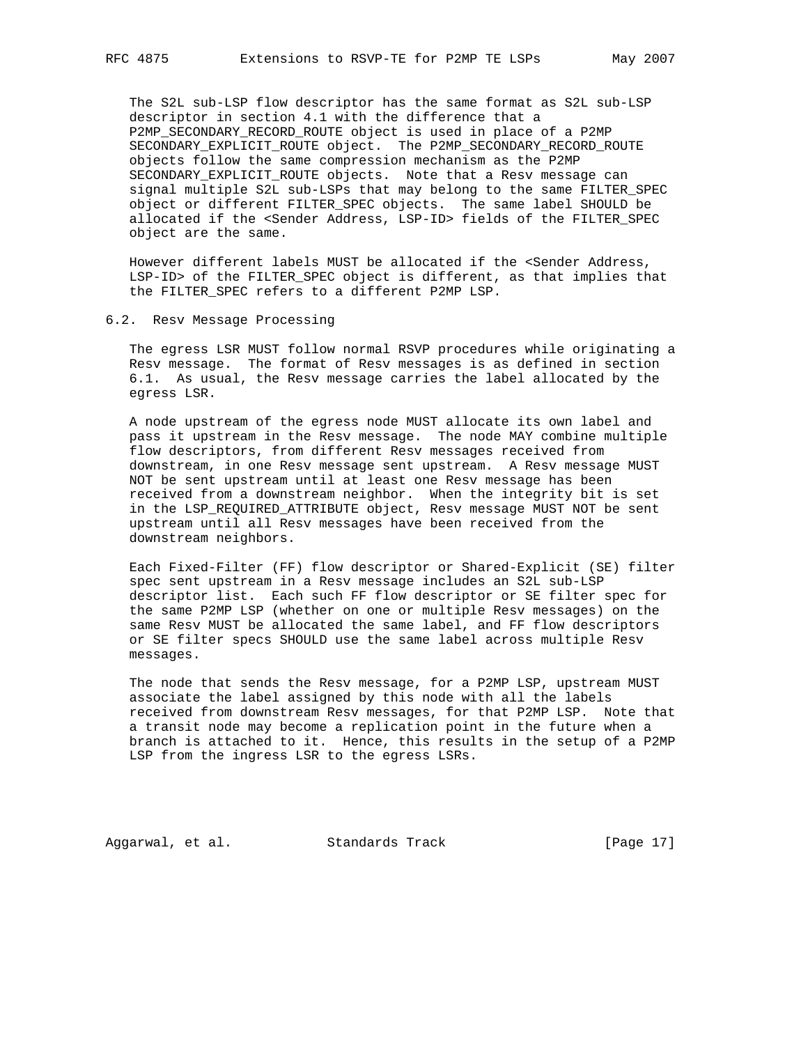The S2L sub-LSP flow descriptor has the same format as S2L sub-LSP descriptor in section 4.1 with the difference that a P2MP_SECONDARY_RECORD_ROUTE object is used in place of a P2MP SECONDARY_EXPLICIT_ROUTE object. The P2MP_SECONDARY_RECORD_ROUTE objects follow the same compression mechanism as the P2MP SECONDARY_EXPLICIT_ROUTE objects. Note that a Resv message can signal multiple S2L sub-LSPs that may belong to the same FILTER_SPEC object or different FILTER_SPEC objects. The same label SHOULD be allocated if the <Sender Address, LSP-ID> fields of the FILTER_SPEC object are the same.

However different labels MUST be allocated if the <Sender Address, LSP-ID> of the FILTER_SPEC object is different, as that implies that the FILTER_SPEC refers to a different P2MP LSP.

## 6.2. Resv Message Processing

The egress LSR MUST follow normal RSVP procedures while originating a Resv message. The format of Resv messages is as defined in section 6.1. As usual, the Resv message carries the label allocated by the egress LSR.

A node upstream of the egress node MUST allocate its own label and pass it upstream in the Resv message. The node MAY combine multiple flow descriptors, from different Resv messages received from downstream, in one Resv message sent upstream. A Resv message MUST NOT be sent upstream until at least one Resv message has been received from a downstream neighbor. When the integrity bit is set in the LSP_REQUIRED_ATTRIBUTE object, Resv message MUST NOT be sent upstream until all Resv messages have been received from the downstream neighbors.

Each Fixed-Filter (FF) flow descriptor or Shared-Explicit (SE) filter spec sent upstream in a Resv message includes an S2L sub-LSP descriptor list. Each such FF flow descriptor or SE filter spec for the same P2MP LSP (whether on one or multiple Resv messages) on the same Resv MUST be allocated the same label, and FF flow descriptors or SE filter specs SHOULD use the same label across multiple Resv messages.

The node that sends the Resv message, for a P2MP LSP, upstream MUST associate the label assigned by this node with all the labels received from downstream Resv messages, for that P2MP LSP. Note that a transit node may become a replication point in the future when a branch is attached to it. Hence, this results in the setup of a P2MP LSP from the ingress LSR to the egress LSRs.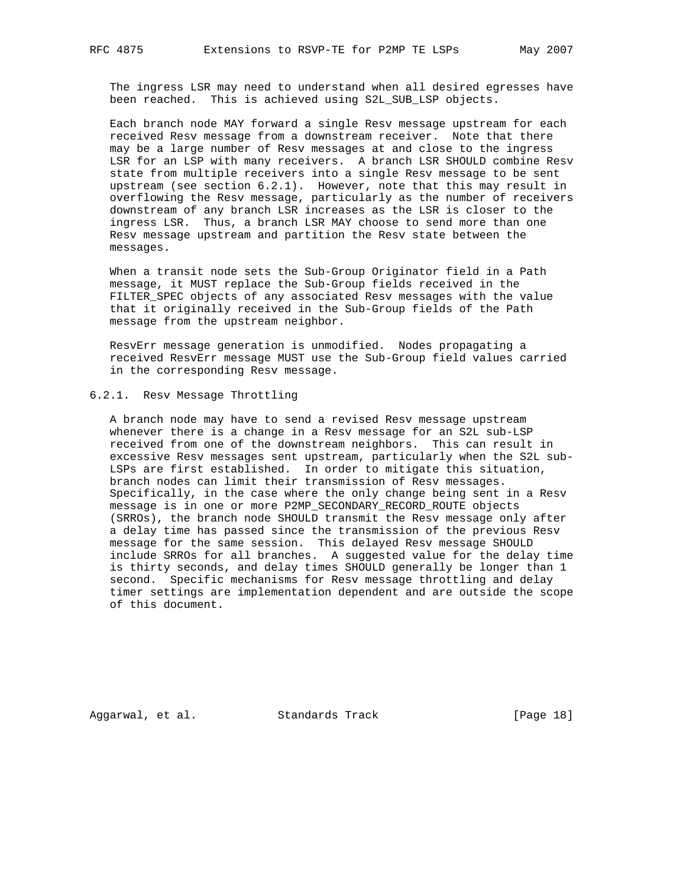The ingress LSR may need to understand when all desired egresses have been reached. This is achieved using S2L_SUB_LSP objects.

Each branch node MAY forward a single Resv message upstream for each received Resv message from a downstream receiver. Note that there may be a large number of Resv messages at and close to the ingress LSR for an LSP with many receivers. A branch LSR SHOULD combine Resv state from multiple receivers into a single Resv message to be sent upstream (see section 6.2.1). However, note that this may result in overflowing the Resv message, particularly as the number of receivers downstream of any branch LSR increases as the LSR is closer to the ingress LSR. Thus, a branch LSR MAY choose to send more than one Resv message upstream and partition the Resv state between the messages.

When a transit node sets the Sub-Group Originator field in a Path message, it MUST replace the Sub-Group fields received in the FILTER_SPEC objects of any associated Resv messages with the value that it originally received in the Sub-Group fields of the Path message from the upstream neighbor.

ResvErr message generation is unmodified. Nodes propagating a received ResvErr message MUST use the Sub-Group field values carried in the corresponding Resv message.

### 6.2.1. Resv Message Throttling

A branch node may have to send a revised Resv message upstream whenever there is a change in a Resv message for an S2L sub-LSP received from one of the downstream neighbors. This can result in excessive Resv messages sent upstream, particularly when the S2L sub-LSPs are first established. In order to mitigate this situation, branch nodes can limit their transmission of Resv messages. Specifically, in the case where the only change being sent in a Resv message is in one or more P2MP_SECONDARY_RECORD_ROUTE objects (SRROs), the branch node SHOULD transmit the Resv message only after a delay time has passed since the transmission of the previous Resv message for the same session. This delayed Resv message SHOULD include SRROs for all branches. A suggested value for the delay time is thirty seconds, and delay times SHOULD generally be longer than 1 second. Specific mechanisms for Resv message throttling and delay timer settings are implementation dependent and are outside the scope of this document.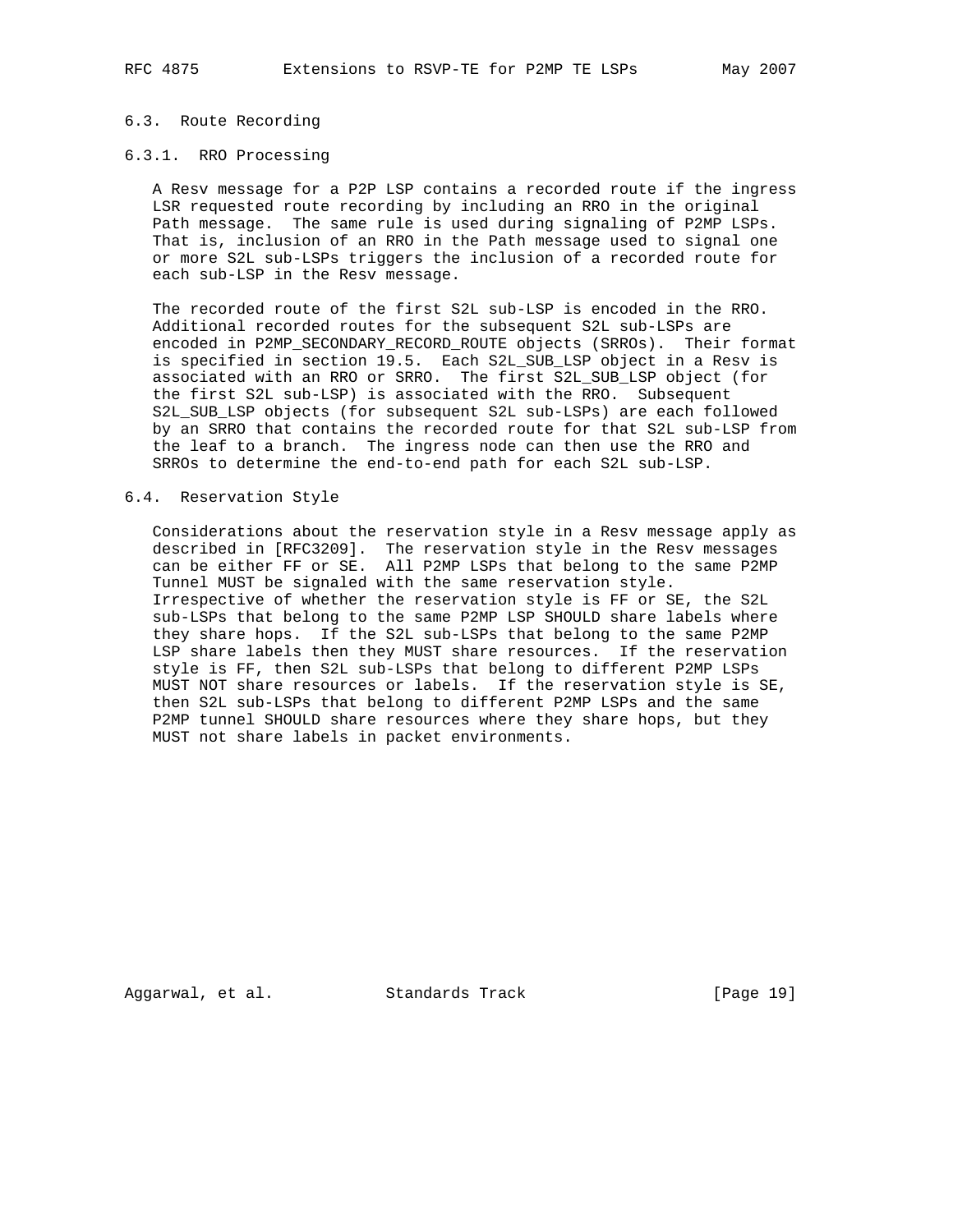### 6.3. Route Recording

#### 6.3.1. RRO Processing

A Resv message for a P2P LSP contains a recorded route if the ingress LSR requested route recording by including an RRO in the original Path message. The same rule is used during signaling of P2MP LSPs. That is, inclusion of an RRO in the Path message used to signal one or more S2L sub-LSPs triggers the inclusion of a recorded route for each sub-LSP in the Resv message.

The recorded route of the first S2L sub-LSP is encoded in the RRO. Additional recorded routes for the subsequent S2L sub-LSPs are encoded in P2MP_SECONDARY_RECORD_ROUTE objects (SRROs). Their format is specified in section 19.5. Each S2L_SUB_LSP object in a Resv is associated with an RRO or SRRO. The first S2L_SUB_LSP object (for the first S2L sub-LSP) is associated with the RRO. Subsequent S2L_SUB_LSP objects (for subsequent S2L sub-LSPs) are each followed by an SRRO that contains the recorded route for that S2L sub-LSP from the leaf to a branch. The ingress node can then use the RRO and SRROs to determine the end-to-end path for each S2L sub-LSP.

### 6.4. Reservation Style

Considerations about the reservation style in a Resv message apply as described in [RFC3209]. The reservation style in the Resv messages can be either FF or SE. All P2MP LSPs that belong to the same P2MP Tunnel MUST be signaled with the same reservation style. Irrespective of whether the reservation style is FF or SE, the S2L sub-LSPs that belong to the same P2MP LSP SHOULD share labels where they share hops. If the S2L sub-LSPs that belong to the same P2MP LSP share labels then they MUST share resources. If the reservation style is FF, then S2L sub-LSPs that belong to different P2MP LSPs MUST NOT share resources or labels. If the reservation style is SE, then S2L sub-LSPs that belong to different P2MP LSPs and the same P2MP tunnel SHOULD share resources where they share hops, but they MUST not share labels in packet environments.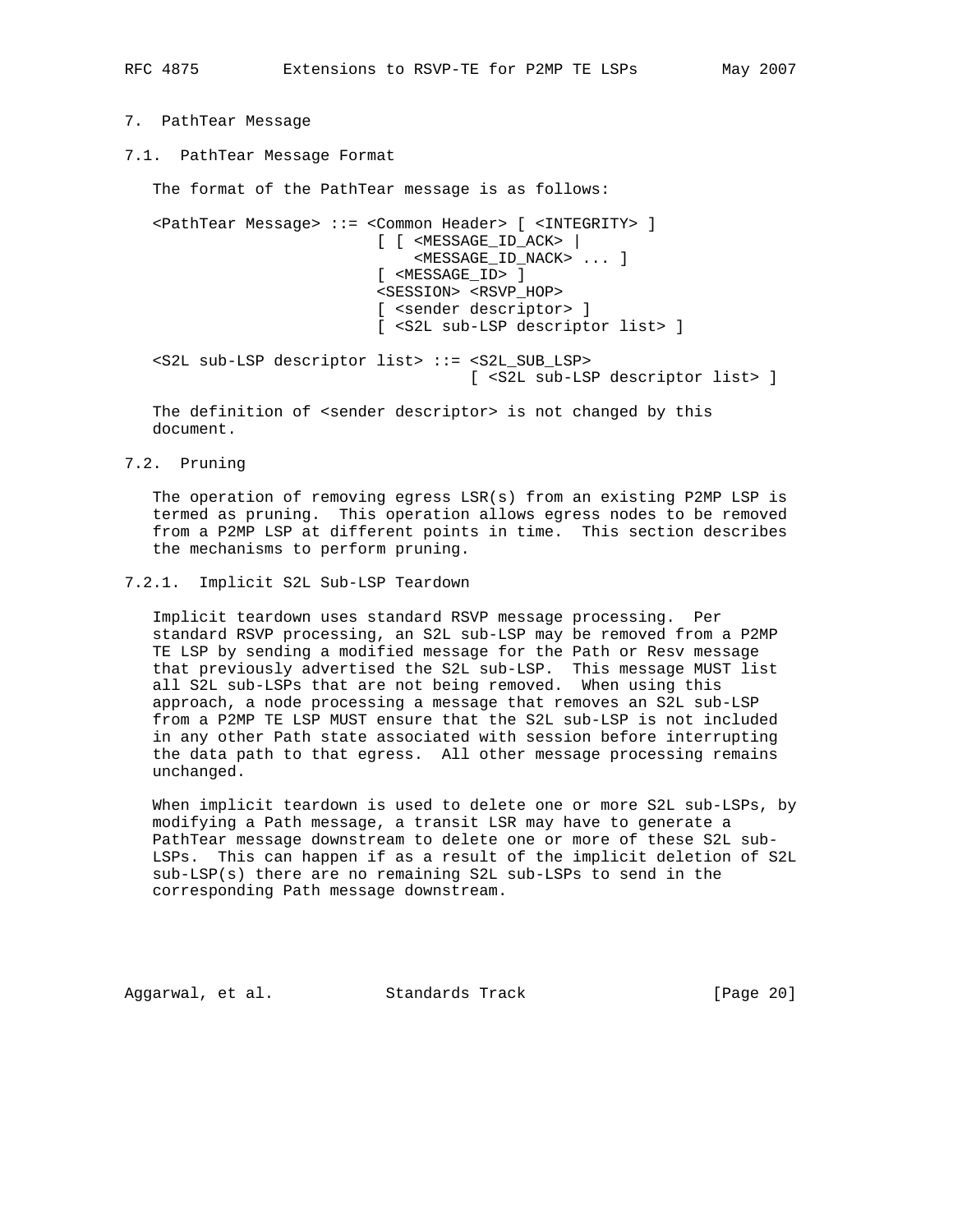## 7. PathTear Message

### 7.1. PathTear Message Format

The format of the PathTear message is as follows:

```
<PathTear Message> ::= <Common Header> [ <INTEGRITY> ]
                       [ [ <MESSAGE_ID_ACK> |
                           <MESSAGE_ID_NACK> ... ]
                       [ <MESSAGE_ID> ]
                       <SESSION> <RSVP_HOP>
                       [ <sender descriptor> ]
                       [ <S2L sub-LSP descriptor list> ]

<S2L sub-LSP descriptor list> ::= <S2L_SUB_LSP>
                                  [ <S2L sub-LSP descriptor list> ]
```

The definition of <sender descriptor> is not changed by this document.

### 7.2. Pruning

The operation of removing egress LSR(s) from an existing P2MP LSP is termed as pruning. This operation allows egress nodes to be removed from a P2MP LSP at different points in time. This section describes the mechanisms to perform pruning.

#### 7.2.1. Implicit S2L Sub-LSP Teardown

Implicit teardown uses standard RSVP message processing. Per standard RSVP processing, an S2L sub-LSP may be removed from a P2MP TE LSP by sending a modified message for the Path or Resv message that previously advertised the S2L sub-LSP. This message MUST list all S2L sub-LSPs that are not being removed. When using this approach, a node processing a message that removes an S2L sub-LSP from a P2MP TE LSP MUST ensure that the S2L sub-LSP is not included in any other Path state associated with session before interrupting the data path to that egress. All other message processing remains unchanged.

When implicit teardown is used to delete one or more S2L sub-LSPs, by modifying a Path message, a transit LSR may have to generate a PathTear message downstream to delete one or more of these S2L sub-LSPs. This can happen if as a result of the implicit deletion of S2L sub-LSP(s) there are no remaining S2L sub-LSPs to send in the corresponding Path message downstream.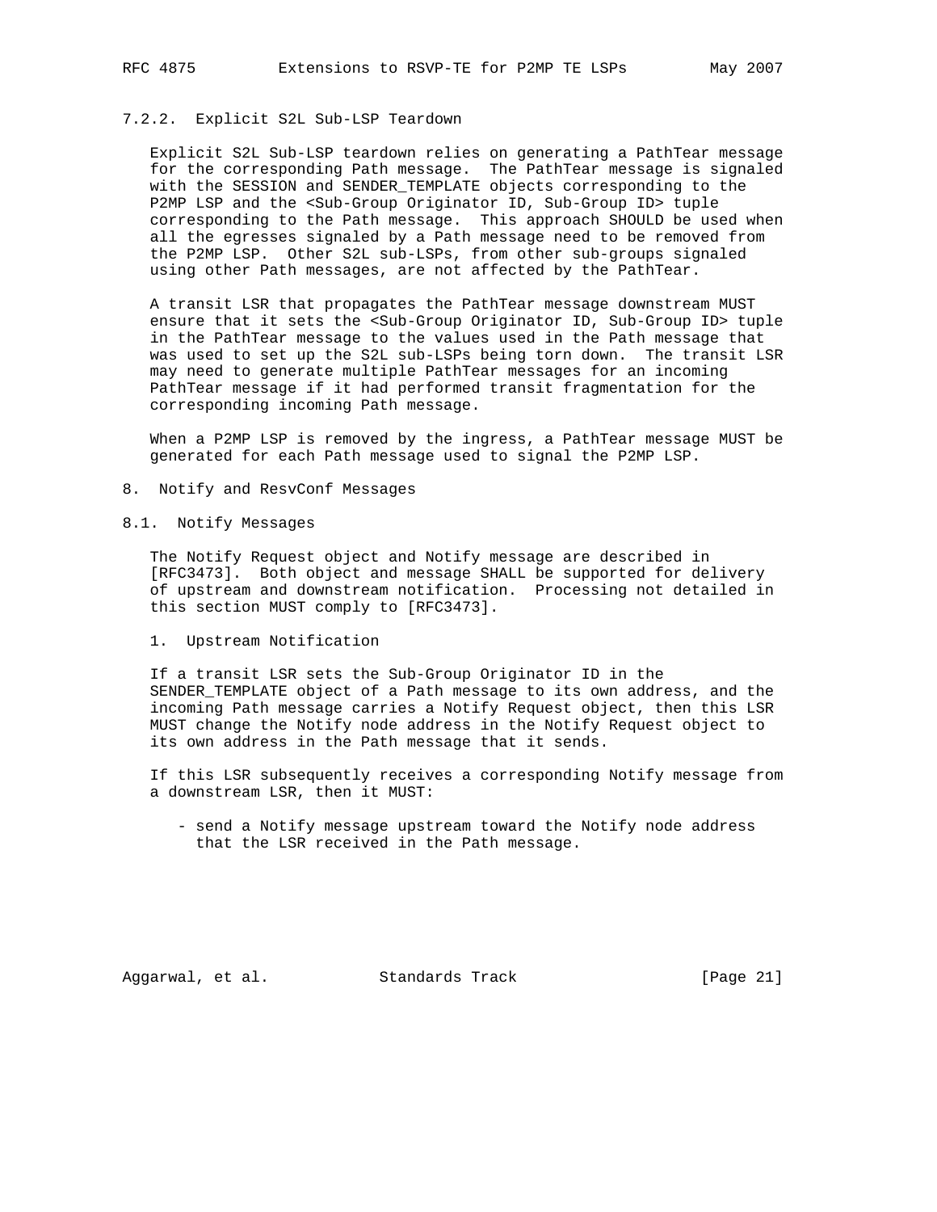#### 7.2.2. Explicit S2L Sub-LSP Teardown

Explicit S2L Sub-LSP teardown relies on generating a PathTear message for the corresponding Path message. The PathTear message is signaled with the SESSION and SENDER_TEMPLATE objects corresponding to the P2MP LSP and the <Sub-Group Originator ID, Sub-Group ID> tuple corresponding to the Path message. This approach SHOULD be used when all the egresses signaled by a Path message need to be removed from the P2MP LSP. Other S2L sub-LSPs, from other sub-groups signaled using other Path messages, are not affected by the PathTear.

A transit LSR that propagates the PathTear message downstream MUST ensure that it sets the <Sub-Group Originator ID, Sub-Group ID> tuple in the PathTear message to the values used in the Path message that was used to set up the S2L sub-LSPs being torn down. The transit LSR may need to generate multiple PathTear messages for an incoming PathTear message if it had performed transit fragmentation for the corresponding incoming Path message.

When a P2MP LSP is removed by the ingress, a PathTear message MUST be generated for each Path message used to signal the P2MP LSP.

## 8. Notify and ResvConf Messages

### 8.1. Notify Messages

The Notify Request object and Notify message are described in [RFC3473]. Both object and message SHALL be supported for delivery of upstream and downstream notification. Processing not detailed in this section MUST comply to [RFC3473].

1. Upstream Notification

If a transit LSR sets the Sub-Group Originator ID in the SENDER_TEMPLATE object of a Path message to its own address, and the incoming Path message carries a Notify Request object, then this LSR MUST change the Notify node address in the Notify Request object to its own address in the Path message that it sends.

If this LSR subsequently receives a corresponding Notify message from a downstream LSR, then it MUST:

- send a Notify message upstream toward the Notify node address that the LSR received in the Path message.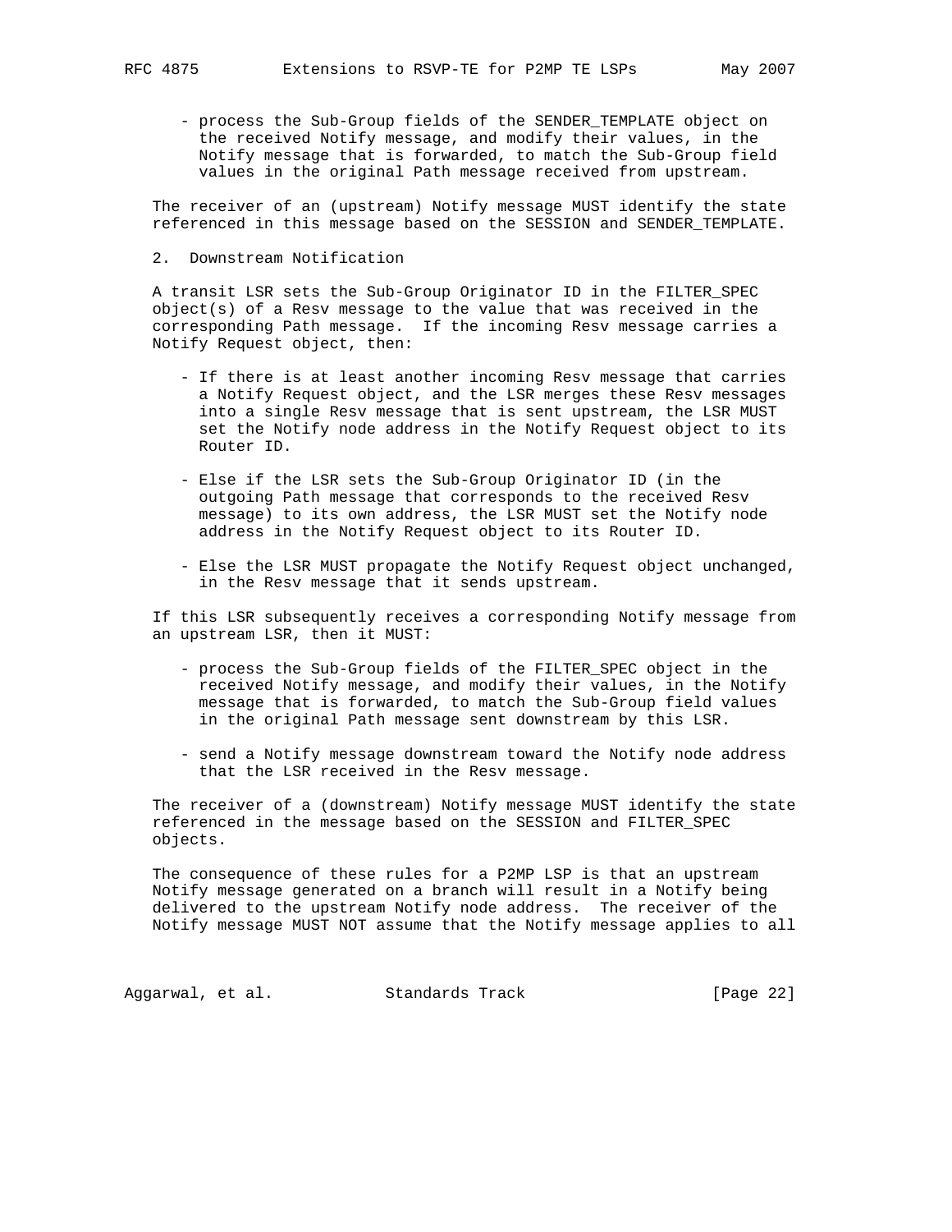- process the Sub-Group fields of the SENDER_TEMPLATE object on the received Notify message, and modify their values, in the Notify message that is forwarded, to match the Sub-Group field values in the original Path message received from upstream.

The receiver of an (upstream) Notify message MUST identify the state referenced in this message based on the SESSION and SENDER_TEMPLATE.

2. Downstream Notification

A transit LSR sets the Sub-Group Originator ID in the FILTER_SPEC object(s) of a Resv message to the value that was received in the corresponding Path message. If the incoming Resv message carries a Notify Request object, then:

- If there is at least another incoming Resv message that carries a Notify Request object, and the LSR merges these Resv messages into a single Resv message that is sent upstream, the LSR MUST set the Notify node address in the Notify Request object to its Router ID.

- Else if the LSR sets the Sub-Group Originator ID (in the outgoing Path message that corresponds to the received Resv message) to its own address, the LSR MUST set the Notify node address in the Notify Request object to its Router ID.

- Else the LSR MUST propagate the Notify Request object unchanged, in the Resv message that it sends upstream.

If this LSR subsequently receives a corresponding Notify message from an upstream LSR, then it MUST:

- process the Sub-Group fields of the FILTER_SPEC object in the received Notify message, and modify their values, in the Notify message that is forwarded, to match the Sub-Group field values in the original Path message sent downstream by this LSR.

- send a Notify message downstream toward the Notify node address that the LSR received in the Resv message.

The receiver of a (downstream) Notify message MUST identify the state referenced in the message based on the SESSION and FILTER_SPEC objects.

The consequence of these rules for a P2MP LSP is that an upstream Notify message generated on a branch will result in a Notify being delivered to the upstream Notify node address. The receiver of the Notify message MUST NOT assume that the Notify message applies to all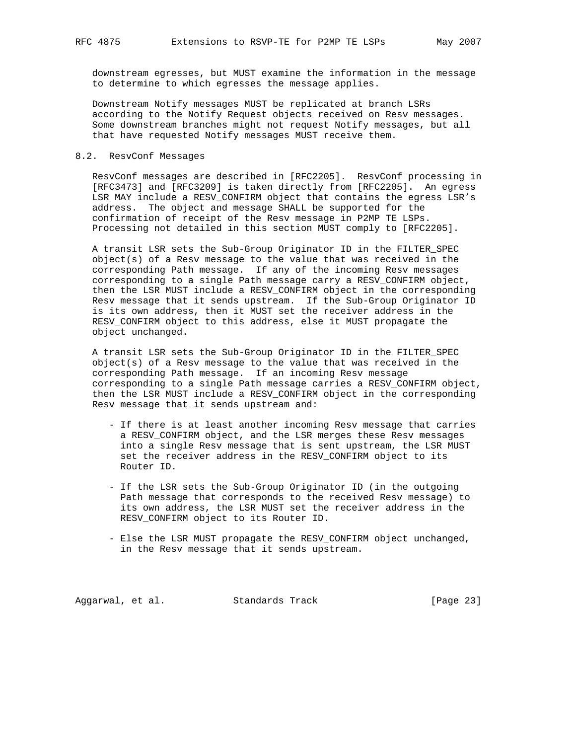downstream egresses, but MUST examine the information in the message to determine to which egresses the message applies.

Downstream Notify messages MUST be replicated at branch LSRs according to the Notify Request objects received on Resv messages. Some downstream branches might not request Notify messages, but all that have requested Notify messages MUST receive them.

## 8.2. ResvConf Messages

ResvConf messages are described in [RFC2205]. ResvConf processing in [RFC3473] and [RFC3209] is taken directly from [RFC2205]. An egress LSR MAY include a RESV_CONFIRM object that contains the egress LSR's address. The object and message SHALL be supported for the confirmation of receipt of the Resv message in P2MP TE LSPs. Processing not detailed in this section MUST comply to [RFC2205].

A transit LSR sets the Sub-Group Originator ID in the FILTER_SPEC object(s) of a Resv message to the value that was received in the corresponding Path message. If any of the incoming Resv messages corresponding to a single Path message carry a RESV_CONFIRM object, then the LSR MUST include a RESV_CONFIRM object in the corresponding Resv message that it sends upstream. If the Sub-Group Originator ID is its own address, then it MUST set the receiver address in the RESV_CONFIRM object to this address, else it MUST propagate the object unchanged.

A transit LSR sets the Sub-Group Originator ID in the FILTER_SPEC object(s) of a Resv message to the value that was received in the corresponding Path message. If an incoming Resv message corresponding to a single Path message carries a RESV_CONFIRM object, then the LSR MUST include a RESV_CONFIRM object in the corresponding Resv message that it sends upstream and:

- If there is at least another incoming Resv message that carries a RESV_CONFIRM object, and the LSR merges these Resv messages into a single Resv message that is sent upstream, the LSR MUST set the receiver address in the RESV_CONFIRM object to its Router ID.

- If the LSR sets the Sub-Group Originator ID (in the outgoing Path message that corresponds to the received Resv message) to its own address, the LSR MUST set the receiver address in the RESV_CONFIRM object to its Router ID.

- Else the LSR MUST propagate the RESV_CONFIRM object unchanged, in the Resv message that it sends upstream.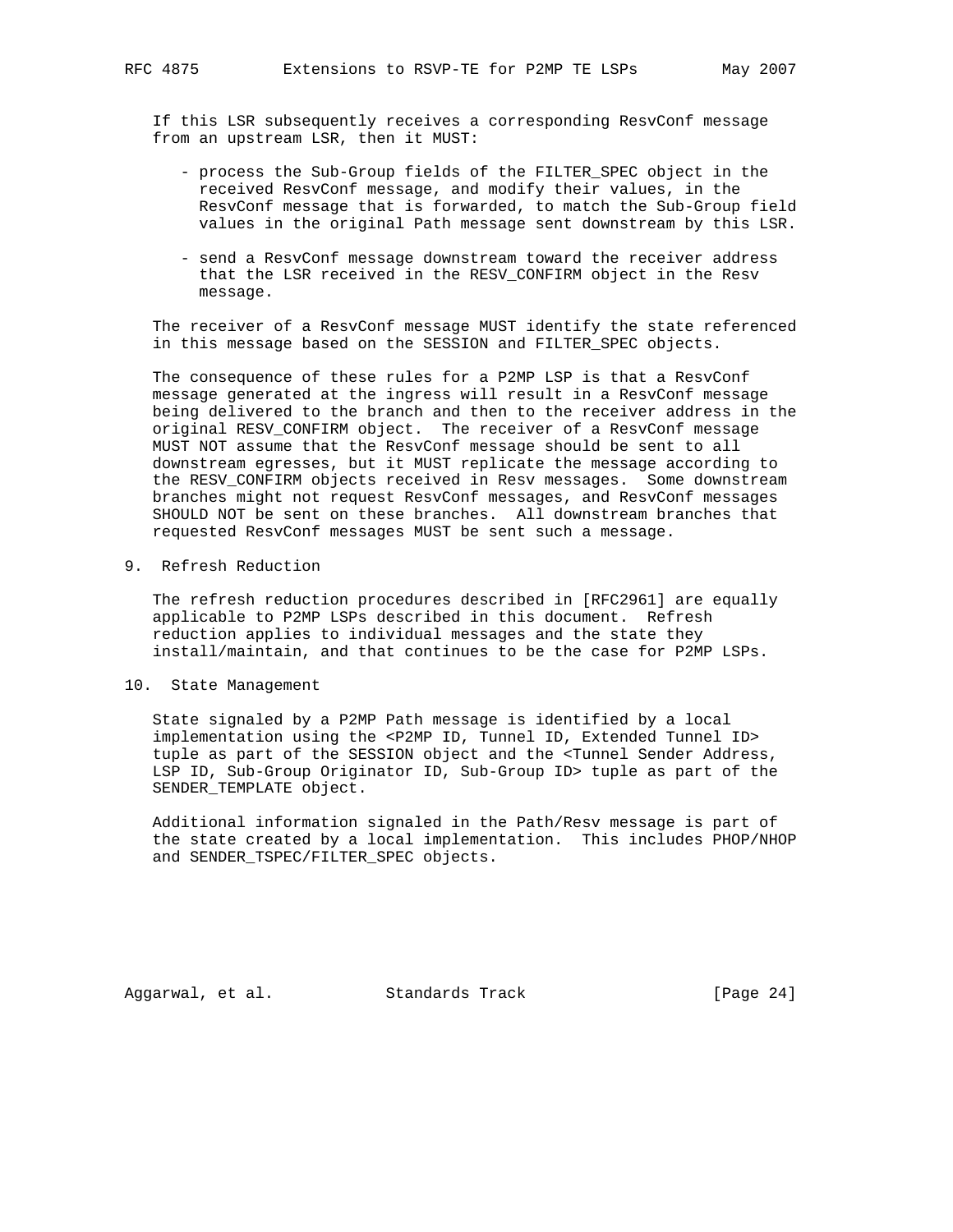If this LSR subsequently receives a corresponding ResvConf message from an upstream LSR, then it MUST:

- process the Sub-Group fields of the FILTER_SPEC object in the received ResvConf message, and modify their values, in the ResvConf message that is forwarded, to match the Sub-Group field values in the original Path message sent downstream by this LSR.
- send a ResvConf message downstream toward the receiver address that the LSR received in the RESV_CONFIRM object in the Resv message.

The receiver of a ResvConf message MUST identify the state referenced in this message based on the SESSION and FILTER_SPEC objects.

The consequence of these rules for a P2MP LSP is that a ResvConf message generated at the ingress will result in a ResvConf message being delivered to the branch and then to the receiver address in the original RESV_CONFIRM object. The receiver of a ResvConf message MUST NOT assume that the ResvConf message should be sent to all downstream egresses, but it MUST replicate the message according to the RESV_CONFIRM objects received in Resv messages. Some downstream branches might not request ResvConf messages, and ResvConf messages SHOULD NOT be sent on these branches. All downstream branches that requested ResvConf messages MUST be sent such a message.

## 9. Refresh Reduction

The refresh reduction procedures described in [RFC2961] are equally applicable to P2MP LSPs described in this document. Refresh reduction applies to individual messages and the state they install/maintain, and that continues to be the case for P2MP LSPs.

## 10. State Management

State signaled by a P2MP Path message is identified by a local implementation using the <P2MP ID, Tunnel ID, Extended Tunnel ID> tuple as part of the SESSION object and the <Tunnel Sender Address, LSP ID, Sub-Group Originator ID, Sub-Group ID> tuple as part of the SENDER_TEMPLATE object.

Additional information signaled in the Path/Resv message is part of the state created by a local implementation. This includes PHOP/NHOP and SENDER_TSPEC/FILTER_SPEC objects.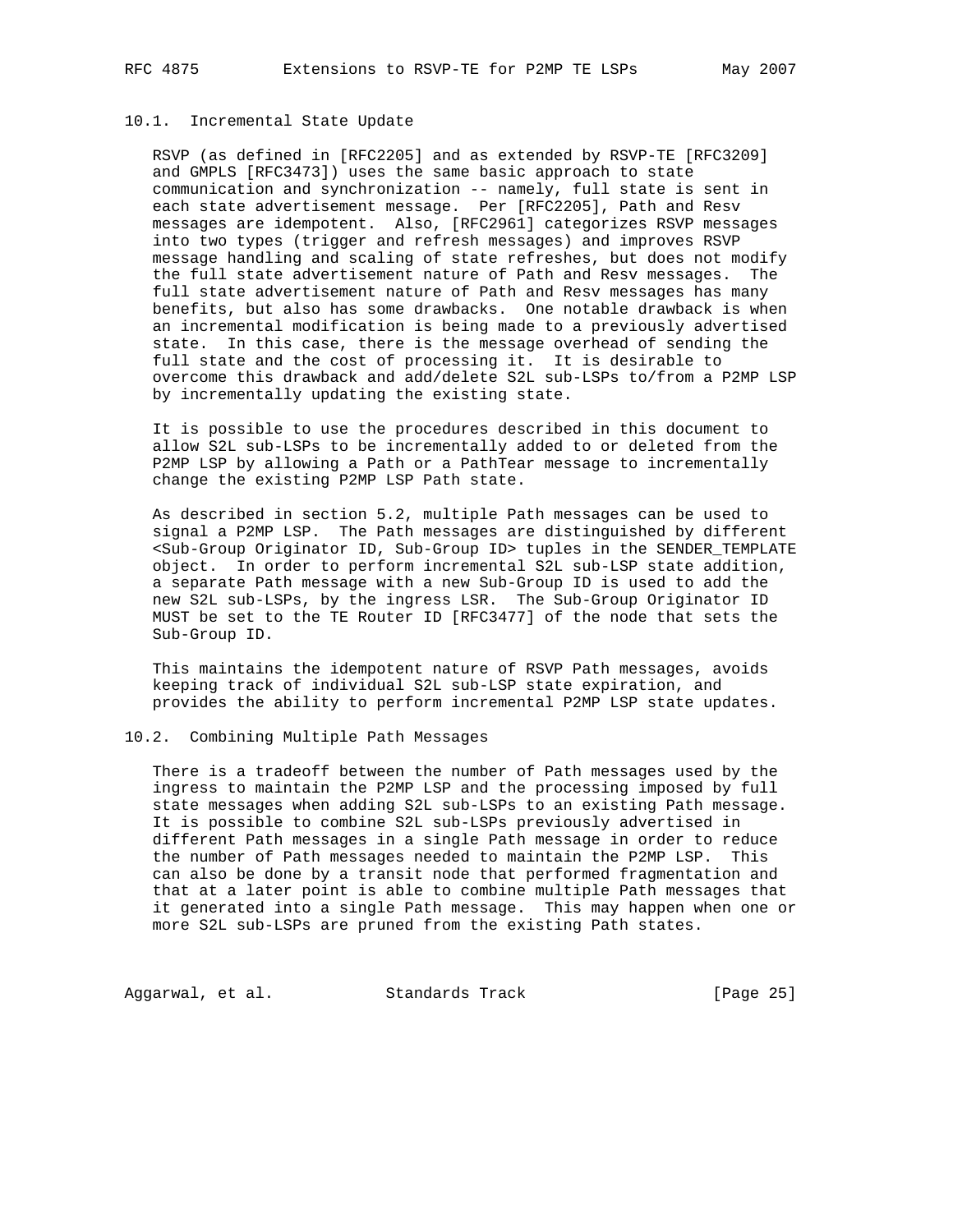### 10.1. Incremental State Update

RSVP (as defined in [RFC2205] and as extended by RSVP-TE [RFC3209] and GMPLS [RFC3473]) uses the same basic approach to state communication and synchronization -- namely, full state is sent in each state advertisement message. Per [RFC2205], Path and Resv messages are idempotent. Also, [RFC2961] categorizes RSVP messages into two types (trigger and refresh messages) and improves RSVP message handling and scaling of state refreshes, but does not modify the full state advertisement nature of Path and Resv messages. The full state advertisement nature of Path and Resv messages has many benefits, but also has some drawbacks. One notable drawback is when an incremental modification is being made to a previously advertised state. In this case, there is the message overhead of sending the full state and the cost of processing it. It is desirable to overcome this drawback and add/delete S2L sub-LSPs to/from a P2MP LSP by incrementally updating the existing state.

It is possible to use the procedures described in this document to allow S2L sub-LSPs to be incrementally added to or deleted from the P2MP LSP by allowing a Path or a PathTear message to incrementally change the existing P2MP LSP Path state.

As described in section 5.2, multiple Path messages can be used to signal a P2MP LSP. The Path messages are distinguished by different <Sub-Group Originator ID, Sub-Group ID> tuples in the SENDER_TEMPLATE object. In order to perform incremental S2L sub-LSP state addition, a separate Path message with a new Sub-Group ID is used to add the new S2L sub-LSPs, by the ingress LSR. The Sub-Group Originator ID MUST be set to the TE Router ID [RFC3477] of the node that sets the Sub-Group ID.

This maintains the idempotent nature of RSVP Path messages, avoids keeping track of individual S2L sub-LSP state expiration, and provides the ability to perform incremental P2MP LSP state updates.

### 10.2. Combining Multiple Path Messages

There is a tradeoff between the number of Path messages used by the ingress to maintain the P2MP LSP and the processing imposed by full state messages when adding S2L sub-LSPs to an existing Path message. It is possible to combine S2L sub-LSPs previously advertised in different Path messages in a single Path message in order to reduce the number of Path messages needed to maintain the P2MP LSP. This can also be done by a transit node that performed fragmentation and that at a later point is able to combine multiple Path messages that it generated into a single Path message. This may happen when one or more S2L sub-LSPs are pruned from the existing Path states.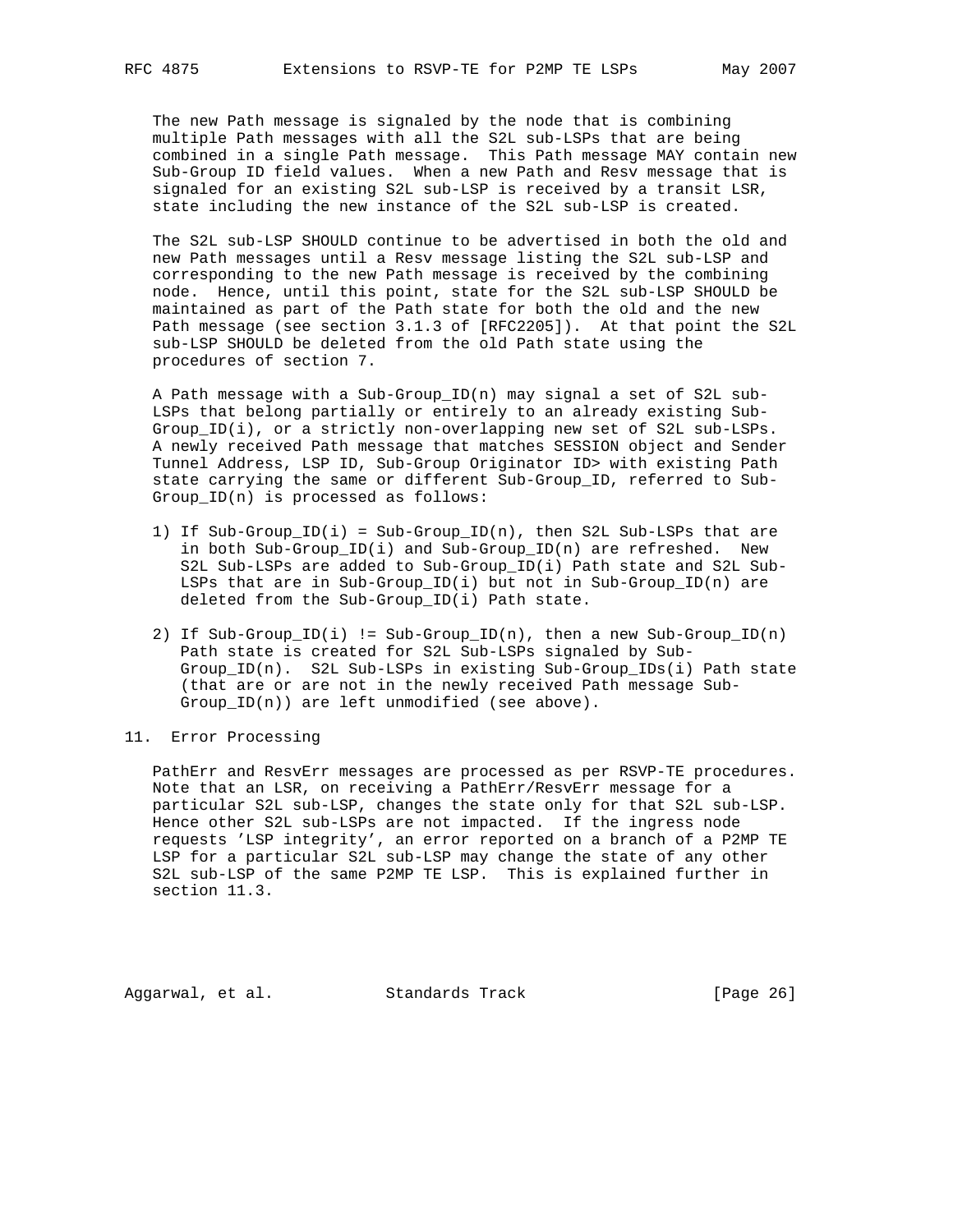The new Path message is signaled by the node that is combining multiple Path messages with all the S2L sub-LSPs that are being combined in a single Path message. This Path message MAY contain new Sub-Group ID field values. When a new Path and Resv message that is signaled for an existing S2L sub-LSP is received by a transit LSR, state including the new instance of the S2L sub-LSP is created.

The S2L sub-LSP SHOULD continue to be advertised in both the old and new Path messages until a Resv message listing the S2L sub-LSP and corresponding to the new Path message is received by the combining node. Hence, until this point, state for the S2L sub-LSP SHOULD be maintained as part of the Path state for both the old and the new Path message (see section 3.1.3 of [RFC2205]). At that point the S2L sub-LSP SHOULD be deleted from the old Path state using the procedures of section 7.

A Path message with a Sub-Group_ID(n) may signal a set of S2L sub-LSPs that belong partially or entirely to an already existing Sub-Group_ID(i), or a strictly non-overlapping new set of S2L sub-LSPs. A newly received Path message that matches SESSION object and Sender Tunnel Address, LSP ID, Sub-Group Originator ID> with existing Path state carrying the same or different Sub-Group_ID, referred to Sub-Group_ID(n) is processed as follows:

1) If Sub-Group_ID(i) = Sub-Group_ID(n), then S2L Sub-LSPs that are in both Sub-Group_ID(i) and Sub-Group_ID(n) are refreshed. New S2L Sub-LSPs are added to Sub-Group_ID(i) Path state and S2L Sub-LSPs that are in Sub-Group_ID(i) but not in Sub-Group_ID(n) are deleted from the Sub-Group_ID(i) Path state.

2) If Sub-Group_ID(i) != Sub-Group_ID(n), then a new Sub-Group_ID(n) Path state is created for S2L Sub-LSPs signaled by Sub-Group_ID(n). S2L Sub-LSPs in existing Sub-Group_IDs(i) Path state (that are or are not in the newly received Path message Sub-Group_ID(n)) are left unmodified (see above).

## 11. Error Processing

PathErr and ResvErr messages are processed as per RSVP-TE procedures. Note that an LSR, on receiving a PathErr/ResvErr message for a particular S2L sub-LSP, changes the state only for that S2L sub-LSP. Hence other S2L sub-LSPs are not impacted. If the ingress node requests 'LSP integrity', an error reported on a branch of a P2MP TE LSP for a particular S2L sub-LSP may change the state of any other S2L sub-LSP of the same P2MP TE LSP. This is explained further in section 11.3.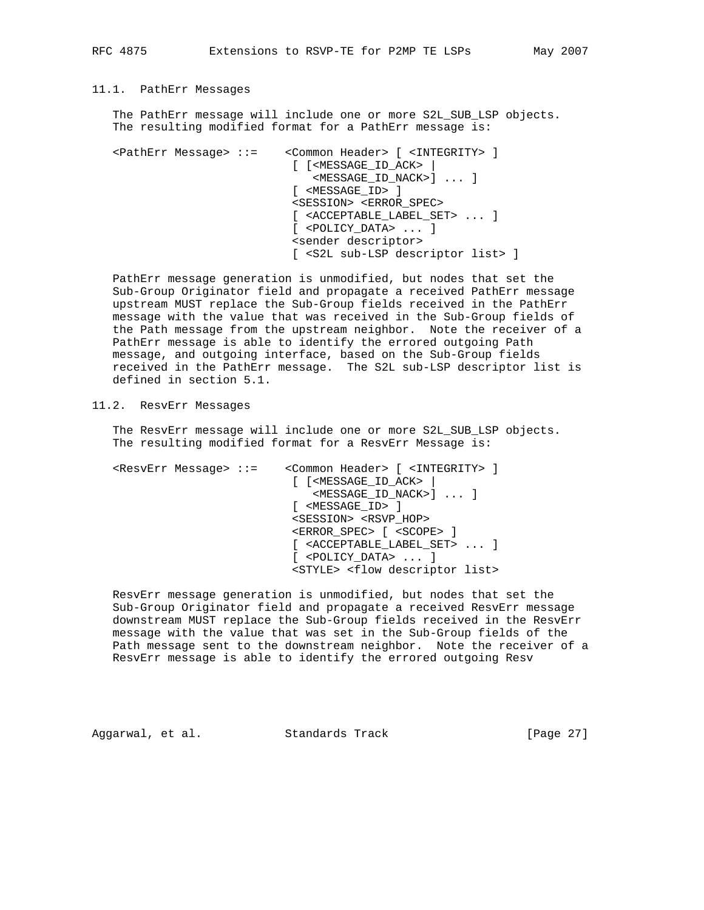### 11.1. PathErr Messages

The PathErr message will include one or more S2L_SUB_LSP objects. The resulting modified format for a PathErr message is:

```
<PathErr Message> ::=    <Common Header> [ <INTEGRITY> ]
                          [ [<MESSAGE_ID_ACK> |
                             <MESSAGE_ID_NACK>] ... ]
                          [ <MESSAGE_ID> ]
                          <SESSION> <ERROR_SPEC>
                          [ <ACCEPTABLE_LABEL_SET> ... ]
                          [ <POLICY_DATA> ... ]
                          <sender descriptor>
                          [ <S2L sub-LSP descriptor list> ]
```

PathErr message generation is unmodified, but nodes that set the Sub-Group Originator field and propagate a received PathErr message upstream MUST replace the Sub-Group fields received in the PathErr message with the value that was received in the Sub-Group fields of the Path message from the upstream neighbor. Note the receiver of a PathErr message is able to identify the errored outgoing Path message, and outgoing interface, based on the Sub-Group fields received in the PathErr message. The S2L sub-LSP descriptor list is defined in section 5.1.

### 11.2. ResvErr Messages

The ResvErr message will include one or more S2L_SUB_LSP objects. The resulting modified format for a ResvErr Message is:

```
<ResvErr Message> ::=    <Common Header> [ <INTEGRITY> ]
                          [ [<MESSAGE_ID_ACK> |
                             <MESSAGE_ID_NACK>] ... ]
                          [ <MESSAGE_ID> ]
                          <SESSION> <RSVP_HOP>
                          <ERROR_SPEC> [ <SCOPE> ]
                          [ <ACCEPTABLE_LABEL_SET> ... ]
                          [ <POLICY_DATA> ... ]
                          <STYLE> <flow descriptor list>
```

ResvErr message generation is unmodified, but nodes that set the Sub-Group Originator field and propagate a received ResvErr message downstream MUST replace the Sub-Group fields received in the ResvErr message with the value that was set in the Sub-Group fields of the Path message sent to the downstream neighbor. Note the receiver of a ResvErr message is able to identify the errored outgoing Resv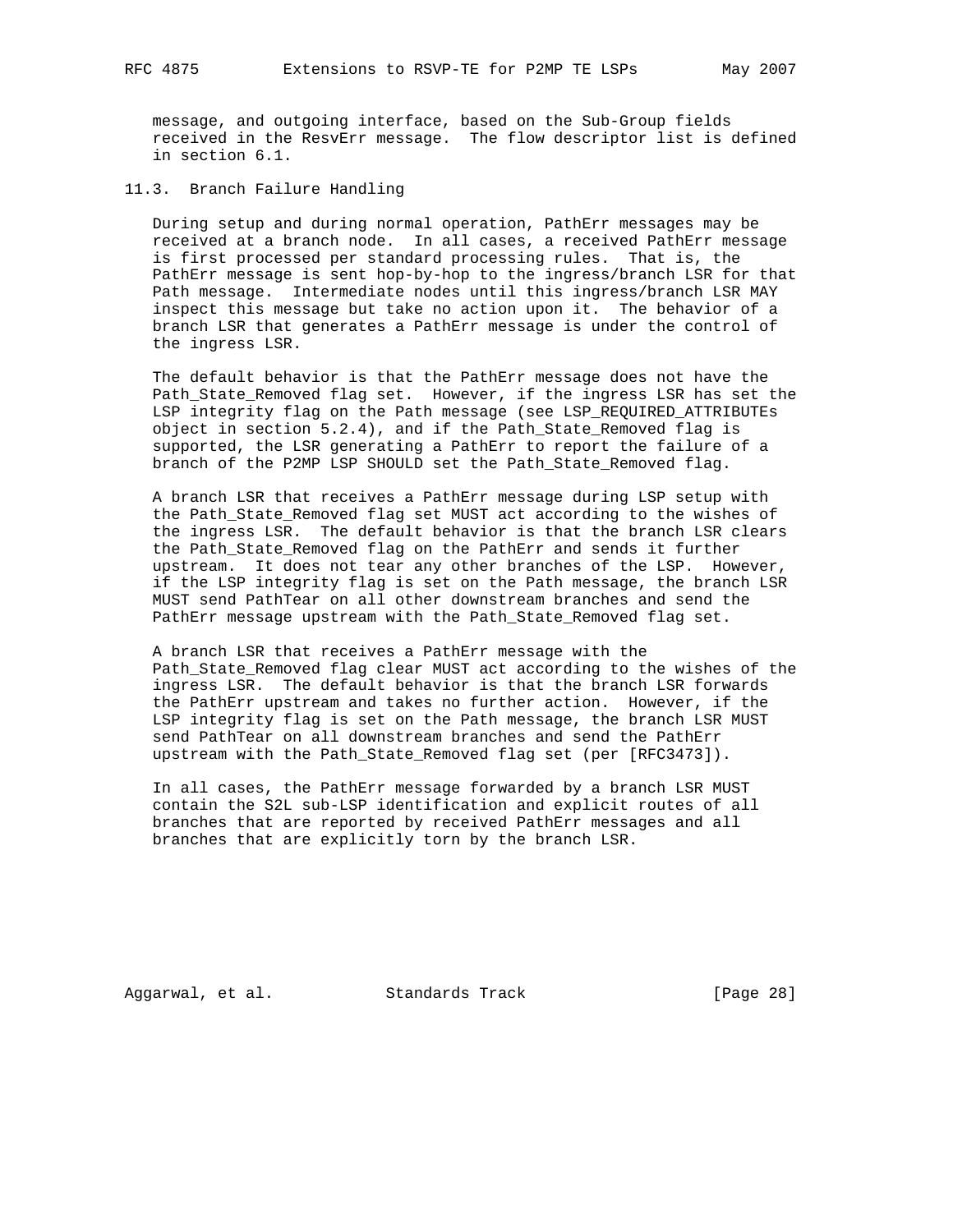message, and outgoing interface, based on the Sub-Group fields received in the ResvErr message. The flow descriptor list is defined in section 6.1.

### 11.3. Branch Failure Handling

During setup and during normal operation, PathErr messages may be received at a branch node. In all cases, a received PathErr message is first processed per standard processing rules. That is, the PathErr message is sent hop-by-hop to the ingress/branch LSR for that Path message. Intermediate nodes until this ingress/branch LSR MAY inspect this message but take no action upon it. The behavior of a branch LSR that generates a PathErr message is under the control of the ingress LSR.

The default behavior is that the PathErr message does not have the Path_State_Removed flag set. However, if the ingress LSR has set the LSP integrity flag on the Path message (see LSP_REQUIRED_ATTRIBUTEs object in section 5.2.4), and if the Path_State_Removed flag is supported, the LSR generating a PathErr to report the failure of a branch of the P2MP LSP SHOULD set the Path_State_Removed flag.

A branch LSR that receives a PathErr message during LSP setup with the Path_State_Removed flag set MUST act according to the wishes of the ingress LSR. The default behavior is that the branch LSR clears the Path_State_Removed flag on the PathErr and sends it further upstream. It does not tear any other branches of the LSP. However, if the LSP integrity flag is set on the Path message, the branch LSR MUST send PathTear on all other downstream branches and send the PathErr message upstream with the Path_State_Removed flag set.

A branch LSR that receives a PathErr message with the Path_State_Removed flag clear MUST act according to the wishes of the ingress LSR. The default behavior is that the branch LSR forwards the PathErr upstream and takes no further action. However, if the LSP integrity flag is set on the Path message, the branch LSR MUST send PathTear on all downstream branches and send the PathErr upstream with the Path_State_Removed flag set (per [RFC3473]).

In all cases, the PathErr message forwarded by a branch LSR MUST contain the S2L sub-LSP identification and explicit routes of all branches that are reported by received PathErr messages and all branches that are explicitly torn by the branch LSR.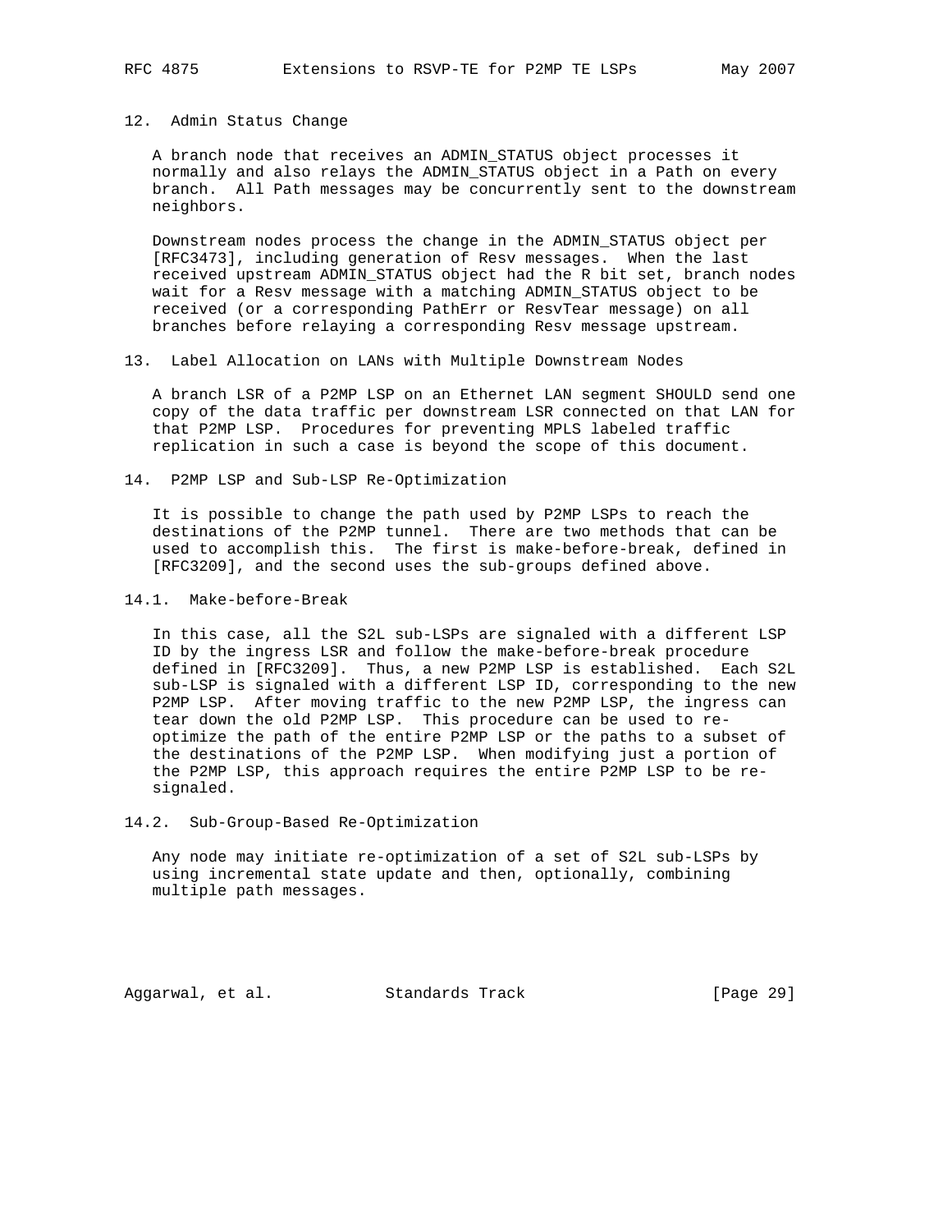## 12. Admin Status Change

A branch node that receives an ADMIN_STATUS object processes it normally and also relays the ADMIN_STATUS object in a Path on every branch. All Path messages may be concurrently sent to the downstream neighbors.

Downstream nodes process the change in the ADMIN_STATUS object per [RFC3473], including generation of Resv messages. When the last received upstream ADMIN_STATUS object had the R bit set, branch nodes wait for a Resv message with a matching ADMIN_STATUS object to be received (or a corresponding PathErr or ResvTear message) on all branches before relaying a corresponding Resv message upstream.

## 13. Label Allocation on LANs with Multiple Downstream Nodes

A branch LSR of a P2MP LSP on an Ethernet LAN segment SHOULD send one copy of the data traffic per downstream LSR connected on that LAN for that P2MP LSP. Procedures for preventing MPLS labeled traffic replication in such a case is beyond the scope of this document.

## 14. P2MP LSP and Sub-LSP Re-Optimization

It is possible to change the path used by P2MP LSPs to reach the destinations of the P2MP tunnel. There are two methods that can be used to accomplish this. The first is make-before-break, defined in [RFC3209], and the second uses the sub-groups defined above.

### 14.1. Make-before-Break

In this case, all the S2L sub-LSPs are signaled with a different LSP ID by the ingress LSR and follow the make-before-break procedure defined in [RFC3209]. Thus, a new P2MP LSP is established. Each S2L sub-LSP is signaled with a different LSP ID, corresponding to the new P2MP LSP. After moving traffic to the new P2MP LSP, the ingress can tear down the old P2MP LSP. This procedure can be used to re-optimize the path of the entire P2MP LSP or the paths to a subset of the destinations of the P2MP LSP. When modifying just a portion of the P2MP LSP, this approach requires the entire P2MP LSP to be re-signaled.

### 14.2. Sub-Group-Based Re-Optimization

Any node may initiate re-optimization of a set of S2L sub-LSPs by using incremental state update and then, optionally, combining multiple path messages.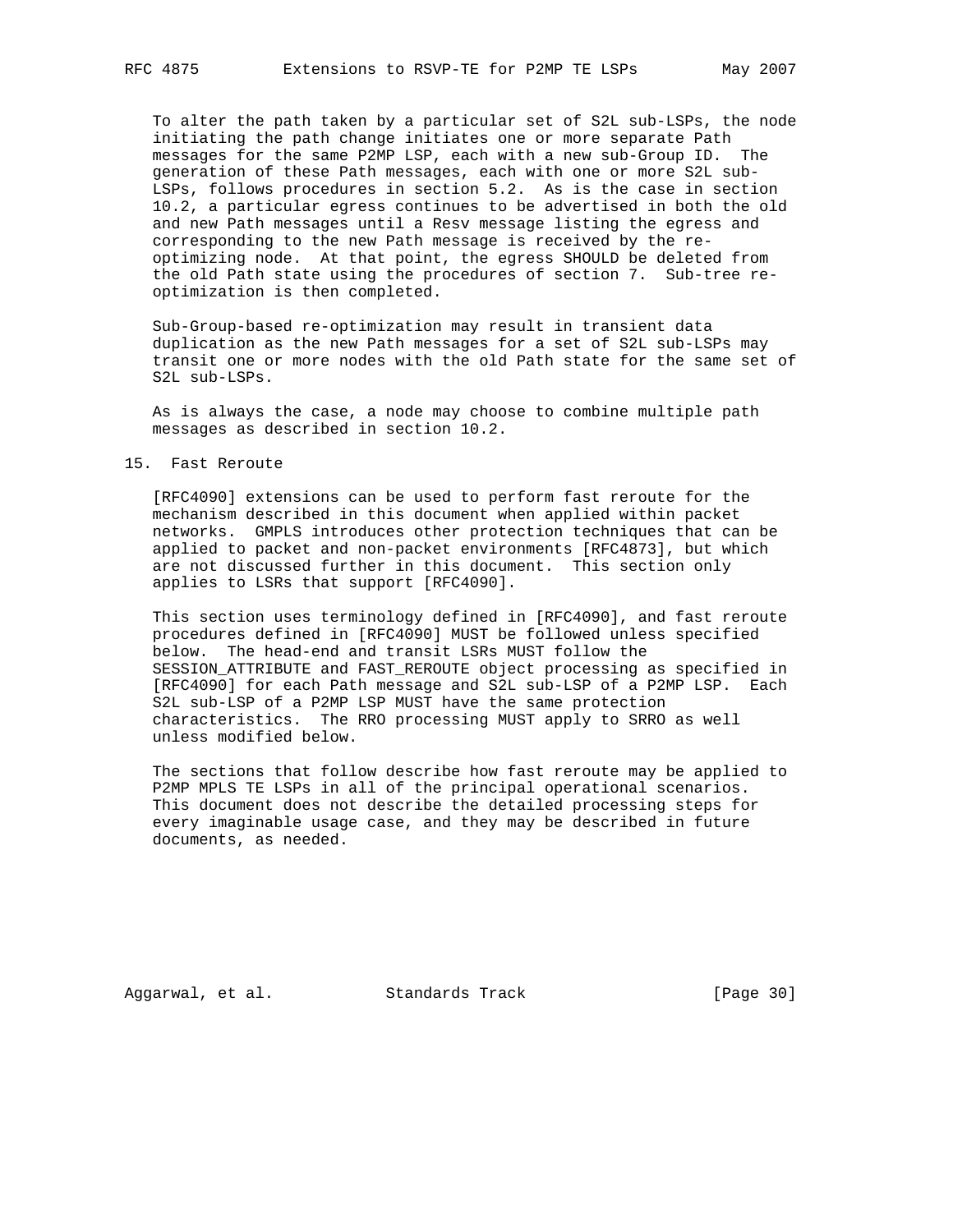To alter the path taken by a particular set of S2L sub-LSPs, the node initiating the path change initiates one or more separate Path messages for the same P2MP LSP, each with a new sub-Group ID. The generation of these Path messages, each with one or more S2L sub-LSPs, follows procedures in section 5.2. As is the case in section 10.2, a particular egress continues to be advertised in both the old and new Path messages until a Resv message listing the egress and corresponding to the new Path message is received by the re-optimizing node. At that point, the egress SHOULD be deleted from the old Path state using the procedures of section 7. Sub-tree re-optimization is then completed.

Sub-Group-based re-optimization may result in transient data duplication as the new Path messages for a set of S2L sub-LSPs may transit one or more nodes with the old Path state for the same set of S2L sub-LSPs.

As is always the case, a node may choose to combine multiple path messages as described in section 10.2.

## 15. Fast Reroute

[RFC4090] extensions can be used to perform fast reroute for the mechanism described in this document when applied within packet networks. GMPLS introduces other protection techniques that can be applied to packet and non-packet environments [RFC4873], but which are not discussed further in this document. This section only applies to LSRs that support [RFC4090].

This section uses terminology defined in [RFC4090], and fast reroute procedures defined in [RFC4090] MUST be followed unless specified below. The head-end and transit LSRs MUST follow the SESSION_ATTRIBUTE and FAST_REROUTE object processing as specified in [RFC4090] for each Path message and S2L sub-LSP of a P2MP LSP. Each S2L sub-LSP of a P2MP LSP MUST have the same protection characteristics. The RRO processing MUST apply to SRRO as well unless modified below.

The sections that follow describe how fast reroute may be applied to P2MP MPLS TE LSPs in all of the principal operational scenarios. This document does not describe the detailed processing steps for every imaginable usage case, and they may be described in future documents, as needed.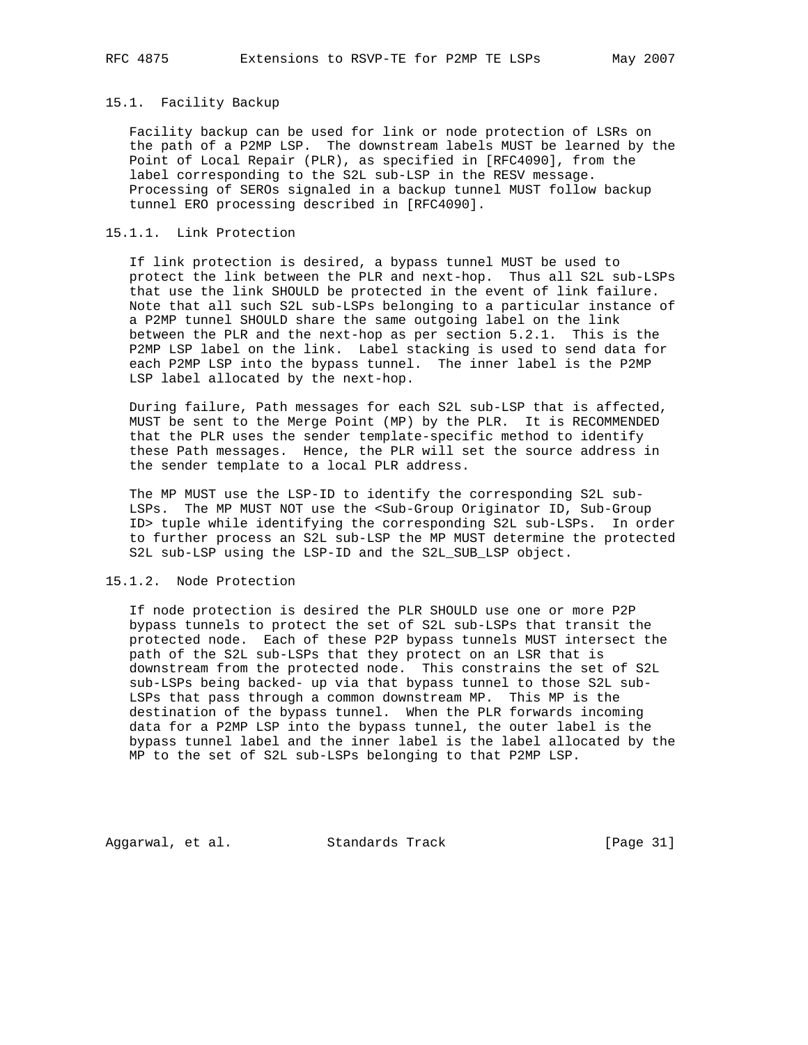### 15.1. Facility Backup

Facility backup can be used for link or node protection of LSRs on the path of a P2MP LSP. The downstream labels MUST be learned by the Point of Local Repair (PLR), as specified in [RFC4090], from the label corresponding to the S2L sub-LSP in the RESV message. Processing of SEROs signaled in a backup tunnel MUST follow backup tunnel ERO processing described in [RFC4090].

#### 15.1.1. Link Protection

If link protection is desired, a bypass tunnel MUST be used to protect the link between the PLR and next-hop. Thus all S2L sub-LSPs that use the link SHOULD be protected in the event of link failure. Note that all such S2L sub-LSPs belonging to a particular instance of a P2MP tunnel SHOULD share the same outgoing label on the link between the PLR and the next-hop as per section 5.2.1. This is the P2MP LSP label on the link. Label stacking is used to send data for each P2MP LSP into the bypass tunnel. The inner label is the P2MP LSP label allocated by the next-hop.

During failure, Path messages for each S2L sub-LSP that is affected, MUST be sent to the Merge Point (MP) by the PLR. It is RECOMMENDED that the PLR uses the sender template-specific method to identify these Path messages. Hence, the PLR will set the source address in the sender template to a local PLR address.

The MP MUST use the LSP-ID to identify the corresponding S2L sub-LSPs. The MP MUST NOT use the <Sub-Group Originator ID, Sub-Group ID> tuple while identifying the corresponding S2L sub-LSPs. In order to further process an S2L sub-LSP the MP MUST determine the protected S2L sub-LSP using the LSP-ID and the S2L_SUB_LSP object.

#### 15.1.2. Node Protection

If node protection is desired the PLR SHOULD use one or more P2P bypass tunnels to protect the set of S2L sub-LSPs that transit the protected node. Each of these P2P bypass tunnels MUST intersect the path of the S2L sub-LSPs that they protect on an LSR that is downstream from the protected node. This constrains the set of S2L sub-LSPs being backed- up via that bypass tunnel to those S2L sub-LSPs that pass through a common downstream MP. This MP is the destination of the bypass tunnel. When the PLR forwards incoming data for a P2MP LSP into the bypass tunnel, the outer label is the bypass tunnel label and the inner label is the label allocated by the MP to the set of S2L sub-LSPs belonging to that P2MP LSP.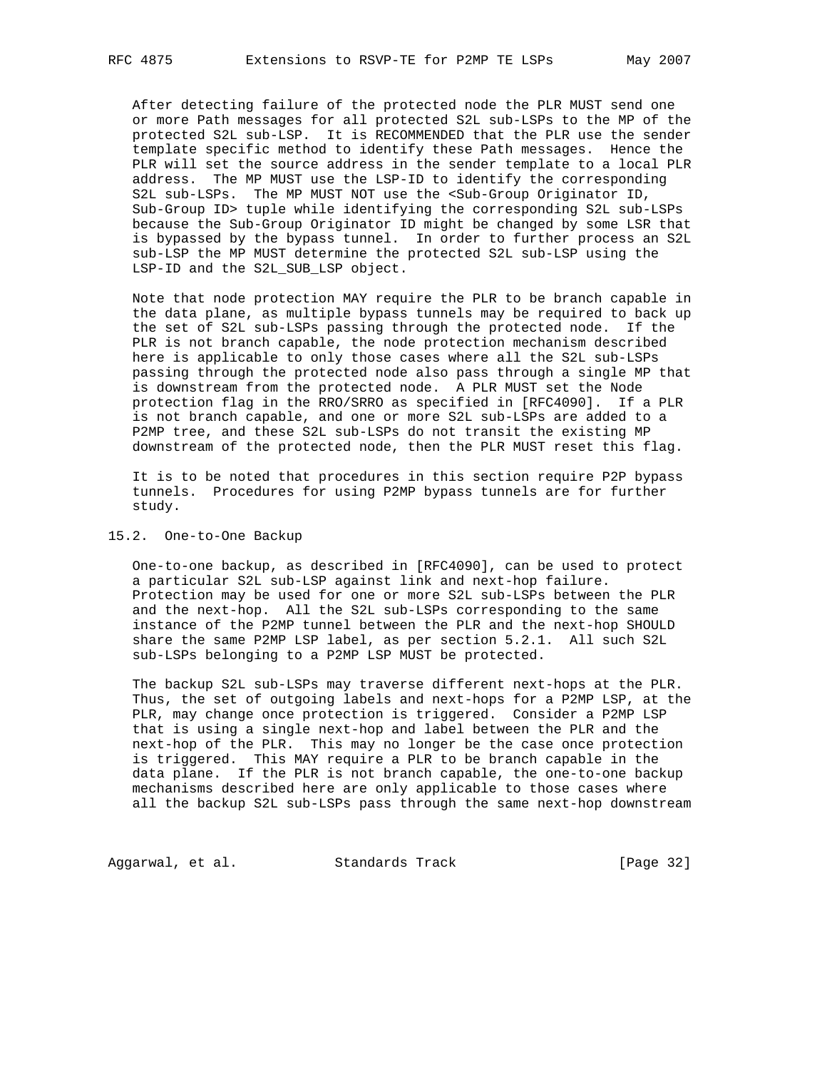After detecting failure of the protected node the PLR MUST send one or more Path messages for all protected S2L sub-LSPs to the MP of the protected S2L sub-LSP. It is RECOMMENDED that the PLR use the sender template specific method to identify these Path messages. Hence the PLR will set the source address in the sender template to a local PLR address. The MP MUST use the LSP-ID to identify the corresponding S2L sub-LSPs. The MP MUST NOT use the <Sub-Group Originator ID, Sub-Group ID> tuple while identifying the corresponding S2L sub-LSPs because the Sub-Group Originator ID might be changed by some LSR that is bypassed by the bypass tunnel. In order to further process an S2L sub-LSP the MP MUST determine the protected S2L sub-LSP using the LSP-ID and the S2L_SUB_LSP object.

Note that node protection MAY require the PLR to be branch capable in the data plane, as multiple bypass tunnels may be required to back up the set of S2L sub-LSPs passing through the protected node. If the PLR is not branch capable, the node protection mechanism described here is applicable to only those cases where all the S2L sub-LSPs passing through the protected node also pass through a single MP that is downstream from the protected node. A PLR MUST set the Node protection flag in the RRO/SRRO as specified in [RFC4090]. If a PLR is not branch capable, and one or more S2L sub-LSPs are added to a P2MP tree, and these S2L sub-LSPs do not transit the existing MP downstream of the protected node, then the PLR MUST reset this flag.

It is to be noted that procedures in this section require P2P bypass tunnels. Procedures for using P2MP bypass tunnels are for further study.

## 15.2. One-to-One Backup

One-to-one backup, as described in [RFC4090], can be used to protect a particular S2L sub-LSP against link and next-hop failure. Protection may be used for one or more S2L sub-LSPs between the PLR and the next-hop. All the S2L sub-LSPs corresponding to the same instance of the P2MP tunnel between the PLR and the next-hop SHOULD share the same P2MP LSP label, as per section 5.2.1. All such S2L sub-LSPs belonging to a P2MP LSP MUST be protected.

The backup S2L sub-LSPs may traverse different next-hops at the PLR. Thus, the set of outgoing labels and next-hops for a P2MP LSP, at the PLR, may change once protection is triggered. Consider a P2MP LSP that is using a single next-hop and label between the PLR and the next-hop of the PLR. This may no longer be the case once protection is triggered. This MAY require a PLR to be branch capable in the data plane. If the PLR is not branch capable, the one-to-one backup mechanisms described here are only applicable to those cases where all the backup S2L sub-LSPs pass through the same next-hop downstream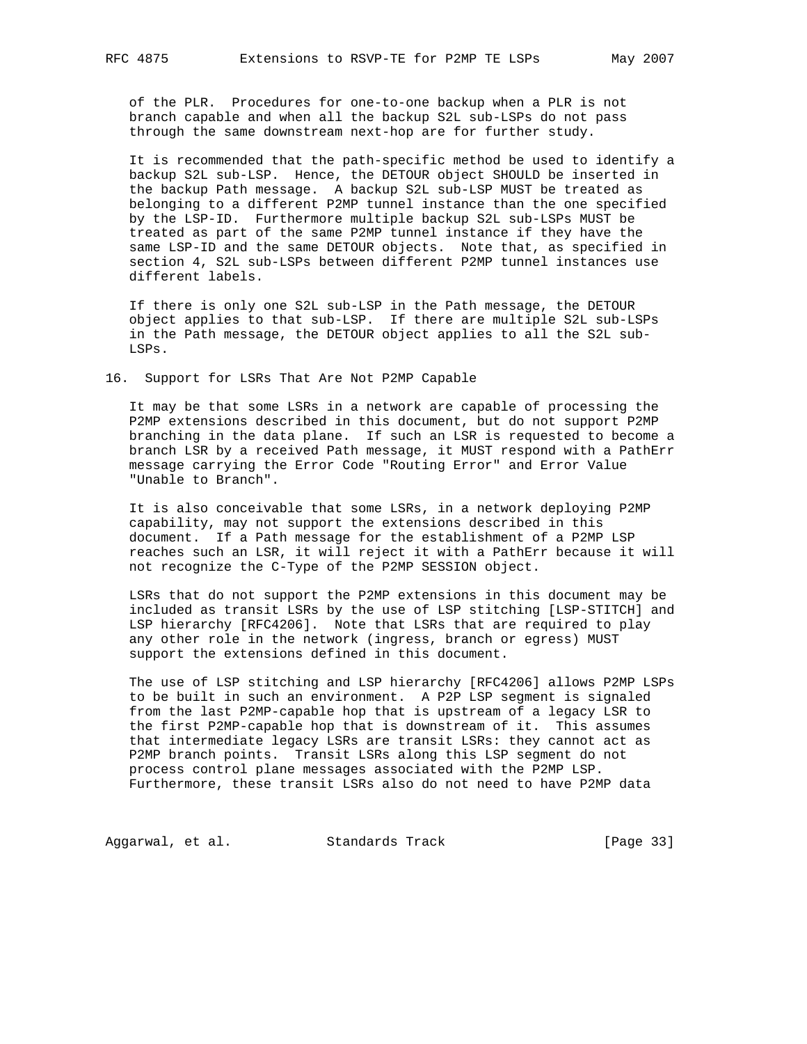of the PLR. Procedures for one-to-one backup when a PLR is not branch capable and when all the backup S2L sub-LSPs do not pass through the same downstream next-hop are for further study.

It is recommended that the path-specific method be used to identify a backup S2L sub-LSP. Hence, the DETOUR object SHOULD be inserted in the backup Path message. A backup S2L sub-LSP MUST be treated as belonging to a different P2MP tunnel instance than the one specified by the LSP-ID. Furthermore multiple backup S2L sub-LSPs MUST be treated as part of the same P2MP tunnel instance if they have the same LSP-ID and the same DETOUR objects. Note that, as specified in section 4, S2L sub-LSPs between different P2MP tunnel instances use different labels.

If there is only one S2L sub-LSP in the Path message, the DETOUR object applies to that sub-LSP. If there are multiple S2L sub-LSPs in the Path message, the DETOUR object applies to all the S2L sub-LSPs.

## 16. Support for LSRs That Are Not P2MP Capable

It may be that some LSRs in a network are capable of processing the P2MP extensions described in this document, but do not support P2MP branching in the data plane. If such an LSR is requested to become a branch LSR by a received Path message, it MUST respond with a PathErr message carrying the Error Code "Routing Error" and Error Value "Unable to Branch".

It is also conceivable that some LSRs, in a network deploying P2MP capability, may not support the extensions described in this document. If a Path message for the establishment of a P2MP LSP reaches such an LSR, it will reject it with a PathErr because it will not recognize the C-Type of the P2MP SESSION object.

LSRs that do not support the P2MP extensions in this document may be included as transit LSRs by the use of LSP stitching [LSP-STITCH] and LSP hierarchy [RFC4206]. Note that LSRs that are required to play any other role in the network (ingress, branch or egress) MUST support the extensions defined in this document.

The use of LSP stitching and LSP hierarchy [RFC4206] allows P2MP LSPs to be built in such an environment. A P2P LSP segment is signaled from the last P2MP-capable hop that is upstream of a legacy LSR to the first P2MP-capable hop that is downstream of it. This assumes that intermediate legacy LSRs are transit LSRs: they cannot act as P2MP branch points. Transit LSRs along this LSP segment do not process control plane messages associated with the P2MP LSP. Furthermore, these transit LSRs also do not need to have P2MP data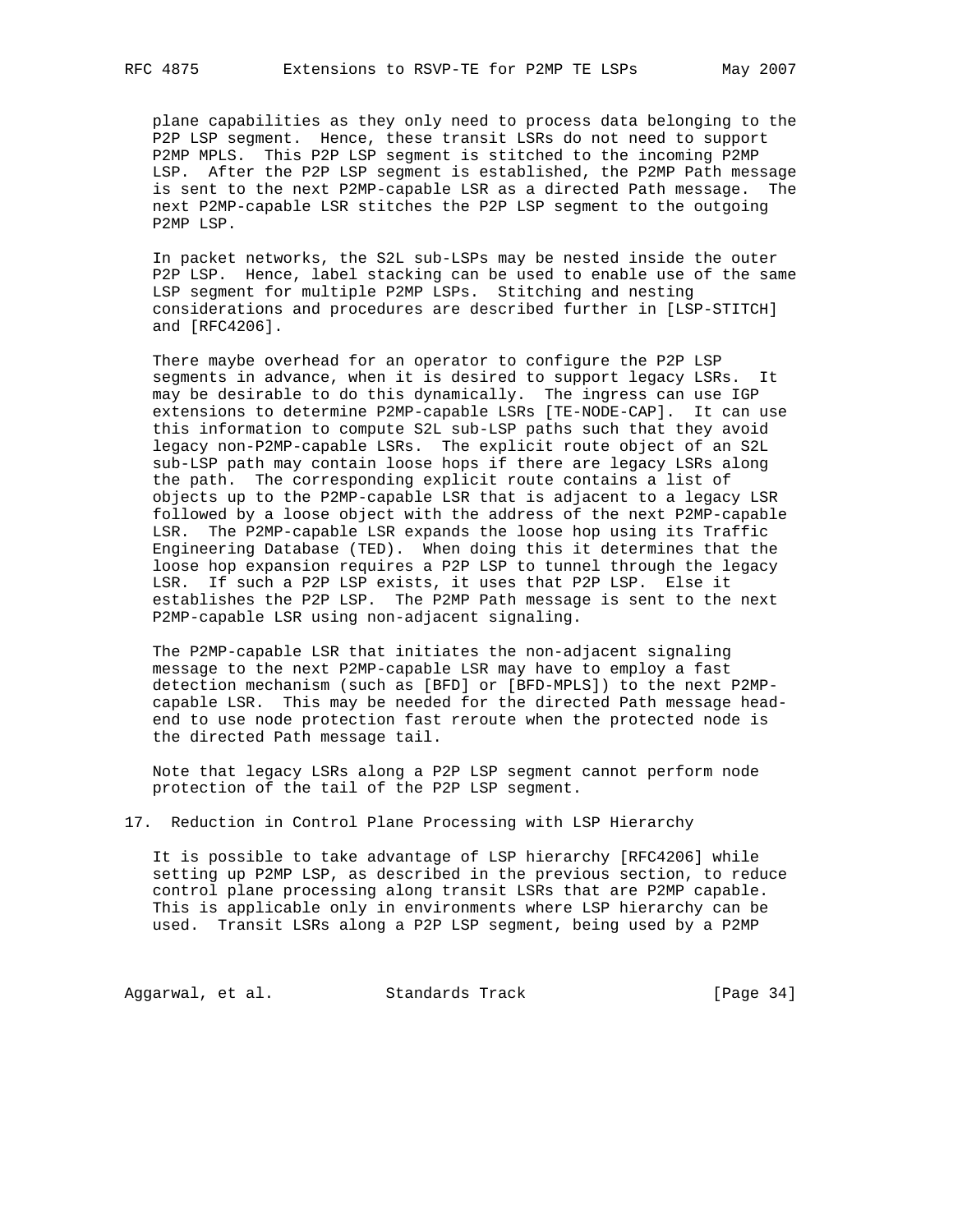plane capabilities as they only need to process data belonging to the P2P LSP segment. Hence, these transit LSRs do not need to support P2MP MPLS. This P2P LSP segment is stitched to the incoming P2MP LSP. After the P2P LSP segment is established, the P2MP Path message is sent to the next P2MP-capable LSR as a directed Path message. The next P2MP-capable LSR stitches the P2P LSP segment to the outgoing P2MP LSP.

In packet networks, the S2L sub-LSPs may be nested inside the outer P2P LSP. Hence, label stacking can be used to enable use of the same LSP segment for multiple P2MP LSPs. Stitching and nesting considerations and procedures are described further in [LSP-STITCH] and [RFC4206].

There maybe overhead for an operator to configure the P2P LSP segments in advance, when it is desired to support legacy LSRs. It may be desirable to do this dynamically. The ingress can use IGP extensions to determine P2MP-capable LSRs [TE-NODE-CAP]. It can use this information to compute S2L sub-LSP paths such that they avoid legacy non-P2MP-capable LSRs. The explicit route object of an S2L sub-LSP path may contain loose hops if there are legacy LSRs along the path. The corresponding explicit route contains a list of objects up to the P2MP-capable LSR that is adjacent to a legacy LSR followed by a loose object with the address of the next P2MP-capable LSR. The P2MP-capable LSR expands the loose hop using its Traffic Engineering Database (TED). When doing this it determines that the loose hop expansion requires a P2P LSP to tunnel through the legacy LSR. If such a P2P LSP exists, it uses that P2P LSP. Else it establishes the P2P LSP. The P2MP Path message is sent to the next P2MP-capable LSR using non-adjacent signaling.

The P2MP-capable LSR that initiates the non-adjacent signaling message to the next P2MP-capable LSR may have to employ a fast detection mechanism (such as [BFD] or [BFD-MPLS]) to the next P2MP-capable LSR. This may be needed for the directed Path message head-end to use node protection fast reroute when the protected node is the directed Path message tail.

Note that legacy LSRs along a P2P LSP segment cannot perform node protection of the tail of the P2P LSP segment.

## 17. Reduction in Control Plane Processing with LSP Hierarchy

It is possible to take advantage of LSP hierarchy [RFC4206] while setting up P2MP LSP, as described in the previous section, to reduce control plane processing along transit LSRs that are P2MP capable. This is applicable only in environments where LSP hierarchy can be used. Transit LSRs along a P2P LSP segment, being used by a P2MP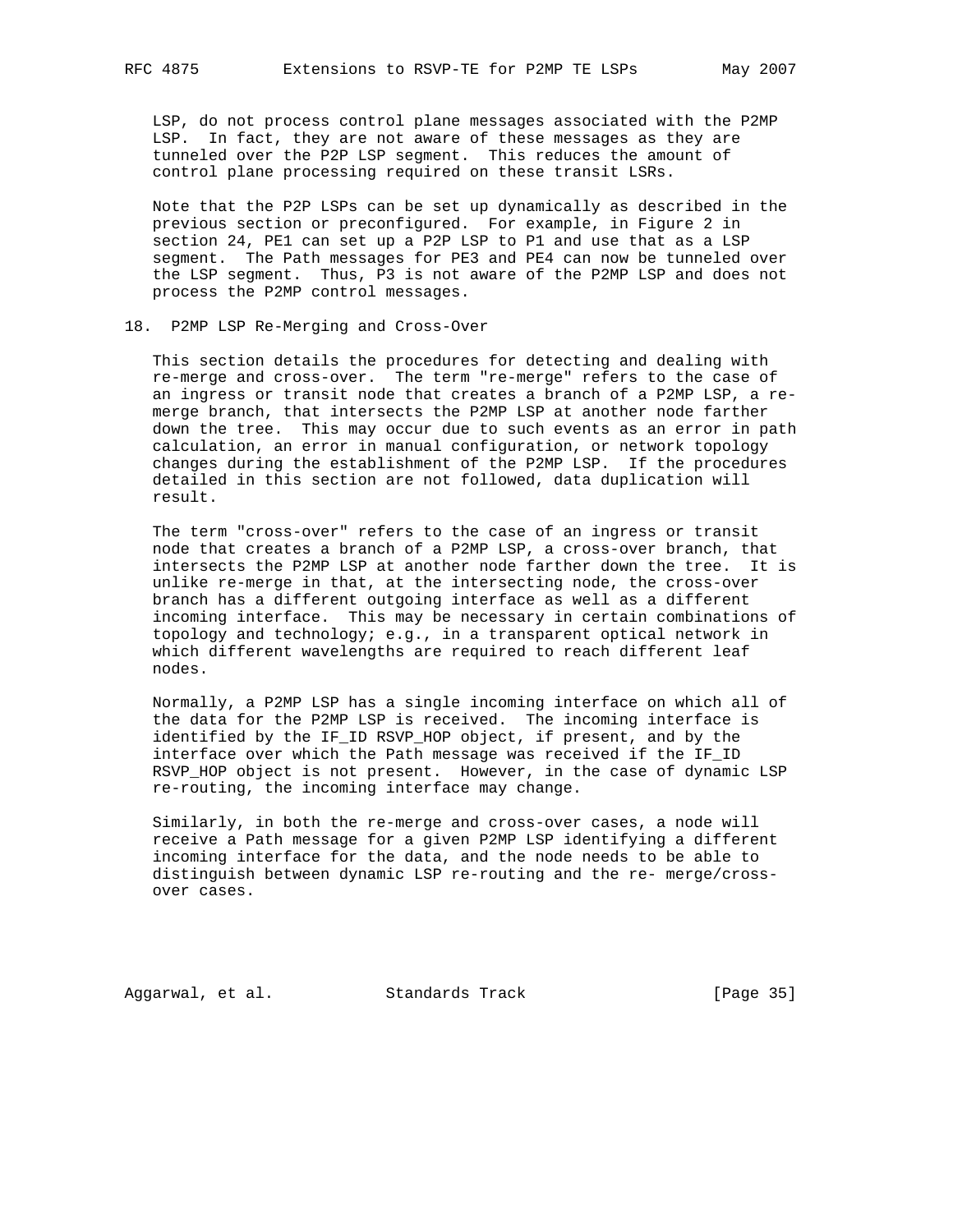LSP, do not process control plane messages associated with the P2MP LSP. In fact, they are not aware of these messages as they are tunneled over the P2P LSP segment. This reduces the amount of control plane processing required on these transit LSRs.

Note that the P2P LSPs can be set up dynamically as described in the previous section or preconfigured. For example, in Figure 2 in section 24, PE1 can set up a P2P LSP to P1 and use that as a LSP segment. The Path messages for PE3 and PE4 can now be tunneled over the LSP segment. Thus, P3 is not aware of the P2MP LSP and does not process the P2MP control messages.

## 18. P2MP LSP Re-Merging and Cross-Over

This section details the procedures for detecting and dealing with re-merge and cross-over. The term "re-merge" refers to the case of an ingress or transit node that creates a branch of a P2MP LSP, a re-merge branch, that intersects the P2MP LSP at another node farther down the tree. This may occur due to such events as an error in path calculation, an error in manual configuration, or network topology changes during the establishment of the P2MP LSP. If the procedures detailed in this section are not followed, data duplication will result.

The term "cross-over" refers to the case of an ingress or transit node that creates a branch of a P2MP LSP, a cross-over branch, that intersects the P2MP LSP at another node farther down the tree. It is unlike re-merge in that, at the intersecting node, the cross-over branch has a different outgoing interface as well as a different incoming interface. This may be necessary in certain combinations of topology and technology; e.g., in a transparent optical network in which different wavelengths are required to reach different leaf nodes.

Normally, a P2MP LSP has a single incoming interface on which all of the data for the P2MP LSP is received. The incoming interface is identified by the IF_ID RSVP_HOP object, if present, and by the interface over which the Path message was received if the IF_ID RSVP_HOP object is not present. However, in the case of dynamic LSP re-routing, the incoming interface may change.

Similarly, in both the re-merge and cross-over cases, a node will receive a Path message for a given P2MP LSP identifying a different incoming interface for the data, and the node needs to be able to distinguish between dynamic LSP re-routing and the re- merge/cross-over cases.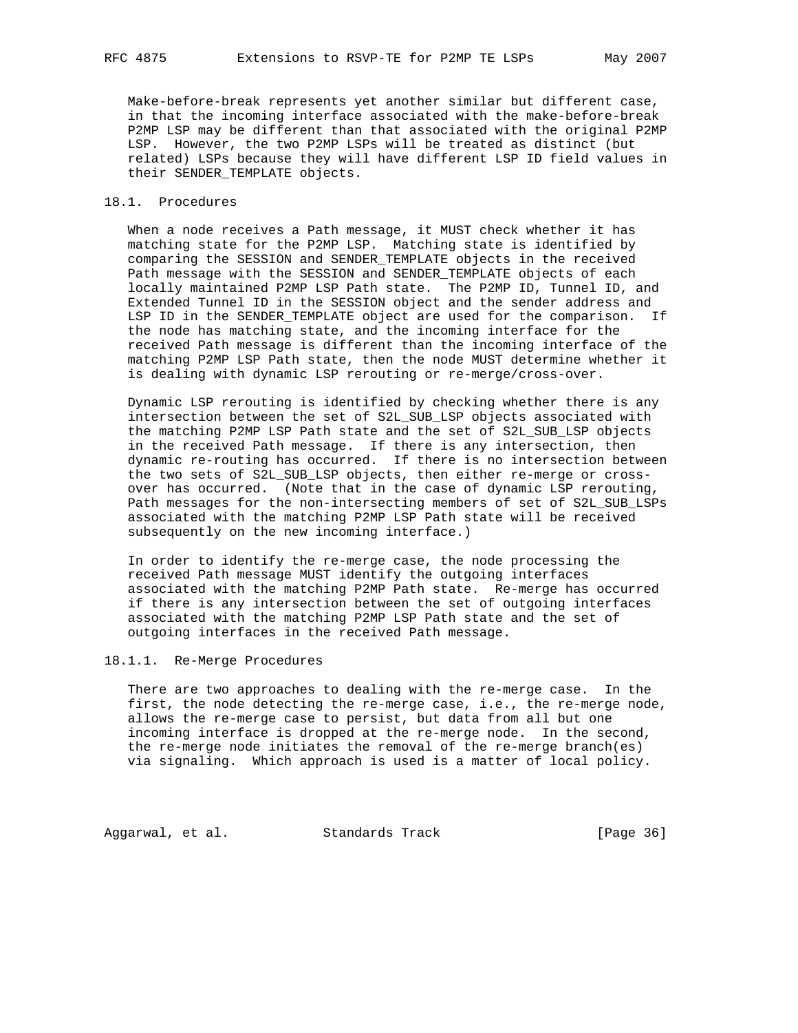Make-before-break represents yet another similar but different case, in that the incoming interface associated with the make-before-break P2MP LSP may be different than that associated with the original P2MP LSP. However, the two P2MP LSPs will be treated as distinct (but related) LSPs because they will have different LSP ID field values in their SENDER_TEMPLATE objects.

### 18.1. Procedures

When a node receives a Path message, it MUST check whether it has matching state for the P2MP LSP. Matching state is identified by comparing the SESSION and SENDER_TEMPLATE objects in the received Path message with the SESSION and SENDER_TEMPLATE objects of each locally maintained P2MP LSP Path state. The P2MP ID, Tunnel ID, and Extended Tunnel ID in the SESSION object and the sender address and LSP ID in the SENDER_TEMPLATE object are used for the comparison. If the node has matching state, and the incoming interface for the received Path message is different than the incoming interface of the matching P2MP LSP Path state, then the node MUST determine whether it is dealing with dynamic LSP rerouting or re-merge/cross-over.

Dynamic LSP rerouting is identified by checking whether there is any intersection between the set of S2L_SUB_LSP objects associated with the matching P2MP LSP Path state and the set of S2L_SUB_LSP objects in the received Path message. If there is any intersection, then dynamic re-routing has occurred. If there is no intersection between the two sets of S2L_SUB_LSP objects, then either re-merge or cross-over has occurred. (Note that in the case of dynamic LSP rerouting, Path messages for the non-intersecting members of set of S2L_SUB_LSPs associated with the matching P2MP LSP Path state will be received subsequently on the new incoming interface.)

In order to identify the re-merge case, the node processing the received Path message MUST identify the outgoing interfaces associated with the matching P2MP Path state. Re-merge has occurred if there is any intersection between the set of outgoing interfaces associated with the matching P2MP LSP Path state and the set of outgoing interfaces in the received Path message.

#### 18.1.1. Re-Merge Procedures

There are two approaches to dealing with the re-merge case. In the first, the node detecting the re-merge case, i.e., the re-merge node, allows the re-merge case to persist, but data from all but one incoming interface is dropped at the re-merge node. In the second, the re-merge node initiates the removal of the re-merge branch(es) via signaling. Which approach is used is a matter of local policy.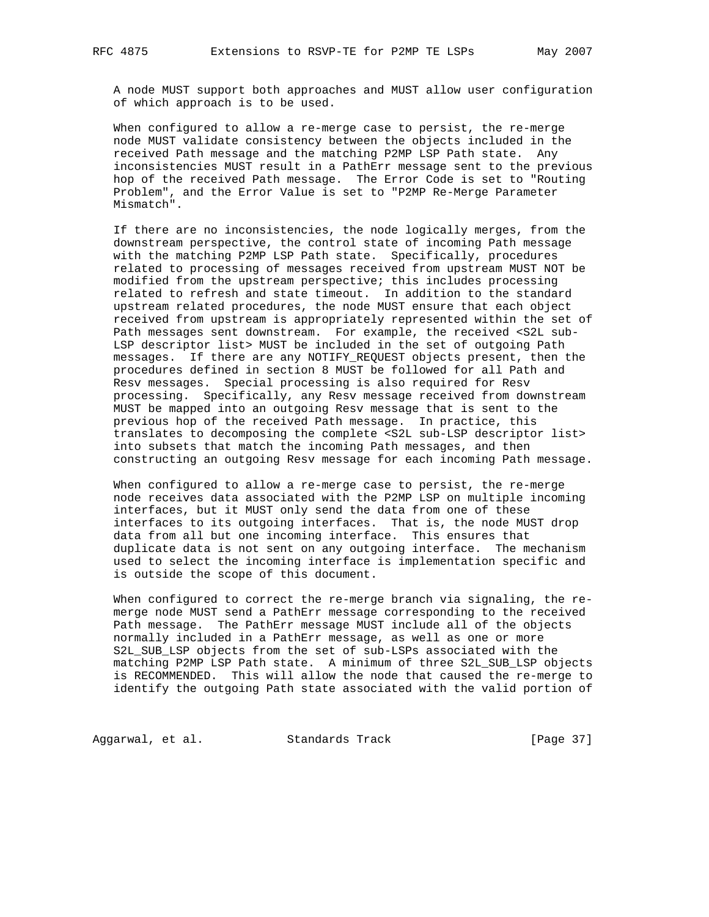A node MUST support both approaches and MUST allow user configuration of which approach is to be used.

When configured to allow a re-merge case to persist, the re-merge node MUST validate consistency between the objects included in the received Path message and the matching P2MP LSP Path state. Any inconsistencies MUST result in a PathErr message sent to the previous hop of the received Path message. The Error Code is set to "Routing Problem", and the Error Value is set to "P2MP Re-Merge Parameter Mismatch".

If there are no inconsistencies, the node logically merges, from the downstream perspective, the control state of incoming Path message with the matching P2MP LSP Path state. Specifically, procedures related to processing of messages received from upstream MUST NOT be modified from the upstream perspective; this includes processing related to refresh and state timeout. In addition to the standard upstream related procedures, the node MUST ensure that each object received from upstream is appropriately represented within the set of Path messages sent downstream. For example, the received <S2L sub-LSP descriptor list> MUST be included in the set of outgoing Path messages. If there are any NOTIFY_REQUEST objects present, then the procedures defined in section 8 MUST be followed for all Path and Resv messages. Special processing is also required for Resv processing. Specifically, any Resv message received from downstream MUST be mapped into an outgoing Resv message that is sent to the previous hop of the received Path message. In practice, this translates to decomposing the complete <S2L sub-LSP descriptor list> into subsets that match the incoming Path messages, and then constructing an outgoing Resv message for each incoming Path message.

When configured to allow a re-merge case to persist, the re-merge node receives data associated with the P2MP LSP on multiple incoming interfaces, but it MUST only send the data from one of these interfaces to its outgoing interfaces. That is, the node MUST drop data from all but one incoming interface. This ensures that duplicate data is not sent on any outgoing interface. The mechanism used to select the incoming interface is implementation specific and is outside the scope of this document.

When configured to correct the re-merge branch via signaling, the re-merge node MUST send a PathErr message corresponding to the received Path message. The PathErr message MUST include all of the objects normally included in a PathErr message, as well as one or more S2L_SUB_LSP objects from the set of sub-LSPs associated with the matching P2MP LSP Path state. A minimum of three S2L_SUB_LSP objects is RECOMMENDED. This will allow the node that caused the re-merge to identify the outgoing Path state associated with the valid portion of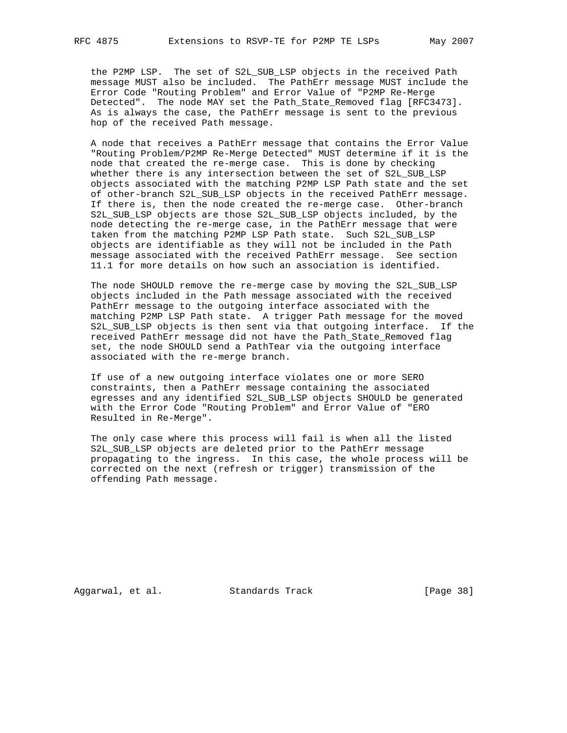the P2MP LSP. The set of S2L_SUB_LSP objects in the received Path message MUST also be included. The PathErr message MUST include the Error Code "Routing Problem" and Error Value of "P2MP Re-Merge Detected". The node MAY set the Path_State_Removed flag [RFC3473]. As is always the case, the PathErr message is sent to the previous hop of the received Path message.

A node that receives a PathErr message that contains the Error Value "Routing Problem/P2MP Re-Merge Detected" MUST determine if it is the node that created the re-merge case. This is done by checking whether there is any intersection between the set of S2L_SUB_LSP objects associated with the matching P2MP LSP Path state and the set of other-branch S2L_SUB_LSP objects in the received PathErr message. If there is, then the node created the re-merge case. Other-branch S2L_SUB_LSP objects are those S2L_SUB_LSP objects included, by the node detecting the re-merge case, in the PathErr message that were taken from the matching P2MP LSP Path state. Such S2L_SUB_LSP objects are identifiable as they will not be included in the Path message associated with the received PathErr message. See section 11.1 for more details on how such an association is identified.

The node SHOULD remove the re-merge case by moving the S2L_SUB_LSP objects included in the Path message associated with the received PathErr message to the outgoing interface associated with the matching P2MP LSP Path state. A trigger Path message for the moved S2L_SUB_LSP objects is then sent via that outgoing interface. If the received PathErr message did not have the Path_State_Removed flag set, the node SHOULD send a PathTear via the outgoing interface associated with the re-merge branch.

If use of a new outgoing interface violates one or more SERO constraints, then a PathErr message containing the associated egresses and any identified S2L_SUB_LSP objects SHOULD be generated with the Error Code "Routing Problem" and Error Value of "ERO Resulted in Re-Merge".

The only case where this process will fail is when all the listed S2L_SUB_LSP objects are deleted prior to the PathErr message propagating to the ingress. In this case, the whole process will be corrected on the next (refresh or trigger) transmission of the offending Path message.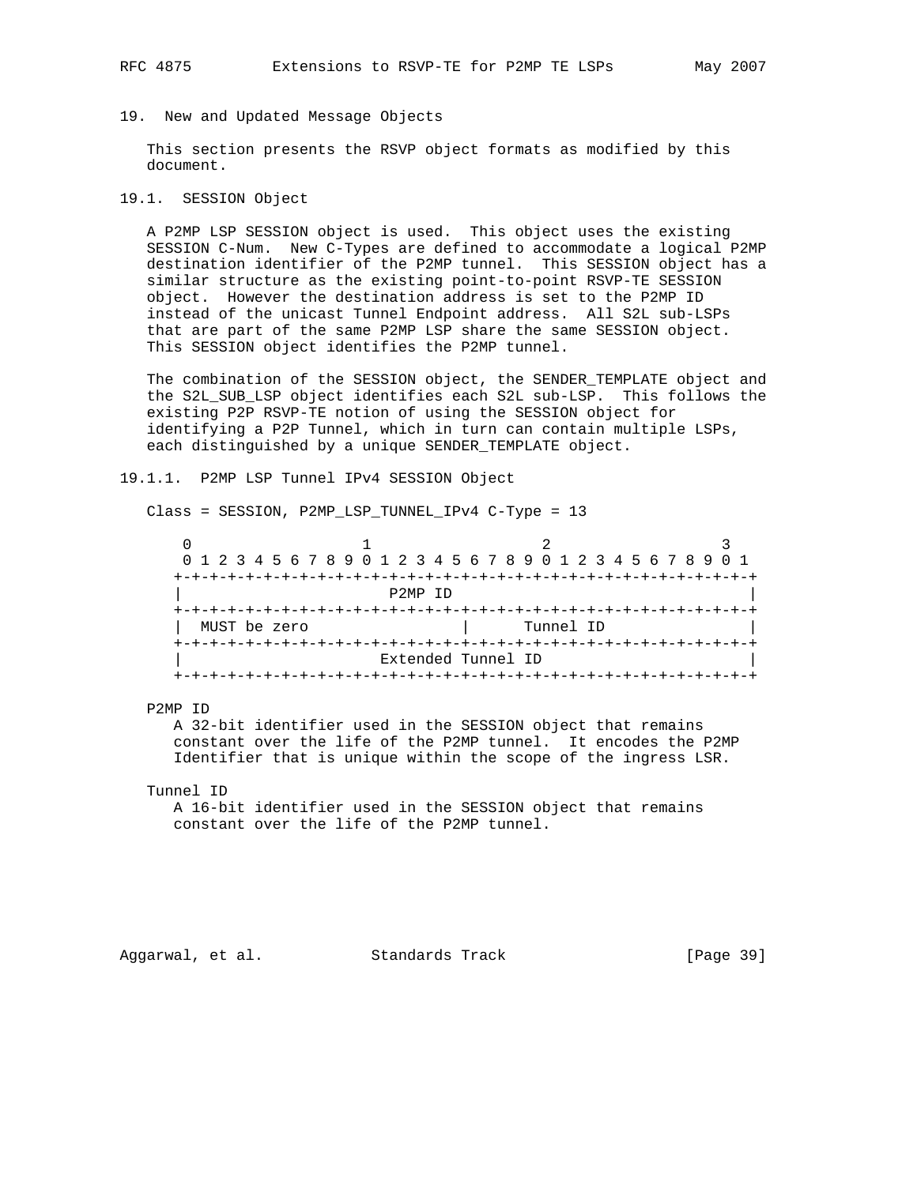## 19. New and Updated Message Objects

This section presents the RSVP object formats as modified by this document.

### 19.1. SESSION Object

A P2MP LSP SESSION object is used. This object uses the existing SESSION C-Num. New C-Types are defined to accommodate a logical P2MP destination identifier of the P2MP tunnel. This SESSION object has a similar structure as the existing point-to-point RSVP-TE SESSION object. However the destination address is set to the P2MP ID instead of the unicast Tunnel Endpoint address. All S2L sub-LSPs that are part of the same P2MP LSP share the same SESSION object. This SESSION object identifies the P2MP tunnel.

The combination of the SESSION object, the SENDER_TEMPLATE object and the S2L_SUB_LSP object identifies each S2L sub-LSP. This follows the existing P2P RSVP-TE notion of using the SESSION object for identifying a P2P Tunnel, which in turn can contain multiple LSPs, each distinguished by a unique SENDER_TEMPLATE object.

#### 19.1.1. P2MP LSP Tunnel IPv4 SESSION Object

Class = SESSION, P2MP_LSP_TUNNEL_IPv4 C-Type = 13

```
 0                   1                   2                   3
 0 1 2 3 4 5 6 7 8 9 0 1 2 3 4 5 6 7 8 9 0 1 2 3 4 5 6 7 8 9 0 1
+-+-+-+-+-+-+-+-+-+-+-+-+-+-+-+-+-+-+-+-+-+-+-+-+-+-+-+-+-+-+-+-+
|                       P2MP ID                                 |
+-+-+-+-+-+-+-+-+-+-+-+-+-+-+-+-+-+-+-+-+-+-+-+-+-+-+-+-+-+-+-+-+
|  MUST be zero                 |      Tunnel ID                |
+-+-+-+-+-+-+-+-+-+-+-+-+-+-+-+-+-+-+-+-+-+-+-+-+-+-+-+-+-+-+-+-+
|                       Extended Tunnel ID                      |
+-+-+-+-+-+-+-+-+-+-+-+-+-+-+-+-+-+-+-+-+-+-+-+-+-+-+-+-+-+-+-+-+
```

P2MP ID

A 32-bit identifier used in the SESSION object that remains constant over the life of the P2MP tunnel. It encodes the P2MP Identifier that is unique within the scope of the ingress LSR.

Tunnel ID

A 16-bit identifier used in the SESSION object that remains constant over the life of the P2MP tunnel.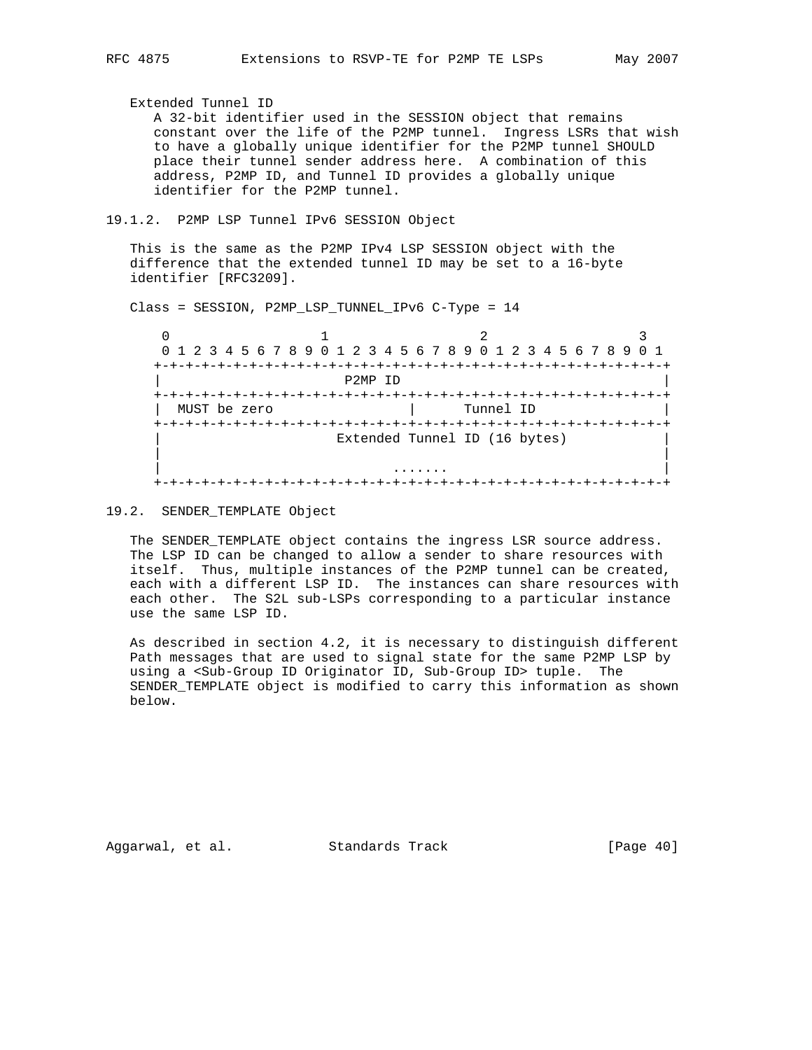Extended Tunnel ID

A 32-bit identifier used in the SESSION object that remains constant over the life of the P2MP tunnel. Ingress LSRs that wish to have a globally unique identifier for the P2MP tunnel SHOULD place their tunnel sender address here. A combination of this address, P2MP ID, and Tunnel ID provides a globally unique identifier for the P2MP tunnel.

### 19.1.2. P2MP LSP Tunnel IPv6 SESSION Object

This is the same as the P2MP IPv4 LSP SESSION object with the difference that the extended tunnel ID may be set to a 16-byte identifier [RFC3209].

Class = SESSION, P2MP_LSP_TUNNEL_IPv6 C-Type = 14

```
 0                   1                   2                   3
 0 1 2 3 4 5 6 7 8 9 0 1 2 3 4 5 6 7 8 9 0 1 2 3 4 5 6 7 8 9 0 1
+-+-+-+-+-+-+-+-+-+-+-+-+-+-+-+-+-+-+-+-+-+-+-+-+-+-+-+-+-+-+-+-+
|                       P2MP ID                                 |
+-+-+-+-+-+-+-+-+-+-+-+-+-+-+-+-+-+-+-+-+-+-+-+-+-+-+-+-+-+-+-+-+
|  MUST be zero                 |      Tunnel ID                |
+-+-+-+-+-+-+-+-+-+-+-+-+-+-+-+-+-+-+-+-+-+-+-+-+-+-+-+-+-+-+-+-+
|                      Extended Tunnel ID (16 bytes)            |
|                                                               |
|                             .......                           |
+-+-+-+-+-+-+-+-+-+-+-+-+-+-+-+-+-+-+-+-+-+-+-+-+-+-+-+-+-+-+-+-+
```

## 19.2. SENDER_TEMPLATE Object

The SENDER_TEMPLATE object contains the ingress LSR source address. The LSP ID can be changed to allow a sender to share resources with itself. Thus, multiple instances of the P2MP tunnel can be created, each with a different LSP ID. The instances can share resources with each other. The S2L sub-LSPs corresponding to a particular instance use the same LSP ID.

As described in section 4.2, it is necessary to distinguish different Path messages that are used to signal state for the same P2MP LSP by using a <Sub-Group ID Originator ID, Sub-Group ID> tuple. The SENDER_TEMPLATE object is modified to carry this information as shown below.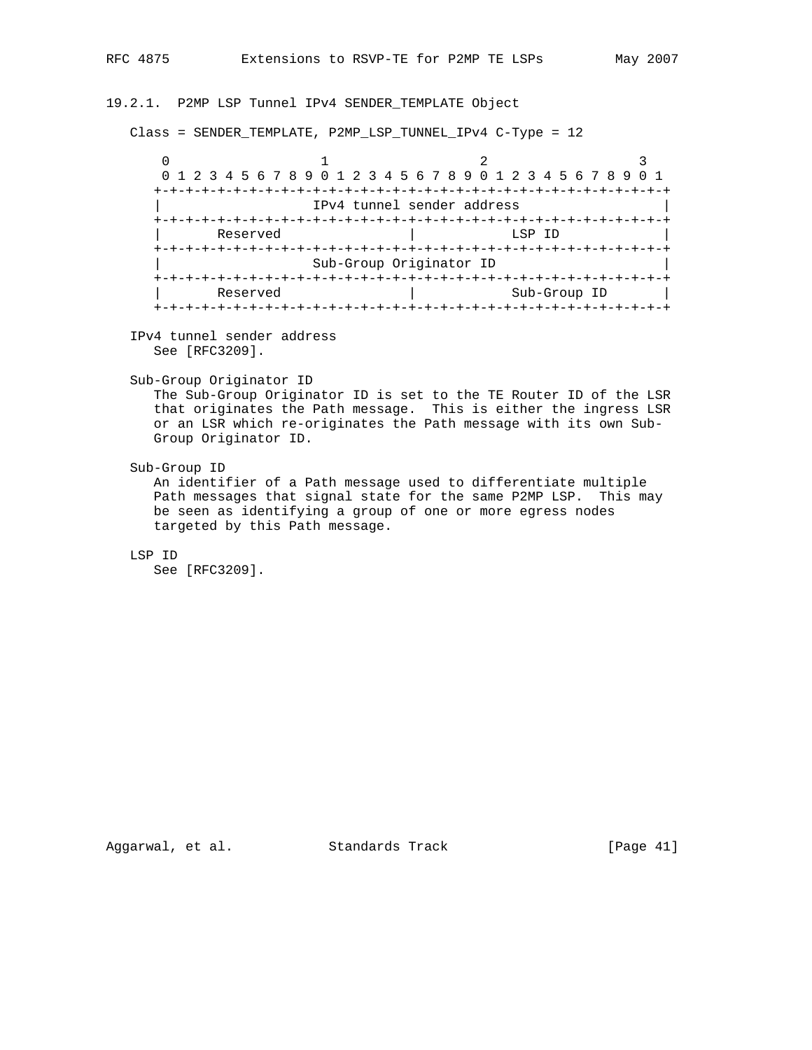### 19.2.1. P2MP LSP Tunnel IPv4 SENDER_TEMPLATE Object

Class = SENDER_TEMPLATE, P2MP_LSP_TUNNEL_IPv4 C-Type = 12

```
 0                   1                   2                   3
 0 1 2 3 4 5 6 7 8 9 0 1 2 3 4 5 6 7 8 9 0 1 2 3 4 5 6 7 8 9 0 1
+-+-+-+-+-+-+-+-+-+-+-+-+-+-+-+-+-+-+-+-+-+-+-+-+-+-+-+-+-+-+-+-+
|                   IPv4 tunnel sender address                  |
+-+-+-+-+-+-+-+-+-+-+-+-+-+-+-+-+-+-+-+-+-+-+-+-+-+-+-+-+-+-+-+-+
|       Reserved                |            LSP ID             |
+-+-+-+-+-+-+-+-+-+-+-+-+-+-+-+-+-+-+-+-+-+-+-+-+-+-+-+-+-+-+-+-+
|                   Sub-Group Originator ID                     |
+-+-+-+-+-+-+-+-+-+-+-+-+-+-+-+-+-+-+-+-+-+-+-+-+-+-+-+-+-+-+-+-+
|       Reserved                |         Sub-Group ID          |
+-+-+-+-+-+-+-+-+-+-+-+-+-+-+-+-+-+-+-+-+-+-+-+-+-+-+-+-+-+-+-+-+
```

IPv4 tunnel sender address
   See [RFC3209].

Sub-Group Originator ID
   The Sub-Group Originator ID is set to the TE Router ID of the LSR that originates the Path message. This is either the ingress LSR or an LSR which re-originates the Path message with its own Sub-Group Originator ID.

Sub-Group ID
   An identifier of a Path message used to differentiate multiple Path messages that signal state for the same P2MP LSP. This may be seen as identifying a group of one or more egress nodes targeted by this Path message.

LSP ID
   See [RFC3209].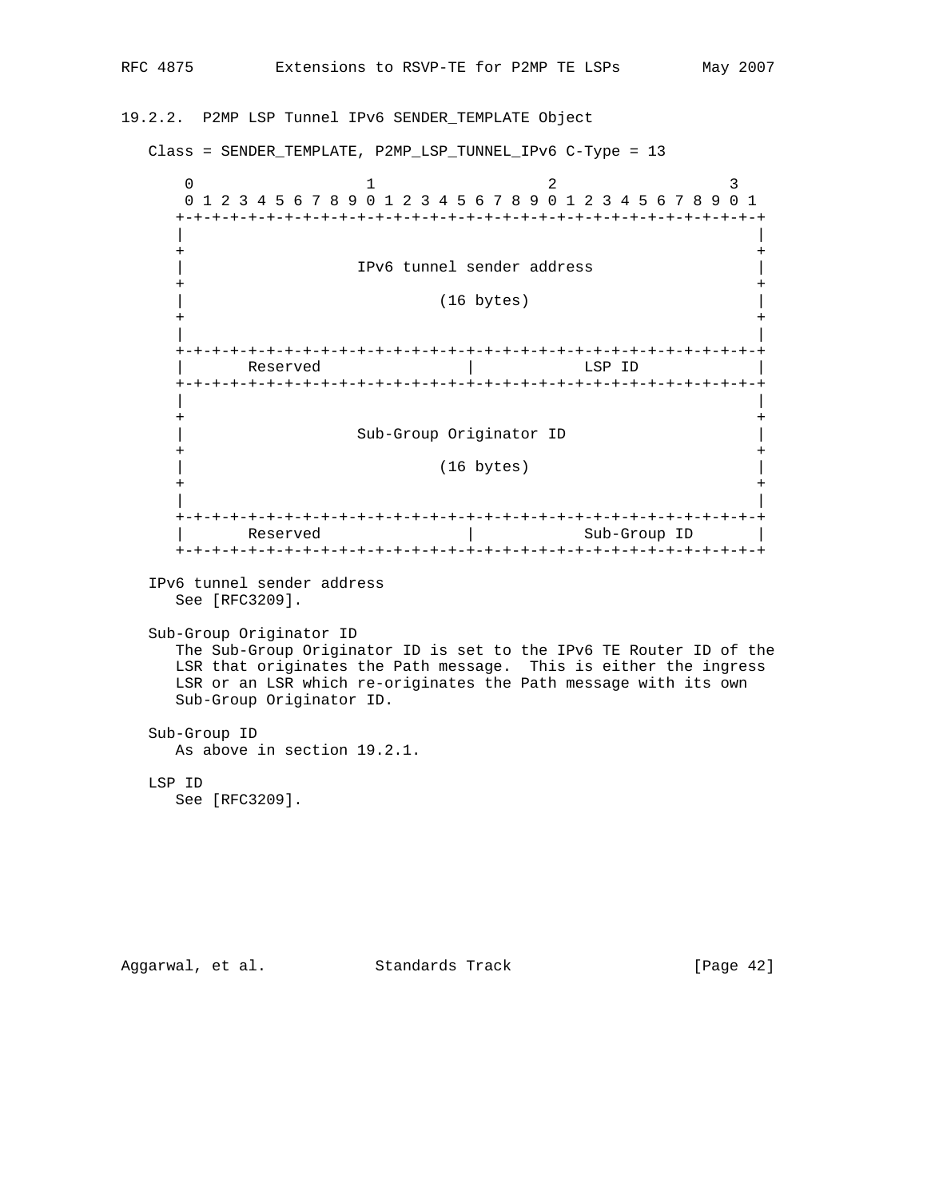### 19.2.2. P2MP LSP Tunnel IPv6 SENDER_TEMPLATE Object

Class = SENDER_TEMPLATE, P2MP_LSP_TUNNEL_IPv6 C-Type = 13

```
 0                   1                   2                   3
 0 1 2 3 4 5 6 7 8 9 0 1 2 3 4 5 6 7 8 9 0 1 2 3 4 5 6 7 8 9 0 1
+-+-+-+-+-+-+-+-+-+-+-+-+-+-+-+-+-+-+-+-+-+-+-+-+-+-+-+-+-+-+-+-+
|                                                               |
+                                                               +
|                  IPv6 tunnel sender address                   |
+                                                               +
|                            (16 bytes)                         |
+                                                               +
|                                                               |
+-+-+-+-+-+-+-+-+-+-+-+-+-+-+-+-+-+-+-+-+-+-+-+-+-+-+-+-+-+-+-+-+
|       Reserved                |            LSP ID             |
+-+-+-+-+-+-+-+-+-+-+-+-+-+-+-+-+-+-+-+-+-+-+-+-+-+-+-+-+-+-+-+-+
|                                                               |
+                                                               +
|                  Sub-Group Originator ID                      |
+                                                               +
|                            (16 bytes)                         |
+                                                               +
|                                                               |
+-+-+-+-+-+-+-+-+-+-+-+-+-+-+-+-+-+-+-+-+-+-+-+-+-+-+-+-+-+-+-+-+
|       Reserved                |            Sub-Group ID       |
+-+-+-+-+-+-+-+-+-+-+-+-+-+-+-+-+-+-+-+-+-+-+-+-+-+-+-+-+-+-+-+-+
```

IPv6 tunnel sender address
   See [RFC3209].

Sub-Group Originator ID
   The Sub-Group Originator ID is set to the IPv6 TE Router ID of the LSR that originates the Path message. This is either the ingress LSR or an LSR which re-originates the Path message with its own Sub-Group Originator ID.

Sub-Group ID
   As above in section 19.2.1.

LSP ID
   See [RFC3209].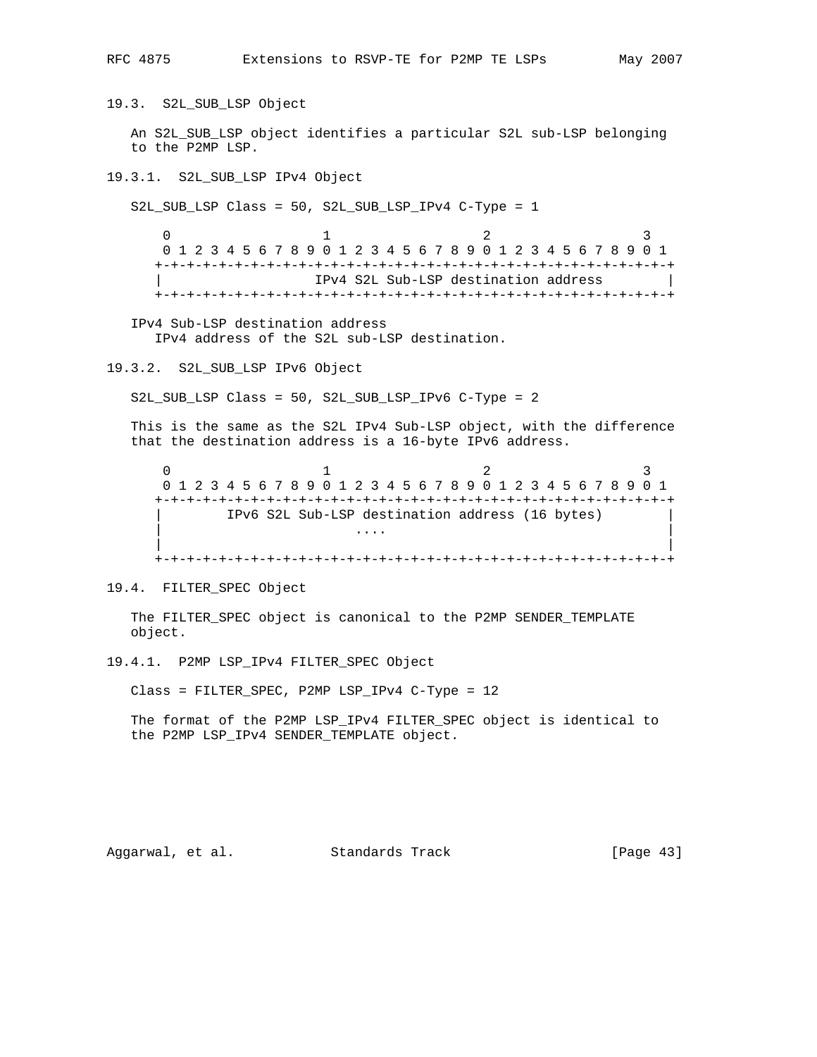### 19.3. S2L_SUB_LSP Object

An S2L_SUB_LSP object identifies a particular S2L sub-LSP belonging to the P2MP LSP.

#### 19.3.1. S2L_SUB_LSP IPv4 Object

S2L_SUB_LSP Class = 50, S2L_SUB_LSP_IPv4 C-Type = 1

```
 0                   1                   2                   3
 0 1 2 3 4 5 6 7 8 9 0 1 2 3 4 5 6 7 8 9 0 1 2 3 4 5 6 7 8 9 0 1
+-+-+-+-+-+-+-+-+-+-+-+-+-+-+-+-+-+-+-+-+-+-+-+-+-+-+-+-+-+-+-+-+
|                  IPv4 S2L Sub-LSP destination address        |
+-+-+-+-+-+-+-+-+-+-+-+-+-+-+-+-+-+-+-+-+-+-+-+-+-+-+-+-+-+-+-+-+
```

IPv4 Sub-LSP destination address
   IPv4 address of the S2L sub-LSP destination.

#### 19.3.2. S2L_SUB_LSP IPv6 Object

S2L_SUB_LSP Class = 50, S2L_SUB_LSP_IPv6 C-Type = 2

This is the same as the S2L IPv4 Sub-LSP object, with the difference that the destination address is a 16-byte IPv6 address.

```
 0                   1                   2                   3
 0 1 2 3 4 5 6 7 8 9 0 1 2 3 4 5 6 7 8 9 0 1 2 3 4 5 6 7 8 9 0 1
+-+-+-+-+-+-+-+-+-+-+-+-+-+-+-+-+-+-+-+-+-+-+-+-+-+-+-+-+-+-+-+-+
|       IPv6 S2L Sub-LSP destination address (16 bytes)       |
|                       ....                                    |
|                                                               |
+-+-+-+-+-+-+-+-+-+-+-+-+-+-+-+-+-+-+-+-+-+-+-+-+-+-+-+-+-+-+-+-+
```

### 19.4. FILTER_SPEC Object

The FILTER_SPEC object is canonical to the P2MP SENDER_TEMPLATE object.

#### 19.4.1. P2MP LSP_IPv4 FILTER_SPEC Object

Class = FILTER_SPEC, P2MP LSP_IPv4 C-Type = 12

The format of the P2MP LSP_IPv4 FILTER_SPEC object is identical to the P2MP LSP_IPv4 SENDER_TEMPLATE object.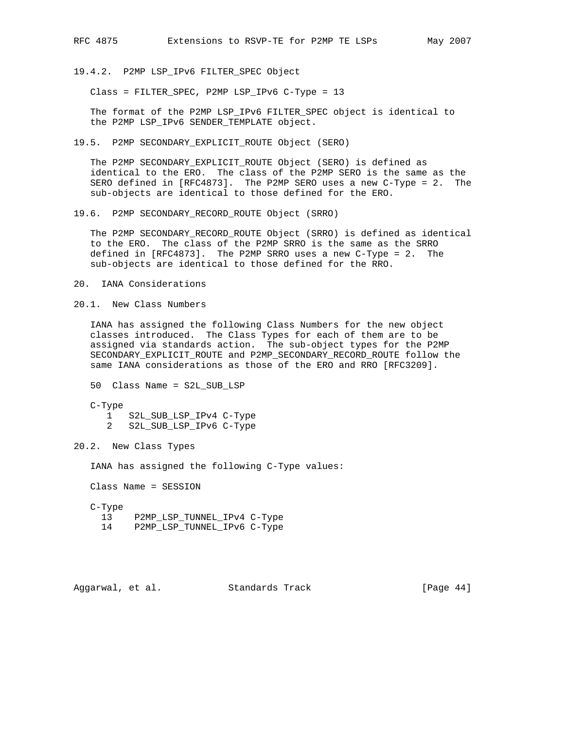### 19.4.2. P2MP LSP_IPv6 FILTER_SPEC Object

Class = FILTER_SPEC, P2MP LSP_IPv6 C-Type = 13

The format of the P2MP LSP_IPv6 FILTER_SPEC object is identical to the P2MP LSP_IPv6 SENDER_TEMPLATE object.

### 19.5. P2MP SECONDARY_EXPLICIT_ROUTE Object (SERO)

The P2MP SECONDARY_EXPLICIT_ROUTE Object (SERO) is defined as identical to the ERO. The class of the P2MP SERO is the same as the SERO defined in [RFC4873]. The P2MP SERO uses a new C-Type = 2. The sub-objects are identical to those defined for the ERO.

### 19.6. P2MP SECONDARY_RECORD_ROUTE Object (SRRO)

The P2MP SECONDARY_RECORD_ROUTE Object (SRRO) is defined as identical to the ERO. The class of the P2MP SRRO is the same as the SRRO defined in [RFC4873]. The P2MP SRRO uses a new C-Type = 2. The sub-objects are identical to those defined for the RRO.

## 20. IANA Considerations

### 20.1. New Class Numbers

IANA has assigned the following Class Numbers for the new object classes introduced. The Class Types for each of them are to be assigned via standards action. The sub-object types for the P2MP SECONDARY_EXPLICIT_ROUTE and P2MP_SECONDARY_RECORD_ROUTE follow the same IANA considerations as those of the ERO and RRO [RFC3209].

```
50  Class Name = S2L_SUB_LSP

C-Type
   1   S2L_SUB_LSP_IPv4 C-Type
   2   S2L_SUB_LSP_IPv6 C-Type
```

### 20.2. New Class Types

IANA has assigned the following C-Type values:

```
Class Name = SESSION

C-Type
  13    P2MP_LSP_TUNNEL_IPv4 C-Type
  14    P2MP_LSP_TUNNEL_IPv6 C-Type
```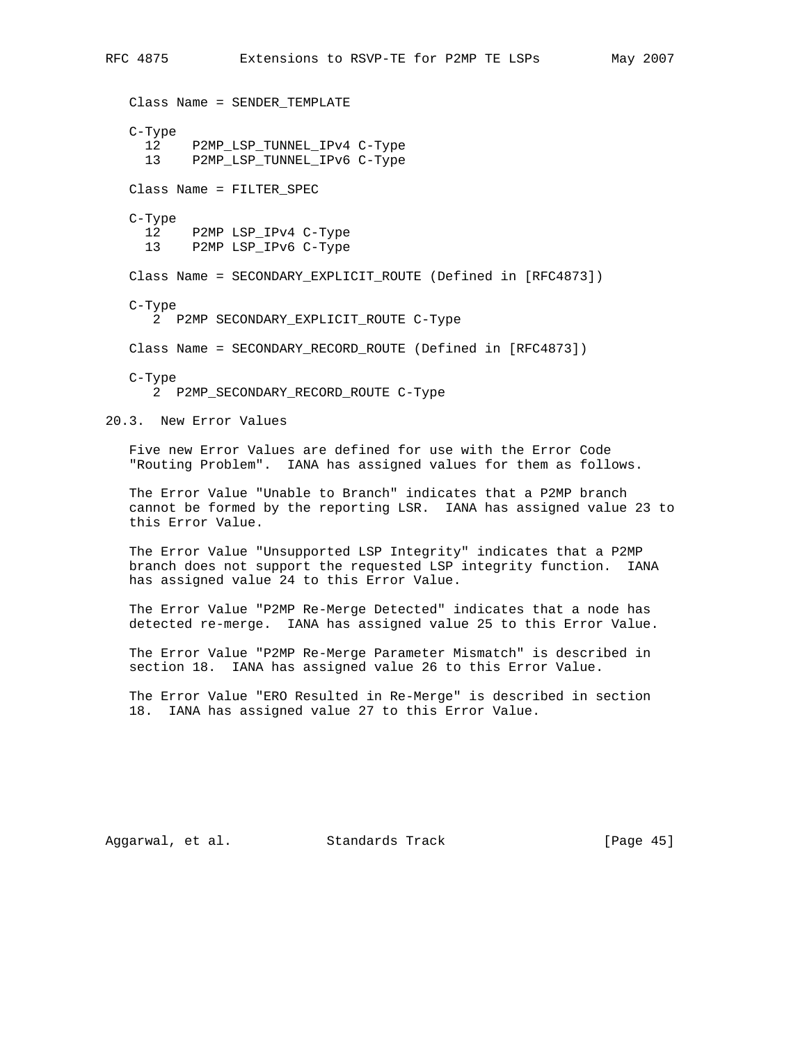Class Name = SENDER_TEMPLATE

C-Type
  12    P2MP_LSP_TUNNEL_IPv4 C-Type
  13    P2MP_LSP_TUNNEL_IPv6 C-Type

Class Name = FILTER_SPEC

C-Type
  12    P2MP LSP_IPv4 C-Type
  13    P2MP LSP_IPv6 C-Type

Class Name = SECONDARY_EXPLICIT_ROUTE (Defined in [RFC4873])

C-Type
   2  P2MP SECONDARY_EXPLICIT_ROUTE C-Type

Class Name = SECONDARY_RECORD_ROUTE (Defined in [RFC4873])

C-Type
   2  P2MP_SECONDARY_RECORD_ROUTE C-Type

## 20.3. New Error Values

Five new Error Values are defined for use with the Error Code "Routing Problem". IANA has assigned values for them as follows.

The Error Value "Unable to Branch" indicates that a P2MP branch cannot be formed by the reporting LSR. IANA has assigned value 23 to this Error Value.

The Error Value "Unsupported LSP Integrity" indicates that a P2MP branch does not support the requested LSP integrity function. IANA has assigned value 24 to this Error Value.

The Error Value "P2MP Re-Merge Detected" indicates that a node has detected re-merge. IANA has assigned value 25 to this Error Value.

The Error Value "P2MP Re-Merge Parameter Mismatch" is described in section 18. IANA has assigned value 26 to this Error Value.

The Error Value "ERO Resulted in Re-Merge" is described in section 18. IANA has assigned value 27 to this Error Value.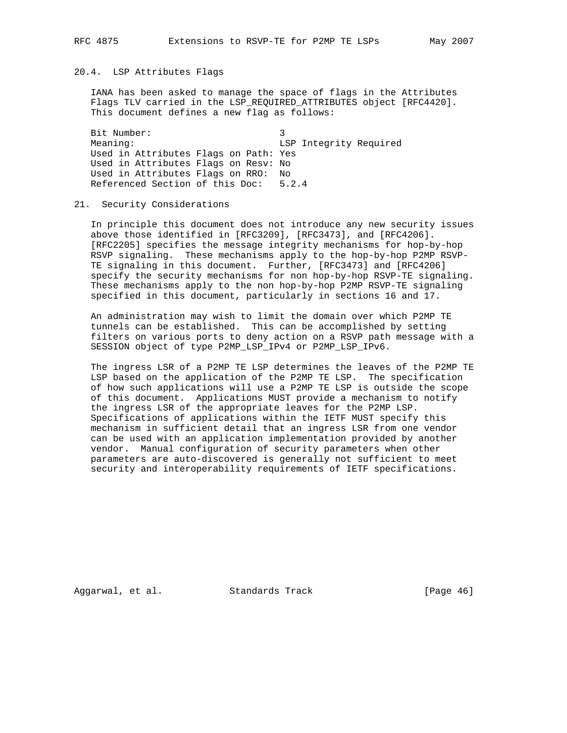### 20.4. LSP Attributes Flags

IANA has been asked to manage the space of flags in the Attributes Flags TLV carried in the LSP_REQUIRED_ATTRIBUTES object [RFC4420]. This document defines a new flag as follows:

```
Bit Number:                        3
Meaning:                           LSP Integrity Required
Used in Attributes Flags on Path: Yes
Used in Attributes Flags on Resv: No
Used in Attributes Flags on RRO:  No
Referenced Section of this Doc:   5.2.4
```

## 21. Security Considerations

In principle this document does not introduce any new security issues above those identified in [RFC3209], [RFC3473], and [RFC4206]. [RFC2205] specifies the message integrity mechanisms for hop-by-hop RSVP signaling. These mechanisms apply to the hop-by-hop P2MP RSVP-TE signaling in this document. Further, [RFC3473] and [RFC4206] specify the security mechanisms for non hop-by-hop RSVP-TE signaling. These mechanisms apply to the non hop-by-hop P2MP RSVP-TE signaling specified in this document, particularly in sections 16 and 17.

An administration may wish to limit the domain over which P2MP TE tunnels can be established. This can be accomplished by setting filters on various ports to deny action on a RSVP path message with a SESSION object of type P2MP_LSP_IPv4 or P2MP_LSP_IPv6.

The ingress LSR of a P2MP TE LSP determines the leaves of the P2MP TE LSP based on the application of the P2MP TE LSP. The specification of how such applications will use a P2MP TE LSP is outside the scope of this document. Applications MUST provide a mechanism to notify the ingress LSR of the appropriate leaves for the P2MP LSP. Specifications of applications within the IETF MUST specify this mechanism in sufficient detail that an ingress LSR from one vendor can be used with an application implementation provided by another vendor. Manual configuration of security parameters when other parameters are auto-discovered is generally not sufficient to meet security and interoperability requirements of IETF specifications.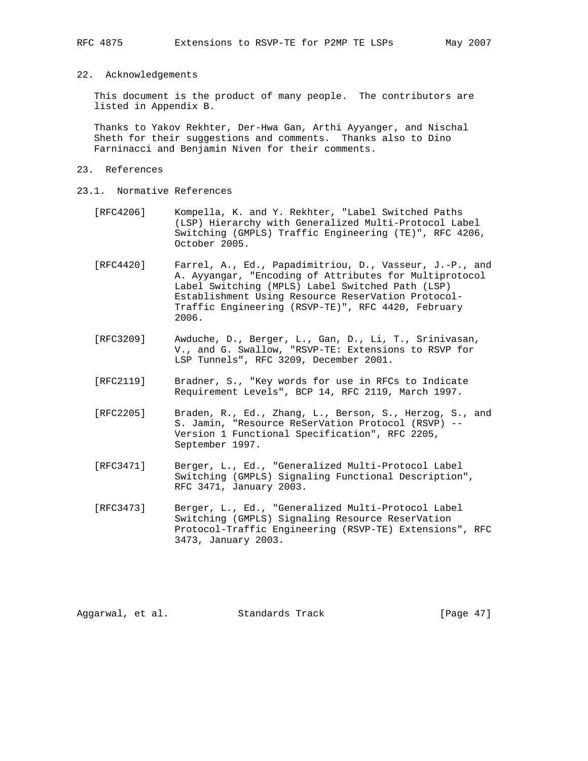## 22. Acknowledgements

This document is the product of many people. The contributors are listed in Appendix B.

Thanks to Yakov Rekhter, Der-Hwa Gan, Arthi Ayyanger, and Nischal Sheth for their suggestions and comments. Thanks also to Dino Farninacci and Benjamin Niven for their comments.

## 23. References

### 23.1. Normative References

[RFC4206] Kompella, K. and Y. Rekhter, "Label Switched Paths (LSP) Hierarchy with Generalized Multi-Protocol Label Switching (GMPLS) Traffic Engineering (TE)", RFC 4206, October 2005.

[RFC4420] Farrel, A., Ed., Papadimitriou, D., Vasseur, J.-P., and A. Ayyangar, "Encoding of Attributes for Multiprotocol Label Switching (MPLS) Label Switched Path (LSP) Establishment Using Resource ReserVation Protocol-Traffic Engineering (RSVP-TE)", RFC 4420, February 2006.

[RFC3209] Awduche, D., Berger, L., Gan, D., Li, T., Srinivasan, V., and G. Swallow, "RSVP-TE: Extensions to RSVP for LSP Tunnels", RFC 3209, December 2001.

[RFC2119] Bradner, S., "Key words for use in RFCs to Indicate Requirement Levels", BCP 14, RFC 2119, March 1997.

[RFC2205] Braden, R., Ed., Zhang, L., Berson, S., Herzog, S., and S. Jamin, "Resource ReSerVation Protocol (RSVP) -- Version 1 Functional Specification", RFC 2205, September 1997.

[RFC3471] Berger, L., Ed., "Generalized Multi-Protocol Label Switching (GMPLS) Signaling Functional Description", RFC 3471, January 2003.

[RFC3473] Berger, L., Ed., "Generalized Multi-Protocol Label Switching (GMPLS) Signaling Resource ReserVation Protocol-Traffic Engineering (RSVP-TE) Extensions", RFC 3473, January 2003.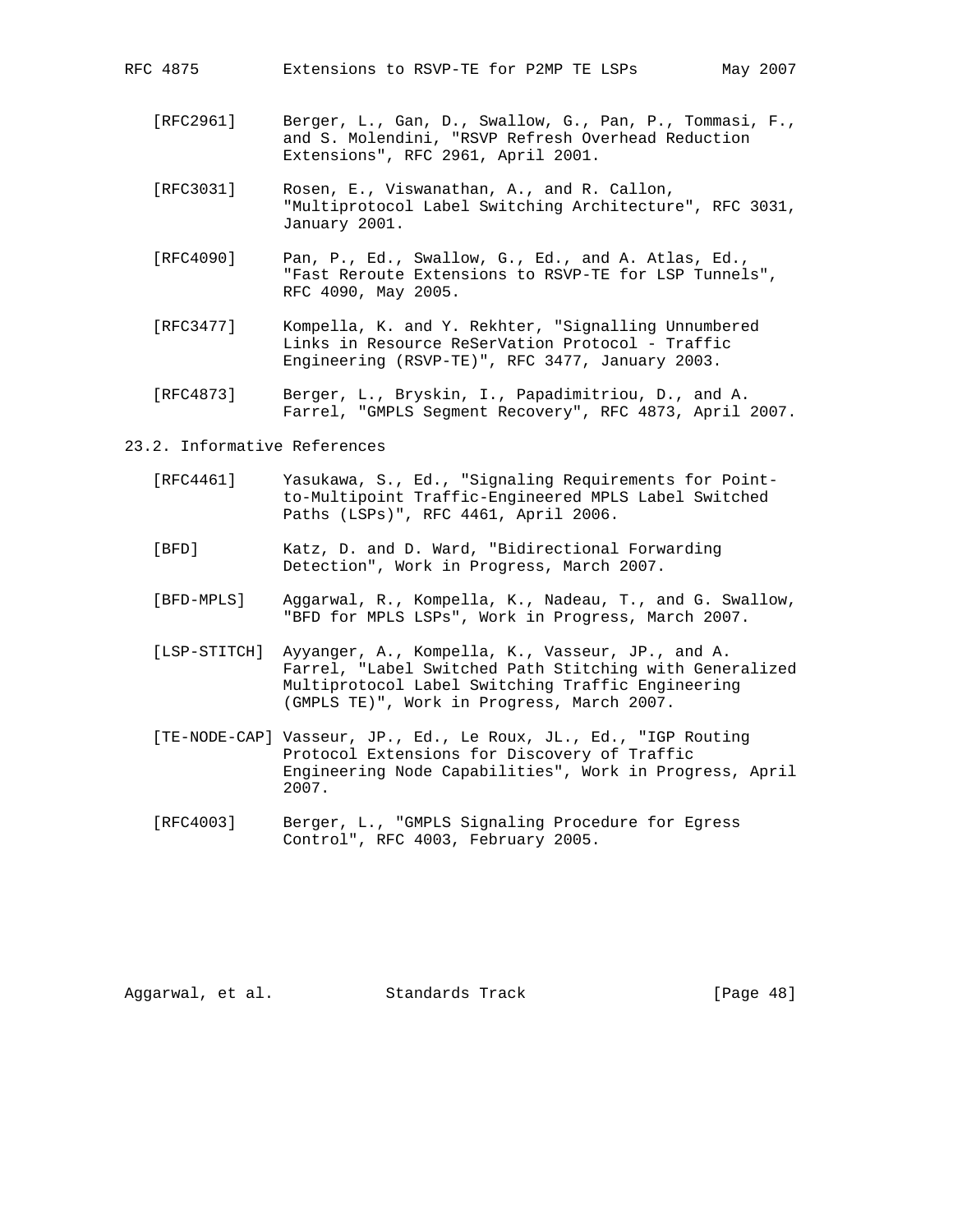[RFC2961] Berger, L., Gan, D., Swallow, G., Pan, P., Tommasi, F., and S. Molendini, "RSVP Refresh Overhead Reduction Extensions", RFC 2961, April 2001.

[RFC3031] Rosen, E., Viswanathan, A., and R. Callon, "Multiprotocol Label Switching Architecture", RFC 3031, January 2001.

[RFC4090] Pan, P., Ed., Swallow, G., Ed., and A. Atlas, Ed., "Fast Reroute Extensions to RSVP-TE for LSP Tunnels", RFC 4090, May 2005.

[RFC3477] Kompella, K. and Y. Rekhter, "Signalling Unnumbered Links in Resource ReSerVation Protocol - Traffic Engineering (RSVP-TE)", RFC 3477, January 2003.

[RFC4873] Berger, L., Bryskin, I., Papadimitriou, D., and A. Farrel, "GMPLS Segment Recovery", RFC 4873, April 2007.

## 23.2. Informative References

[RFC4461] Yasukawa, S., Ed., "Signaling Requirements for Point-to-Multipoint Traffic-Engineered MPLS Label Switched Paths (LSPs)", RFC 4461, April 2006.

[BFD] Katz, D. and D. Ward, "Bidirectional Forwarding Detection", Work in Progress, March 2007.

[BFD-MPLS] Aggarwal, R., Kompella, K., Nadeau, T., and G. Swallow, "BFD for MPLS LSPs", Work in Progress, March 2007.

[LSP-STITCH] Ayyanger, A., Kompella, K., Vasseur, JP., and A. Farrel, "Label Switched Path Stitching with Generalized Multiprotocol Label Switching Traffic Engineering (GMPLS TE)", Work in Progress, March 2007.

[TE-NODE-CAP] Vasseur, JP., Ed., Le Roux, JL., Ed., "IGP Routing Protocol Extensions for Discovery of Traffic Engineering Node Capabilities", Work in Progress, April 2007.

[RFC4003] Berger, L., "GMPLS Signaling Procedure for Egress Control", RFC 4003, February 2005.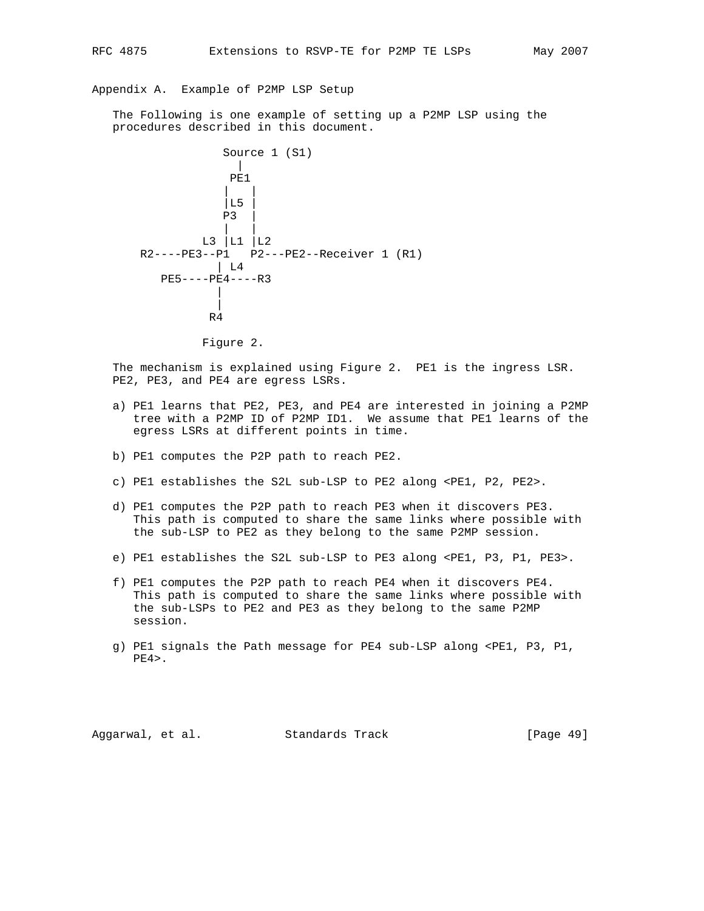## Appendix A. Example of P2MP LSP Setup

The Following is one example of setting up a P2MP LSP using the procedures described in this document.

```
              Source 1 (S1)
                |
               PE1
              |   |
              |L5 |
              P3  |
              |   |
           L3 |L1 |L2
  R2----PE3--P1   P2---PE2--Receiver 1 (R1)
             | L4
     PE5----PE4----R3
             |
             |
            R4
```

Figure 2.

The mechanism is explained using Figure 2. PE1 is the ingress LSR. PE2, PE3, and PE4 are egress LSRs.

a) PE1 learns that PE2, PE3, and PE4 are interested in joining a P2MP tree with a P2MP ID of P2MP ID1. We assume that PE1 learns of the egress LSRs at different points in time.

b) PE1 computes the P2P path to reach PE2.

c) PE1 establishes the S2L sub-LSP to PE2 along <PE1, P2, PE2>.

d) PE1 computes the P2P path to reach PE3 when it discovers PE3. This path is computed to share the same links where possible with the sub-LSP to PE2 as they belong to the same P2MP session.

e) PE1 establishes the S2L sub-LSP to PE3 along <PE1, P3, P1, PE3>.

f) PE1 computes the P2P path to reach PE4 when it discovers PE4. This path is computed to share the same links where possible with the sub-LSPs to PE2 and PE3 as they belong to the same P2MP session.

g) PE1 signals the Path message for PE4 sub-LSP along <PE1, P3, P1, PE4>.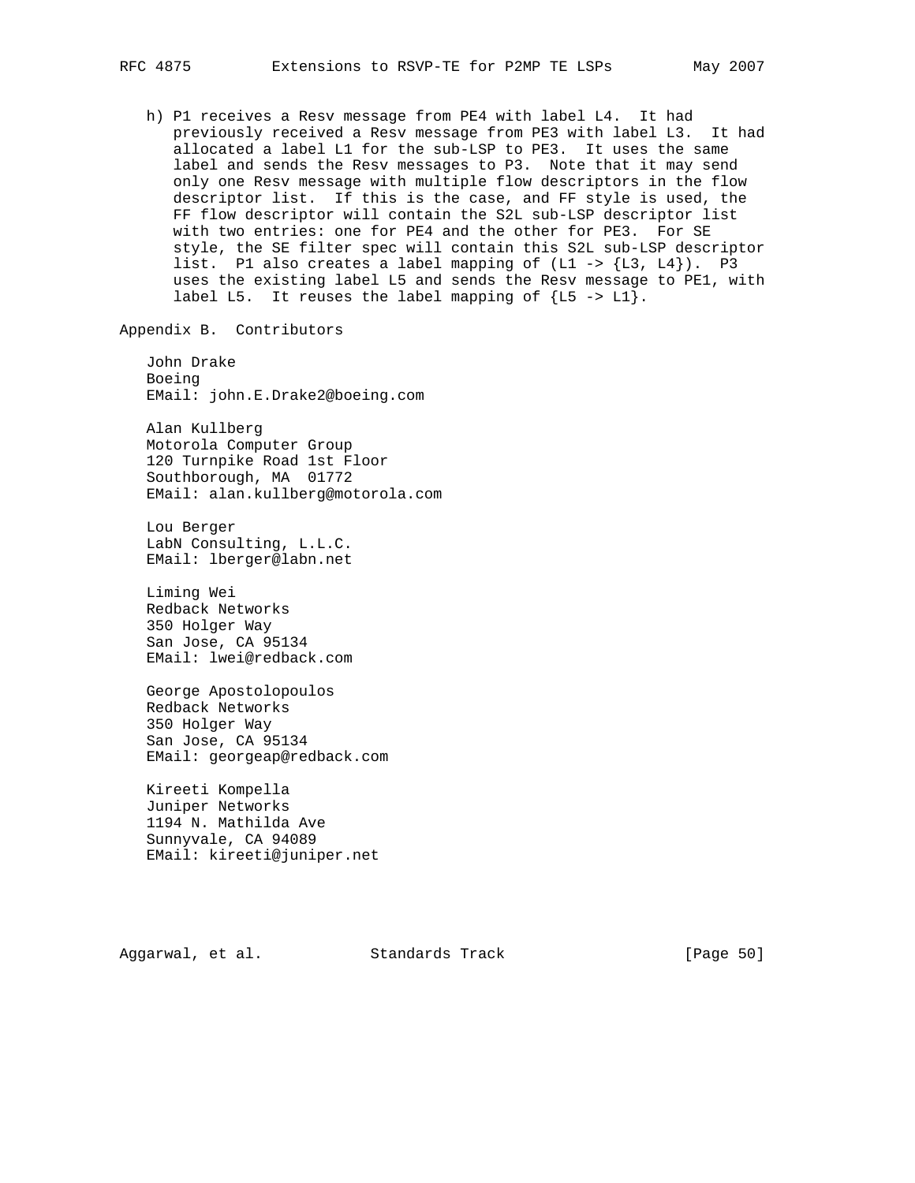h) P1 receives a Resv message from PE4 with label L4. It had previously received a Resv message from PE3 with label L3. It had allocated a label L1 for the sub-LSP to PE3. It uses the same label and sends the Resv messages to P3. Note that it may send only one Resv message with multiple flow descriptors in the flow descriptor list. If this is the case, and FF style is used, the FF flow descriptor will contain the S2L sub-LSP descriptor list with two entries: one for PE4 and the other for PE3. For SE style, the SE filter spec will contain this S2L sub-LSP descriptor list. P1 also creates a label mapping of (L1 -> {L3, L4}). P3 uses the existing label L5 and sends the Resv message to PE1, with label L5. It reuses the label mapping of {L5 -> L1}.

## Appendix B. Contributors

John Drake
Boeing
EMail: john.E.Drake2@boeing.com

Alan Kullberg
Motorola Computer Group
120 Turnpike Road 1st Floor
Southborough, MA 01772
EMail: alan.kullberg@motorola.com

Lou Berger
LabN Consulting, L.L.C.
EMail: lberger@labn.net

Liming Wei
Redback Networks
350 Holger Way
San Jose, CA 95134
EMail: lwei@redback.com

George Apostolopoulos
Redback Networks
350 Holger Way
San Jose, CA 95134
EMail: georgeap@redback.com

Kireeti Kompella
Juniper Networks
1194 N. Mathilda Ave
Sunnyvale, CA 94089
EMail: kireeti@juniper.net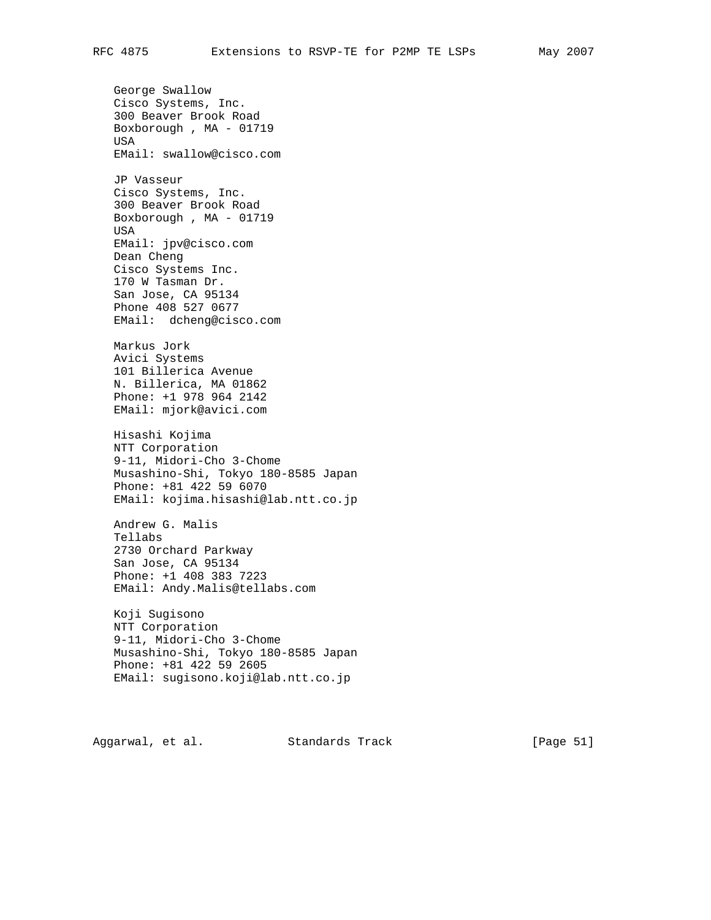George Swallow
Cisco Systems, Inc.
300 Beaver Brook Road
Boxborough , MA - 01719
USA
EMail: swallow@cisco.com

JP Vasseur
Cisco Systems, Inc.
300 Beaver Brook Road
Boxborough , MA - 01719
USA
EMail: jpv@cisco.com
Dean Cheng
Cisco Systems Inc.
170 W Tasman Dr.
San Jose, CA 95134
Phone 408 527 0677
EMail:  dcheng@cisco.com

Markus Jork
Avici Systems
101 Billerica Avenue
N. Billerica, MA 01862
Phone: +1 978 964 2142
EMail: mjork@avici.com

Hisashi Kojima
NTT Corporation
9-11, Midori-Cho 3-Chome
Musashino-Shi, Tokyo 180-8585 Japan
Phone: +81 422 59 6070
EMail: kojima.hisashi@lab.ntt.co.jp

Andrew G. Malis
Tellabs
2730 Orchard Parkway
San Jose, CA 95134
Phone: +1 408 383 7223
EMail: Andy.Malis@tellabs.com

Koji Sugisono
NTT Corporation
9-11, Midori-Cho 3-Chome
Musashino-Shi, Tokyo 180-8585 Japan
Phone: +81 422 59 2605
EMail: sugisono.koji@lab.ntt.co.jp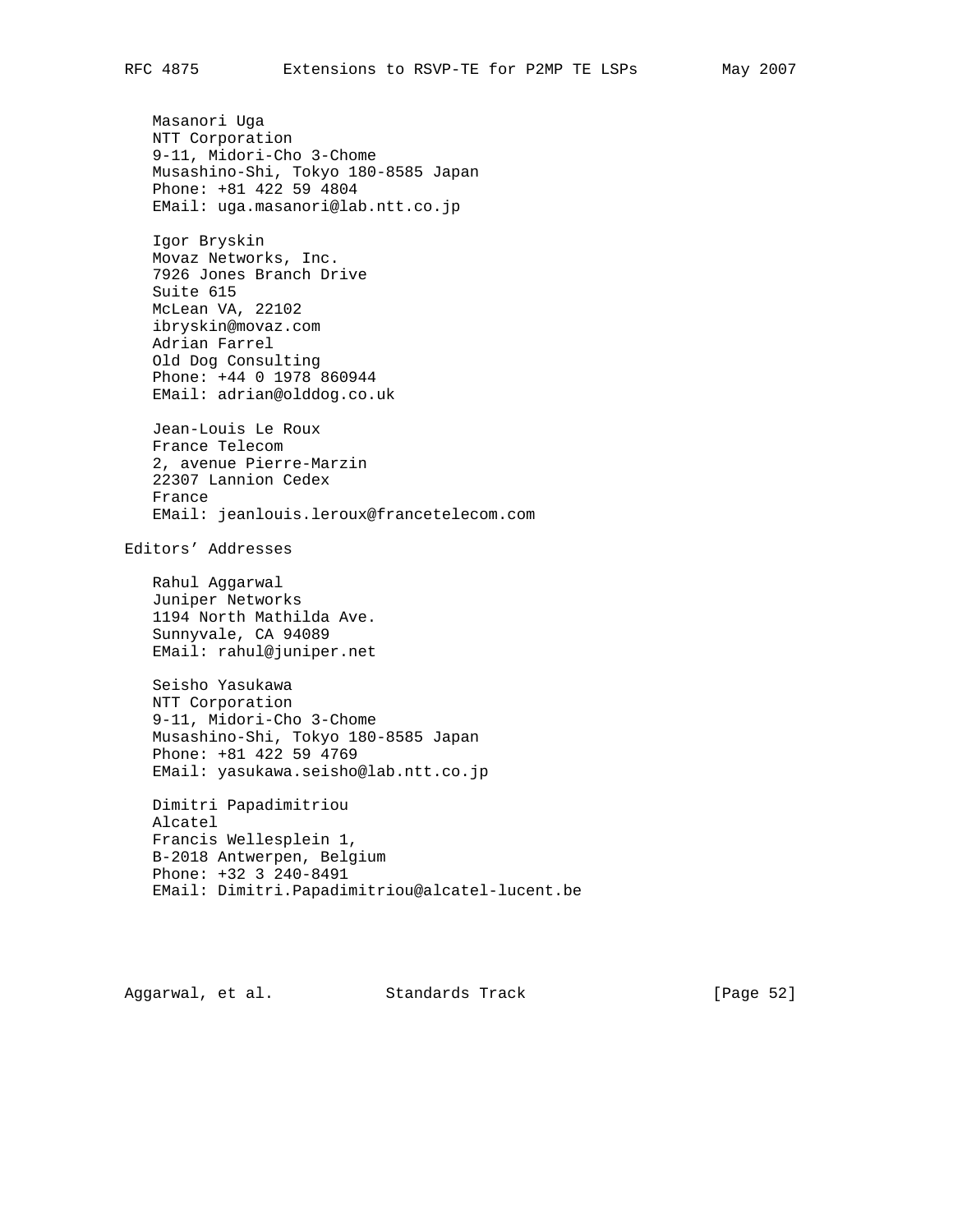Masanori Uga
NTT Corporation
9-11, Midori-Cho 3-Chome
Musashino-Shi, Tokyo 180-8585 Japan
Phone: +81 422 59 4804
EMail: uga.masanori@lab.ntt.co.jp

Igor Bryskin
Movaz Networks, Inc.
7926 Jones Branch Drive
Suite 615
McLean VA, 22102
ibryskin@movaz.com
Adrian Farrel
Old Dog Consulting
Phone: +44 0 1978 860944
EMail: adrian@olddog.co.uk

Jean-Louis Le Roux
France Telecom
2, avenue Pierre-Marzin
22307 Lannion Cedex
France
EMail: jeanlouis.leroux@francetelecom.com

## Editors' Addresses

Rahul Aggarwal
Juniper Networks
1194 North Mathilda Ave.
Sunnyvale, CA 94089
EMail: rahul@juniper.net

Seisho Yasukawa
NTT Corporation
9-11, Midori-Cho 3-Chome
Musashino-Shi, Tokyo 180-8585 Japan
Phone: +81 422 59 4769
EMail: yasukawa.seisho@lab.ntt.co.jp

Dimitri Papadimitriou
Alcatel
Francis Wellesplein 1,
B-2018 Antwerpen, Belgium
Phone: +32 3 240-8491
EMail: Dimitri.Papadimitriou@alcatel-lucent.be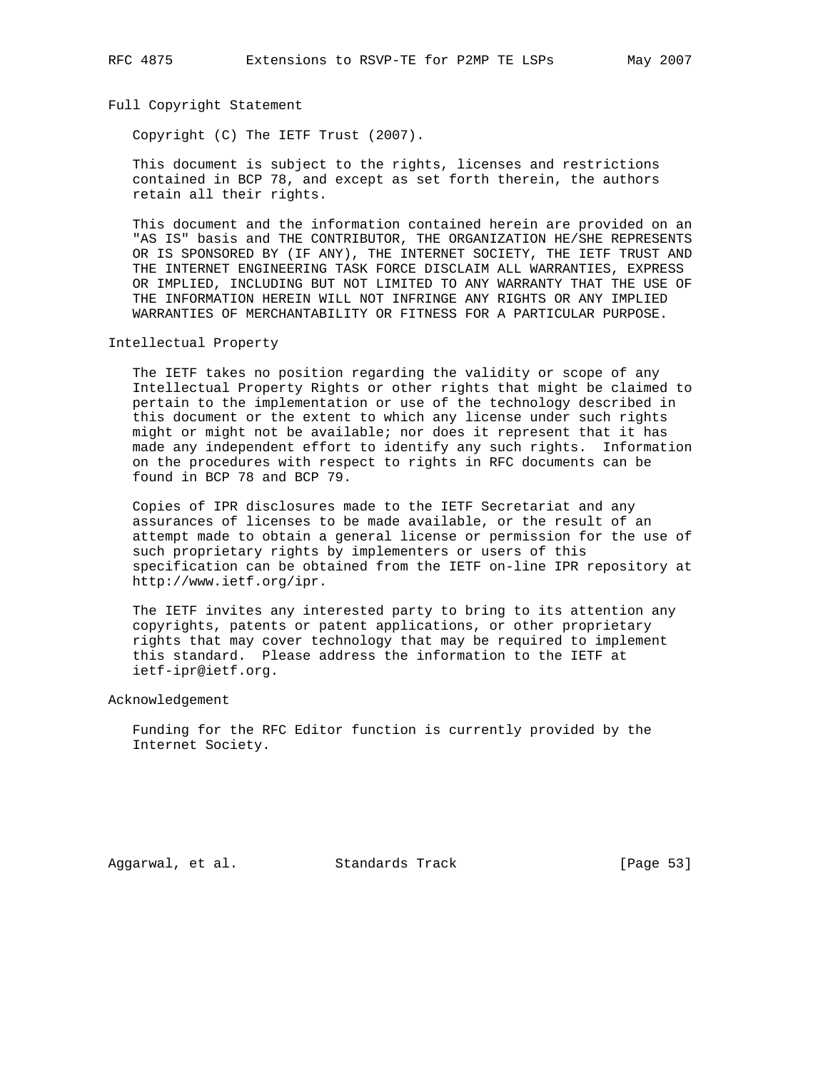## Full Copyright Statement

Copyright (C) The IETF Trust (2007).

This document is subject to the rights, licenses and restrictions contained in BCP 78, and except as set forth therein, the authors retain all their rights.

This document and the information contained herein are provided on an "AS IS" basis and THE CONTRIBUTOR, THE ORGANIZATION HE/SHE REPRESENTS OR IS SPONSORED BY (IF ANY), THE INTERNET SOCIETY, THE IETF TRUST AND THE INTERNET ENGINEERING TASK FORCE DISCLAIM ALL WARRANTIES, EXPRESS OR IMPLIED, INCLUDING BUT NOT LIMITED TO ANY WARRANTY THAT THE USE OF THE INFORMATION HEREIN WILL NOT INFRINGE ANY RIGHTS OR ANY IMPLIED WARRANTIES OF MERCHANTABILITY OR FITNESS FOR A PARTICULAR PURPOSE.

## Intellectual Property

The IETF takes no position regarding the validity or scope of any Intellectual Property Rights or other rights that might be claimed to pertain to the implementation or use of the technology described in this document or the extent to which any license under such rights might or might not be available; nor does it represent that it has made any independent effort to identify any such rights. Information on the procedures with respect to rights in RFC documents can be found in BCP 78 and BCP 79.

Copies of IPR disclosures made to the IETF Secretariat and any assurances of licenses to be made available, or the result of an attempt made to obtain a general license or permission for the use of such proprietary rights by implementers or users of this specification can be obtained from the IETF on-line IPR repository at http://www.ietf.org/ipr.

The IETF invites any interested party to bring to its attention any copyrights, patents or patent applications, or other proprietary rights that may cover technology that may be required to implement this standard. Please address the information to the IETF at ietf-ipr@ietf.org.

## Acknowledgement

Funding for the RFC Editor function is currently provided by the Internet Society.